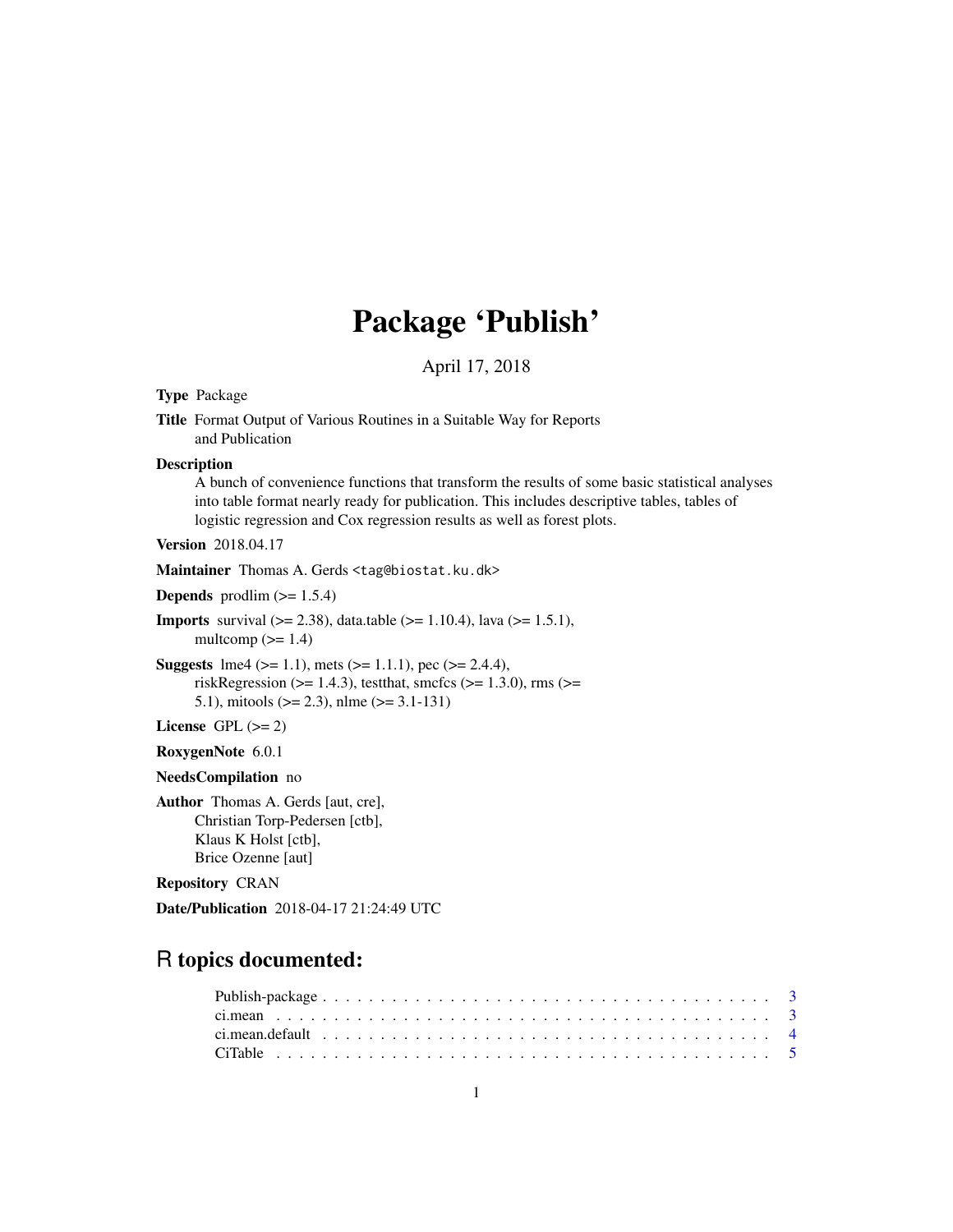# Package 'Publish'

April 17, 2018

**Type** Package

**Title** Format Output of Various Routines in a Suitable Way for Reports and Publication

**Description** A bunch of convenience functions that transform the results of some basic statistical analyses into table format nearly ready for publication. This includes descriptive tables, tables of logistic regression and Cox regression results as well as forest plots.

**Version** 2018.04.17

**Maintainer** Thomas A. Gerds <tag@biostat.ku.dk>

**Depends** prodlim (>= 1.5.4)

**Imports** survival (>= 2.38), data.table (>= 1.10.4), lava (>= 1.5.1), multcomp (>= 1.4)

**Suggests** lme4 (>= 1.1), mets (>= 1.1.1), pec (>= 2.4.4), riskRegression (>= 1.4.3), testthat, smcfcs (>= 1.3.0), rms (>= 5.1), mitools (>= 2.3), nlme (>= 3.1-131)

**License** GPL (>= 2)

**RoxygenNote** 6.0.1

**NeedsCompilation** no

**Author** Thomas A. Gerds [aut, cre],
Christian Torp-Pedersen [ctb],
Klaus K Holst [ctb],
Brice Ozenne [aut]

**Repository** CRAN

**Date/Publication** 2018-04-17 21:24:49 UTC

## R topics documented:

Publish-package . . . . . . . . . . . . . . . . . . . . . . . . . . . . . . . . . . . . . . . . 3
ci.mean . . . . . . . . . . . . . . . . . . . . . . . . . . . . . . . . . . . . . . . . . . . . . 3
ci.mean.default . . . . . . . . . . . . . . . . . . . . . . . . . . . . . . . . . . . . . . . . 4
CiTable . . . . . . . . . . . . . . . . . . . . . . . . . . . . . . . . . . . . . . . . . . . . . 5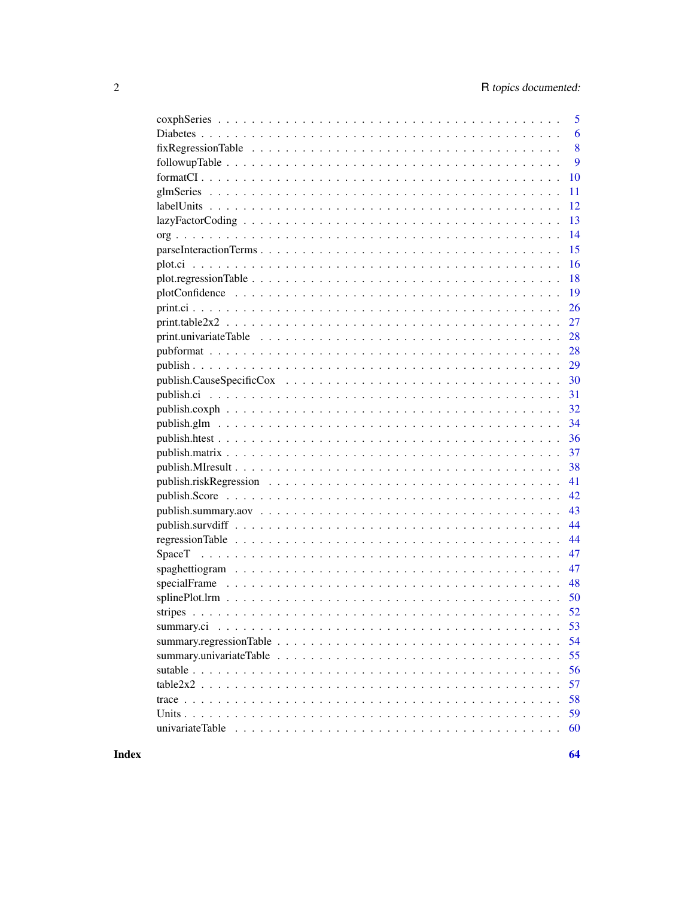| | |
|---|---|
| coxphSeries | 5 |
| Diabetes | 6 |
| fixRegressionTable | 8 |
| followupTable | 9 |
| formatCI | 10 |
| glmSeries | 11 |
| labelUnits | 12 |
| lazyFactorCoding | 13 |
| org | 14 |
| parseInteractionTerms | 15 |
| plot.ci | 16 |
| plot.regressionTable | 18 |
| plotConfidence | 19 |
| print.ci | 26 |
| print.table2x2 | 27 |
| print.univariateTable | 28 |
| pubformat | 28 |
| publish | 29 |
| publish.CauseSpecificCox | 30 |
| publish.ci | 31 |
| publish.coxph | 32 |
| publish.glm | 34 |
| publish.htest | 36 |
| publish.matrix | 37 |
| publish.MIresult | 38 |
| publish.riskRegression | 41 |
| publish.Score | 42 |
| publish.summary.aov | 43 |
| publish.survdiff | 44 |
| regressionTable | 44 |
| SpaceT | 47 |
| spaghettiogram | 47 |
| specialFrame | 48 |
| splinePlot.lrm | 50 |
| stripes | 52 |
| summary.ci | 53 |
| summary.regressionTable | 54 |
| summary.univariateTable | 55 |
| sutable | 56 |
| table2x2 | 57 |
| trace | 58 |
| Units | 59 |
| univariateTable | 60 |

**Index** **64**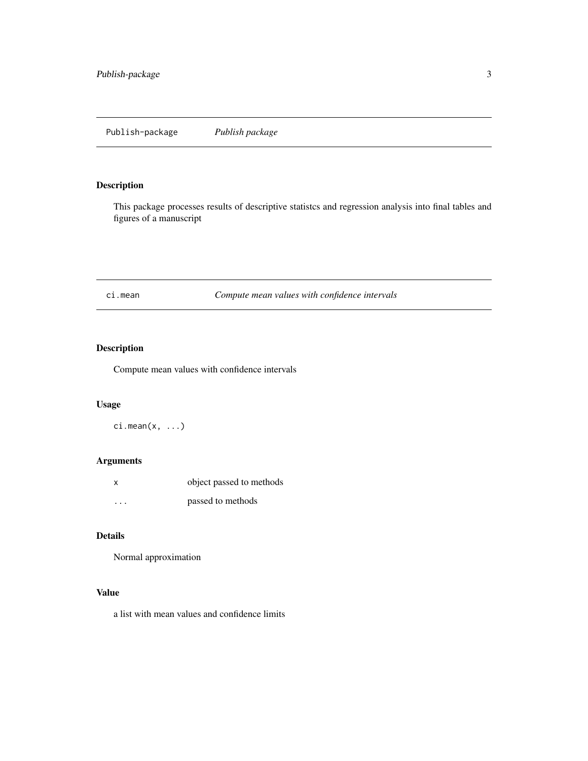## Publish-package *Publish package*

### Description

This package processes results of descriptive statistcs and regression analysis into final tables and figures of a manuscript

## ci.mean *Compute mean values with confidence intervals*

### Description

Compute mean values with confidence intervals

### Usage

```
ci.mean(x, ...)
```

### Arguments

| | |
|---|---|
| x | object passed to methods |
| ... | passed to methods |

### Details

Normal approximation

### Value

a list with mean values and confidence limits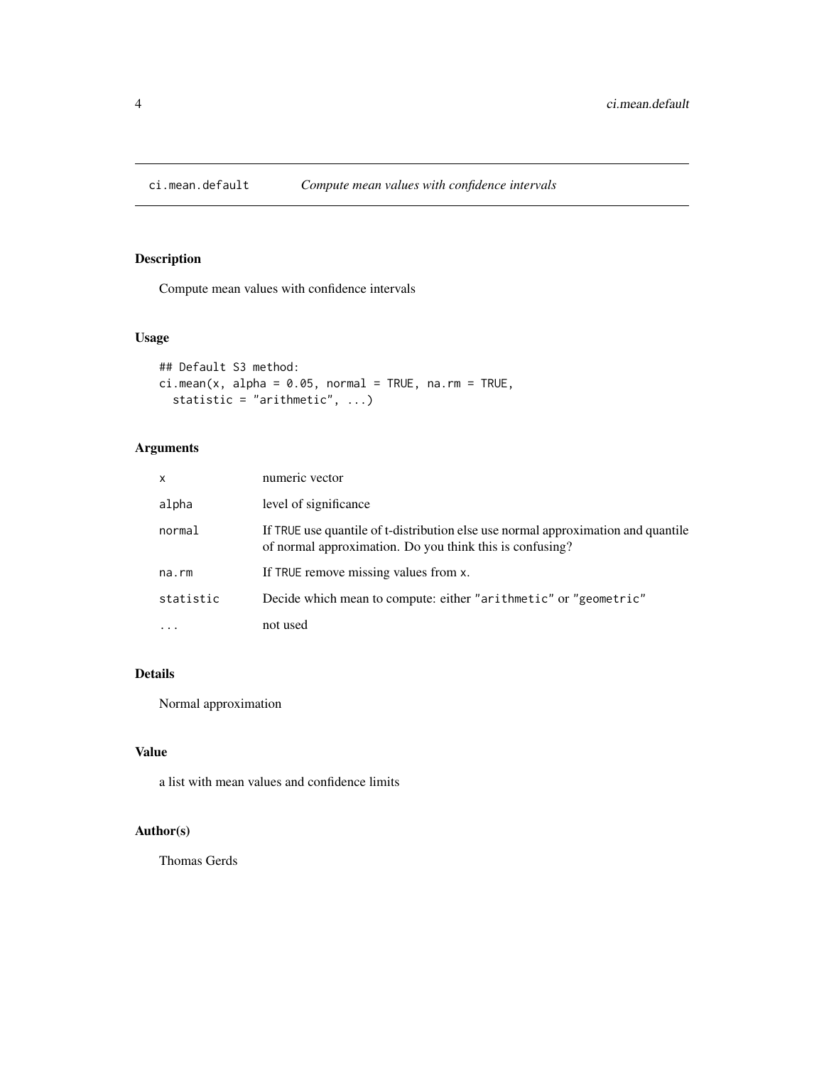# ci.mean.default    *Compute mean values with confidence intervals*

## Description

Compute mean values with confidence intervals

## Usage

```
## Default S3 method:
ci.mean(x, alpha = 0.05, normal = TRUE, na.rm = TRUE,
  statistic = "arithmetic", ...)
```

## Arguments

| | |
|---|---|
| `x` | numeric vector |
| `alpha` | level of significance |
| `normal` | If `TRUE` use quantile of t-distribution else use normal approximation and quantile of normal approximation. Do you think this is confusing? |
| `na.rm` | If `TRUE` remove missing values from `x`. |
| `statistic` | Decide which mean to compute: either `"arithmetic"` or `"geometric"` |
| `...` | not used |

## Details

Normal approximation

## Value

a list with mean values and confidence limits

## Author(s)

Thomas Gerds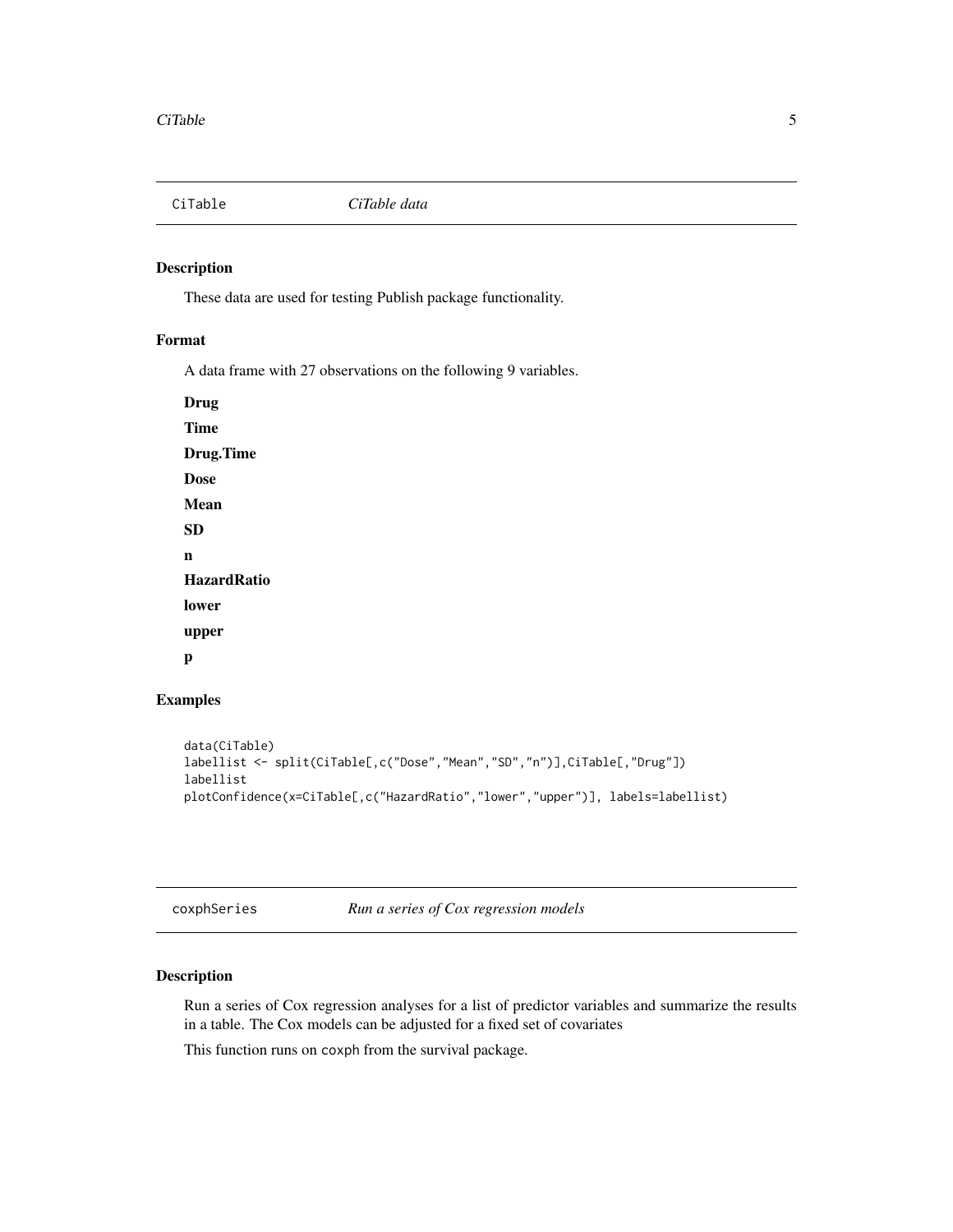## CiTable *CiTable data*

### Description

These data are used for testing Publish package functionality.

### Format

A data frame with 27 observations on the following 9 variables.

**Drug**

**Time**

**Drug.Time**

**Dose**

**Mean**

**SD**

**n**

**HazardRatio**

**lower**

**upper**

**p**

### Examples

```
data(CiTable)
labellist <- split(CiTable[,c("Dose","Mean","SD","n")],CiTable[,"Drug"])
labellist
plotConfidence(x=CiTable[,c("HazardRatio","lower","upper")], labels=labellist)
```

## coxphSeries *Run a series of Cox regression models*

### Description

Run a series of Cox regression analyses for a list of predictor variables and summarize the results in a table. The Cox models can be adjusted for a fixed set of covariates

This function runs on coxph from the survival package.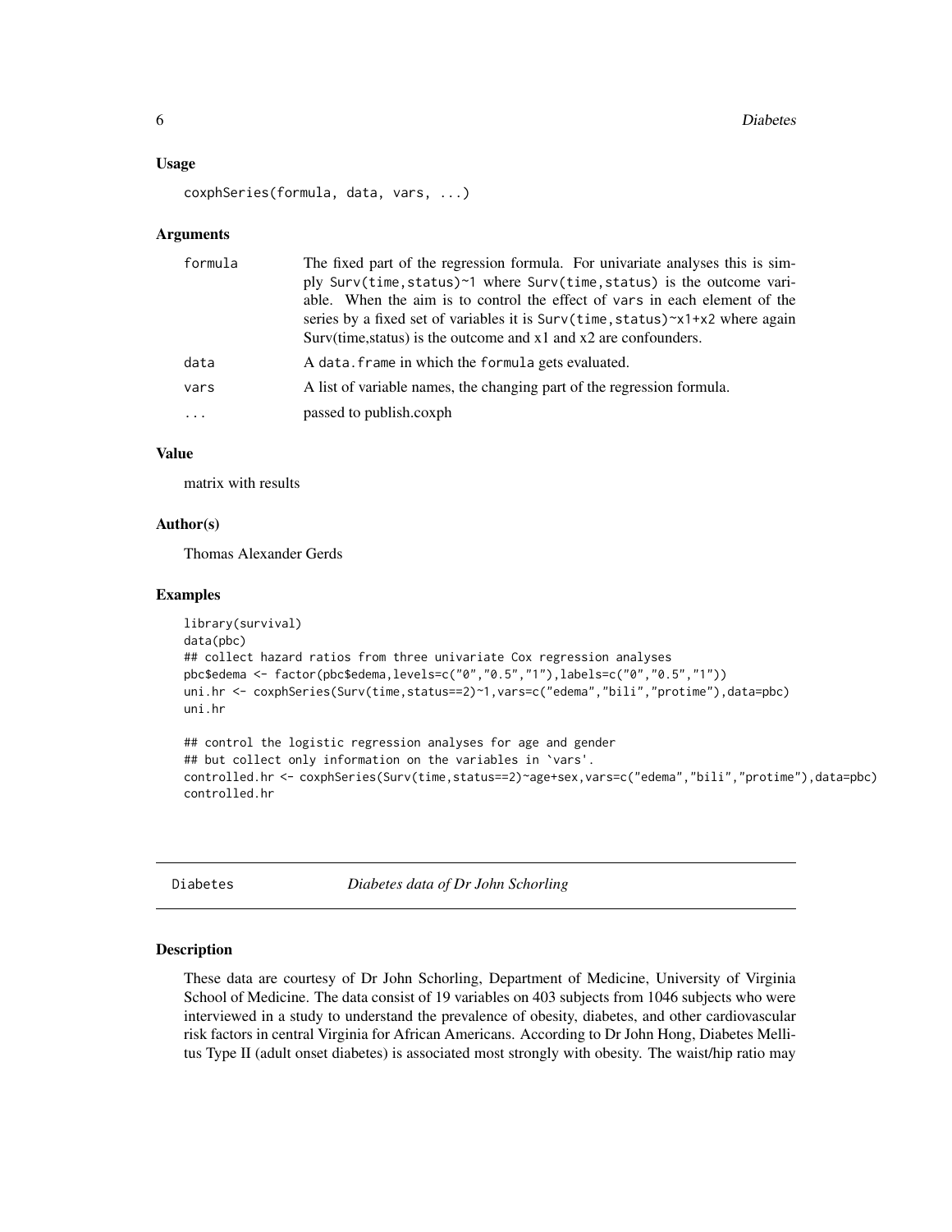### Usage

```
coxphSeries(formula, data, vars, ...)
```

### Arguments

| | |
|---|---|
| `formula` | The fixed part of the regression formula. For univariate analyses this is simply `Surv(time,status)~1` where `Surv(time,status)` is the outcome variable. When the aim is to control the effect of `vars` in each element of the series by a fixed set of variables it is `Surv(time,status)~x1+x2` where again Surv(time,status) is the outcome and x1 and x2 are confounders. |
| `data` | A `data.frame` in which the `formula` gets evaluated. |
| `vars` | A list of variable names, the changing part of the regression formula. |
| `...` | passed to publish.coxph |

### Value

matrix with results

### Author(s)

Thomas Alexander Gerds

### Examples

```
library(survival)
data(pbc)
## collect hazard ratios from three univariate Cox regression analyses
pbc$edema <- factor(pbc$edema,levels=c("0","0.5","1"),labels=c("0","0.5","1"))
uni.hr <- coxphSeries(Surv(time,status==2)~1,vars=c("edema","bili","protime"),data=pbc)
uni.hr

## control the logistic regression analyses for age and gender
## but collect only information on the variables in `vars'.
controlled.hr <- coxphSeries(Surv(time,status==2)~age+sex,vars=c("edema","bili","protime"),data=pbc)
controlled.hr
```

## Diabetes — *Diabetes data of Dr John Schorling*

### Description

These data are courtesy of Dr John Schorling, Department of Medicine, University of Virginia School of Medicine. The data consist of 19 variables on 403 subjects from 1046 subjects who were interviewed in a study to understand the prevalence of obesity, diabetes, and other cardiovascular risk factors in central Virginia for African Americans. According to Dr John Hong, Diabetes Mellitus Type II (adult onset diabetes) is associated most strongly with obesity. The waist/hip ratio may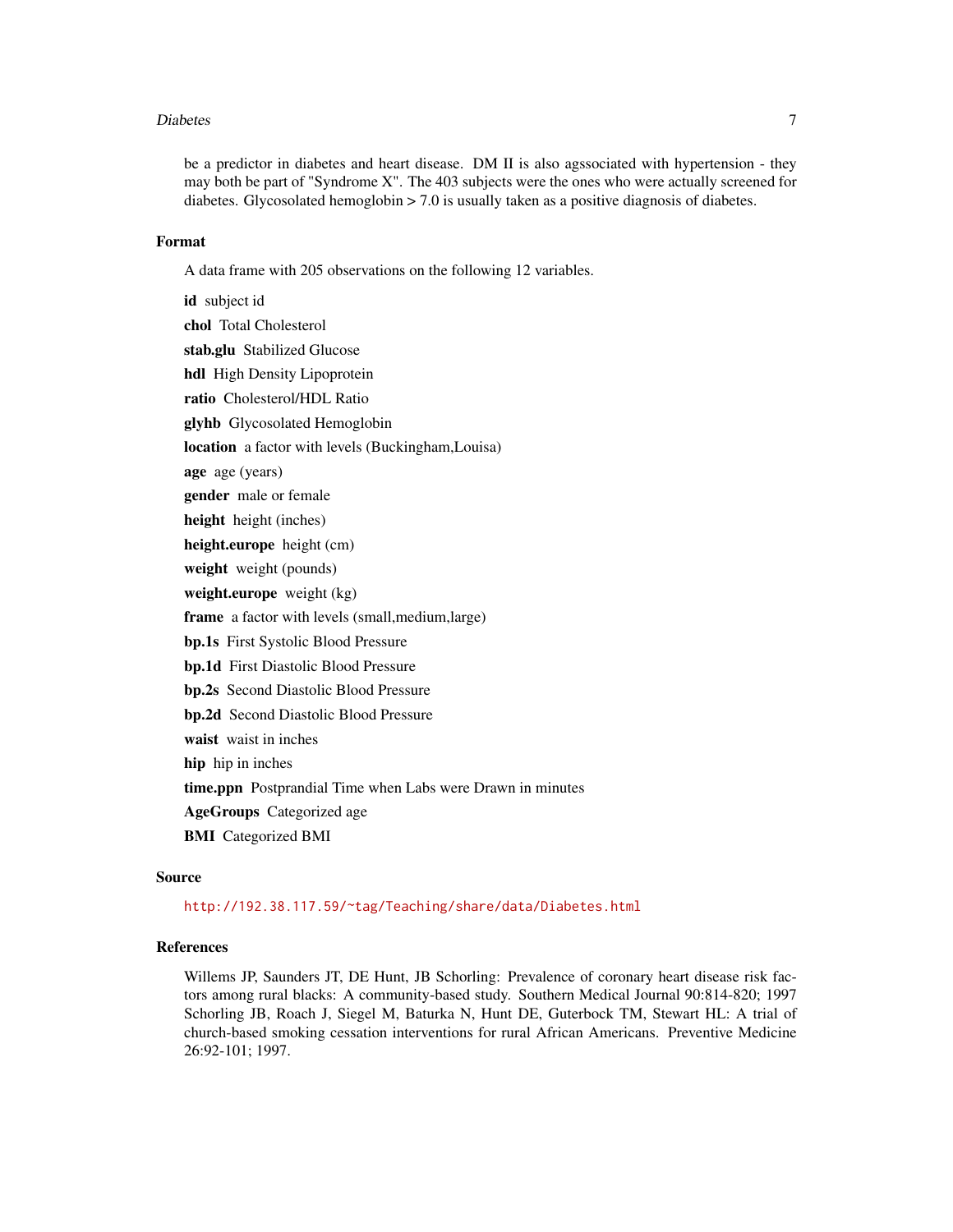be a predictor in diabetes and heart disease. DM II is also agssociated with hypertension - they may both be part of "Syndrome X". The 403 subjects were the ones who were actually screened for diabetes. Glycosolated hemoglobin > 7.0 is usually taken as a positive diagnosis of diabetes.

## Format

A data frame with 205 observations on the following 12 variables.

**id** subject id

**chol** Total Cholesterol

**stab.glu** Stabilized Glucose

**hdl** High Density Lipoprotein

**ratio** Cholesterol/HDL Ratio

**glyhb** Glycosolated Hemoglobin

**location** a factor with levels (Buckingham,Louisa)

**age** age (years)

**gender** male or female

**height** height (inches)

**height.europe** height (cm)

**weight** weight (pounds)

**weight.europe** weight (kg)

**frame** a factor with levels (small,medium,large)

**bp.1s** First Systolic Blood Pressure

**bp.1d** First Diastolic Blood Pressure

**bp.2s** Second Diastolic Blood Pressure

**bp.2d** Second Diastolic Blood Pressure

**waist** waist in inches

**hip** hip in inches

**time.ppn** Postprandial Time when Labs were Drawn in minutes

**AgeGroups** Categorized age

**BMI** Categorized BMI

## Source

http://192.38.117.59/~tag/Teaching/share/data/Diabetes.html

## References

Willems JP, Saunders JT, DE Hunt, JB Schorling: Prevalence of coronary heart disease risk factors among rural blacks: A community-based study. Southern Medical Journal 90:814-820; 1997 Schorling JB, Roach J, Siegel M, Baturka N, Hunt DE, Guterbock TM, Stewart HL: A trial of church-based smoking cessation interventions for rural African Americans. Preventive Medicine 26:92-101; 1997.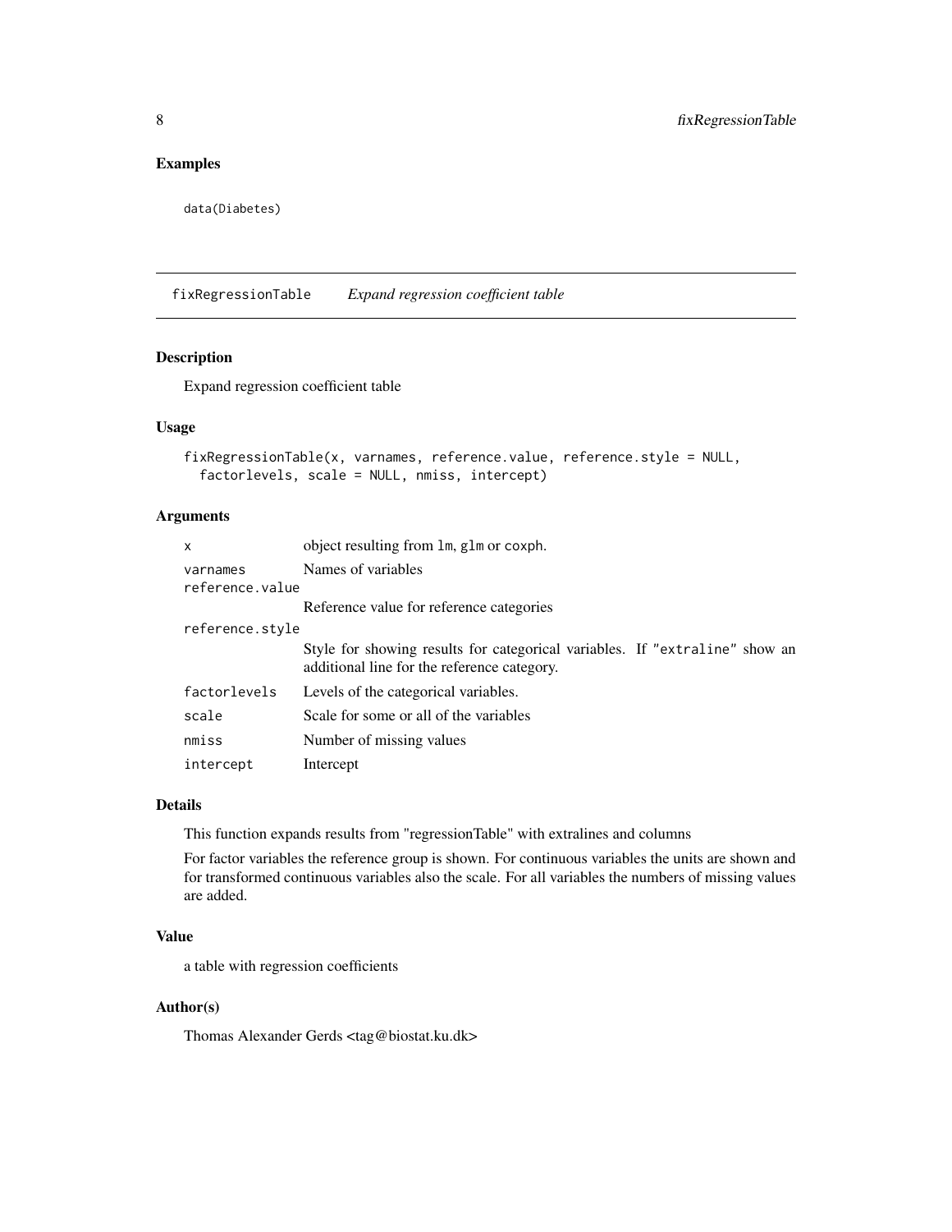## Examples

```
data(Diabetes)
```

---

# fixRegressionTable *Expand regression coefficient table*

### Description

Expand regression coefficient table

### Usage

```
fixRegressionTable(x, varnames, reference.value, reference.style = NULL,
  factorlevels, scale = NULL, nmiss, intercept)
```

### Arguments

| | |
|---|---|
| `x` | object resulting from `lm`, `glm` or `coxph`. |
| `varnames` | Names of variables |
| `reference.value` | Reference value for reference categories |
| `reference.style` | Style for showing results for categorical variables. If `"extraline"` show an additional line for the reference category. |
| `factorlevels` | Levels of the categorical variables. |
| `scale` | Scale for some or all of the variables |
| `nmiss` | Number of missing values |
| `intercept` | Intercept |

### Details

This function expands results from "regressionTable" with extralines and columns

For factor variables the reference group is shown. For continuous variables the units are shown and for transformed continuous variables also the scale. For all variables the numbers of missing values are added.

### Value

a table with regression coefficients

### Author(s)

Thomas Alexander Gerds <tag@biostat.ku.dk>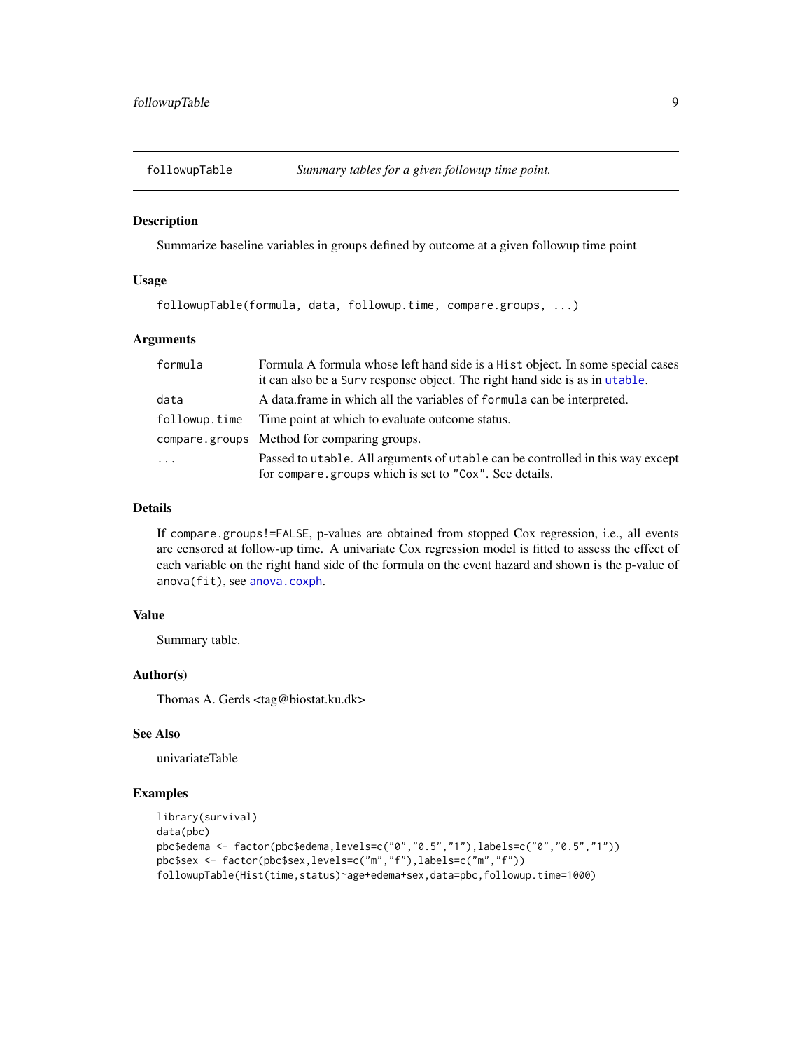# followupTable — *Summary tables for a given followup time point.*

## Description

Summarize baseline variables in groups defined by outcome at a given followup time point

## Usage

```
followupTable(formula, data, followup.time, compare.groups, ...)
```

## Arguments

| Argument | Description |
|---|---|
| `formula` | Formula A formula whose left hand side is a `Hist` object. In some special cases it can also be a `Surv` response object. The right hand side is as in `utable`. |
| `data` | A data.frame in which all the variables of `formula` can be interpreted. |
| `followup.time` | Time point at which to evaluate outcome status. |
| `compare.groups` | Method for comparing groups. |
| `...` | Passed to `utable`. All arguments of `utable` can be controlled in this way except for `compare.groups` which is set to `"Cox"`. See details. |

## Details

If `compare.groups!=FALSE`, p-values are obtained from stopped Cox regression, i.e., all events are censored at follow-up time. A univariate Cox regression model is fitted to assess the effect of each variable on the right hand side of the formula on the event hazard and shown is the p-value of `anova(fit)`, see `anova.coxph`.

## Value

Summary table.

## Author(s)

Thomas A. Gerds <tag@biostat.ku.dk>

## See Also

univariateTable

## Examples

```
library(survival)
data(pbc)
pbc$edema <- factor(pbc$edema,levels=c("0","0.5","1"),labels=c("0","0.5","1"))
pbc$sex <- factor(pbc$sex,levels=c("m","f"),labels=c("m","f"))
followupTable(Hist(time,status)~age+edema+sex,data=pbc,followup.time=1000)
```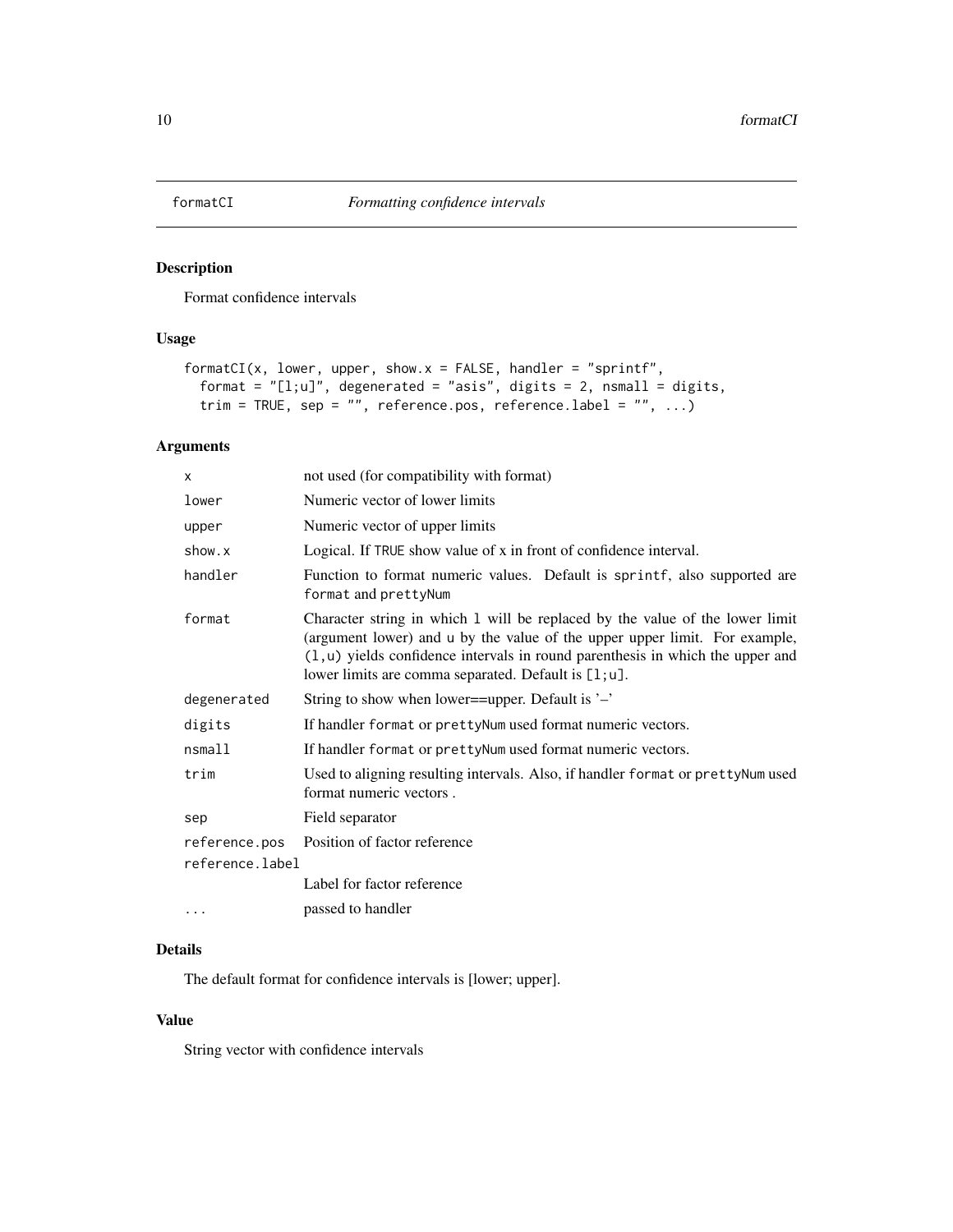# formatCI *Formatting confidence intervals*

## Description

Format confidence intervals

## Usage

```
formatCI(x, lower, upper, show.x = FALSE, handler = "sprintf",
  format = "[l;u]", degenerated = "asis", digits = 2, nsmall = digits,
  trim = TRUE, sep = "", reference.pos, reference.label = "", ...)
```

## Arguments

| | |
|---|---|
| `x` | not used (for compatibility with format) |
| `lower` | Numeric vector of lower limits |
| `upper` | Numeric vector of upper limits |
| `show.x` | Logical. If `TRUE` show value of x in front of confidence interval. |
| `handler` | Function to format numeric values. Default is `sprintf`, also supported are `format` and `prettyNum` |
| `format` | Character string in which `l` will be replaced by the value of the lower limit (argument lower) and `u` by the value of the upper upper limit. For example, `(l,u)` yields confidence intervals in round parenthesis in which the upper and lower limits are comma separated. Default is `[l;u]`. |
| `degenerated` | String to show when lower==upper. Default is '–' |
| `digits` | If handler `format` or `prettyNum` used format numeric vectors. |
| `nsmall` | If handler `format` or `prettyNum` used format numeric vectors. |
| `trim` | Used to aligning resulting intervals. Also, if handler `format` or `prettyNum` used format numeric vectors . |
| `sep` | Field separator |
| `reference.pos` | Position of factor reference |
| `reference.label` | Label for factor reference |
| `...` | passed to handler |

## Details

The default format for confidence intervals is [lower; upper].

## Value

String vector with confidence intervals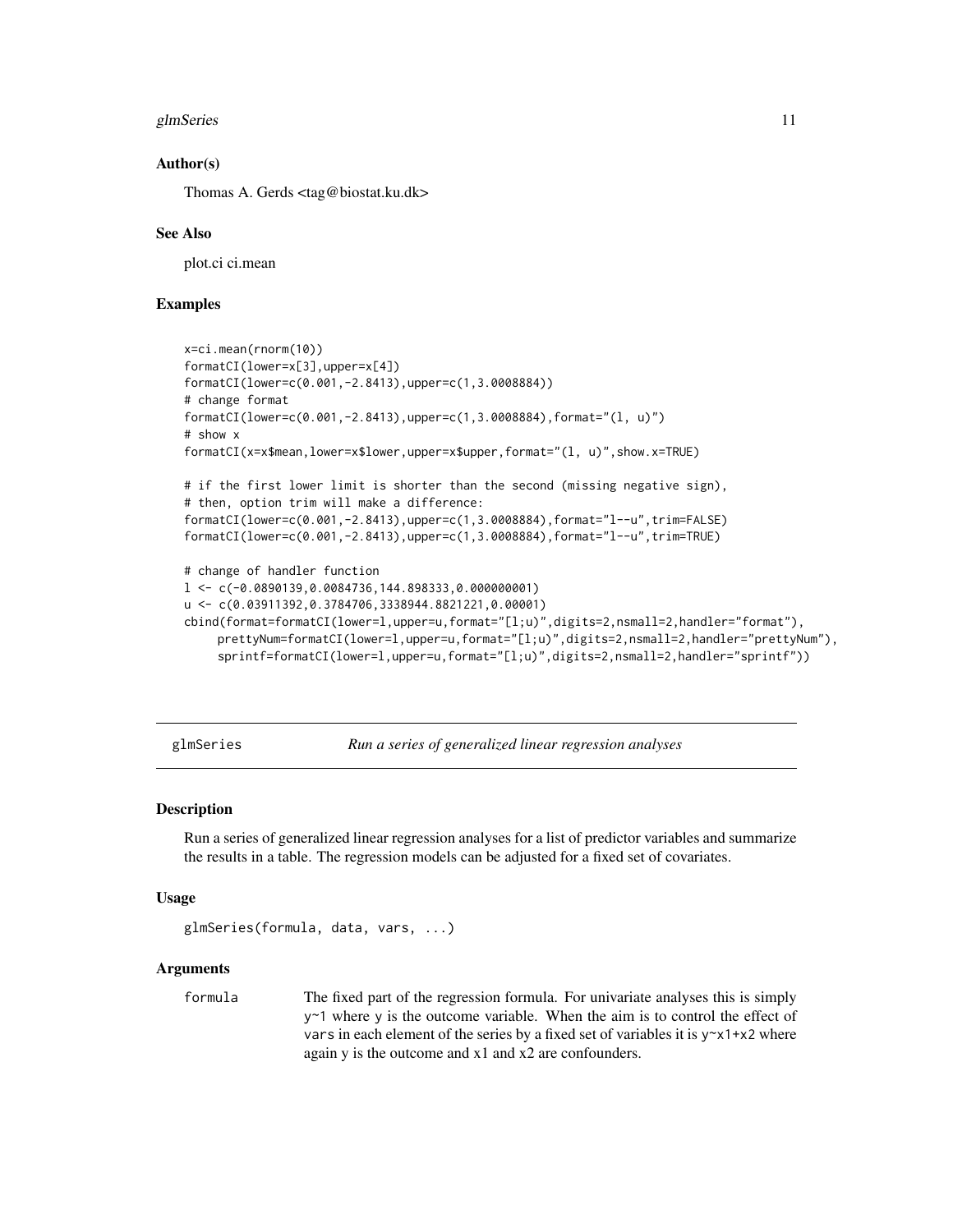## Author(s)

Thomas A. Gerds <tag@biostat.ku.dk>

## See Also

plot.ci ci.mean

## Examples

```
x=ci.mean(rnorm(10))
formatCI(lower=x[3],upper=x[4])
formatCI(lower=c(0.001,-2.8413),upper=c(1,3.0008884))
# change format
formatCI(lower=c(0.001,-2.8413),upper=c(1,3.0008884),format="(l, u)")
# show x
formatCI(x=x$mean,lower=x$lower,upper=x$upper,format="(l, u)",show.x=TRUE)

# if the first lower limit is shorter than the second (missing negative sign),
# then, option trim will make a difference:
formatCI(lower=c(0.001,-2.8413),upper=c(1,3.0008884),format="l--u",trim=FALSE)
formatCI(lower=c(0.001,-2.8413),upper=c(1,3.0008884),format="l--u",trim=TRUE)

# change of handler function
l <- c(-0.0890139,0.0084736,144.898333,0.000000001)
u <- c(0.03911392,0.3784706,3338944.8821221,0.00001)
cbind(format=formatCI(lower=l,upper=u,format="[l;u)",digits=2,nsmall=2,handler="format"),
     prettyNum=formatCI(lower=l,upper=u,format="[l;u)",digits=2,nsmall=2,handler="prettyNum"),
     sprintf=formatCI(lower=l,upper=u,format="[l;u)",digits=2,nsmall=2,handler="sprintf"))
```

---

# glmSeries — *Run a series of generalized linear regression analyses*

## Description

Run a series of generalized linear regression analyses for a list of predictor variables and summarize the results in a table. The regression models can be adjusted for a fixed set of covariates.

## Usage

```
glmSeries(formula, data, vars, ...)
```

## Arguments

`formula` — The fixed part of the regression formula. For univariate analyses this is simply `y~1` where `y` is the outcome variable. When the aim is to control the effect of `vars` in each element of the series by a fixed set of variables it is `y~x1+x2` where again y is the outcome and x1 and x2 are confounders.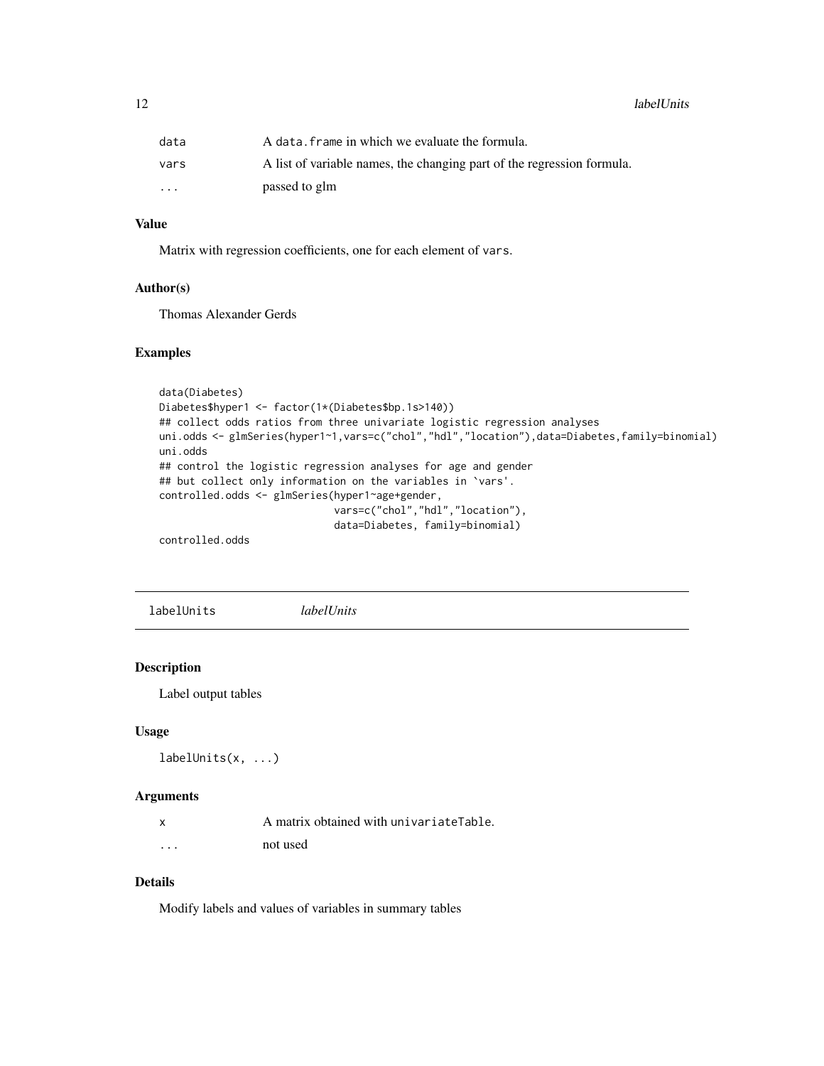| | |
|---|---|
| data | A data.frame in which we evaluate the formula. |
| vars | A list of variable names, the changing part of the regression formula. |
| ... | passed to glm |

### Value

Matrix with regression coefficients, one for each element of vars.

### Author(s)

Thomas Alexander Gerds

### Examples

```
data(Diabetes)
Diabetes$hyper1 <- factor(1*(Diabetes$bp.1s>140))
## collect odds ratios from three univariate logistic regression analyses
uni.odds <- glmSeries(hyper1~1,vars=c("chol","hdl","location"),data=Diabetes,family=binomial)
uni.odds
## control the logistic regression analyses for age and gender
## but collect only information on the variables in `vars'.
controlled.odds <- glmSeries(hyper1~age+gender,
                             vars=c("chol","hdl","location"),
                             data=Diabetes, family=binomial)
controlled.odds
```

---

## labelUnits *labelUnits*

### Description

Label output tables

### Usage

```
labelUnits(x, ...)
```

### Arguments

| | |
|---|---|
| x | A matrix obtained with univariateTable. |
| ... | not used |

### Details

Modify labels and values of variables in summary tables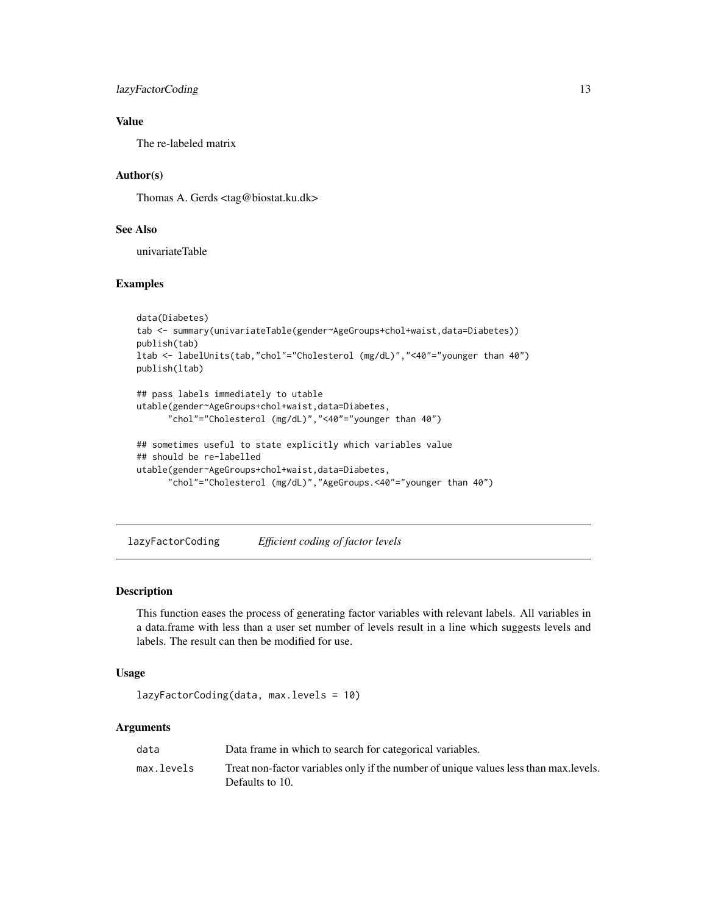### Value

The re-labeled matrix

### Author(s)

Thomas A. Gerds <tag@biostat.ku.dk>

### See Also

univariateTable

### Examples

```
data(Diabetes)
tab <- summary(univariateTable(gender~AgeGroups+chol+waist,data=Diabetes))
publish(tab)
ltab <- labelUnits(tab,"chol"="Cholesterol (mg/dL)","<40"="younger than 40")
publish(ltab)

## pass labels immediately to utable
utable(gender~AgeGroups+chol+waist,data=Diabetes,
      "chol"="Cholesterol (mg/dL)","<40"="younger than 40")

## sometimes useful to state explicitly which variables value
## should be re-labelled
utable(gender~AgeGroups+chol+waist,data=Diabetes,
      "chol"="Cholesterol (mg/dL)","AgeGroups.<40"="younger than 40")
```

---

## lazyFactorCoding — *Efficient coding of factor levels*

### Description

This function eases the process of generating factor variables with relevant labels. All variables in a data.frame with less than a user set number of levels result in a line which suggests levels and labels. The result can then be modified for use.

### Usage

```
lazyFactorCoding(data, max.levels = 10)
```

### Arguments

| | |
|---|---|
| `data` | Data frame in which to search for categorical variables. |
| `max.levels` | Treat non-factor variables only if the number of unique values less than max.levels. Defaults to 10. |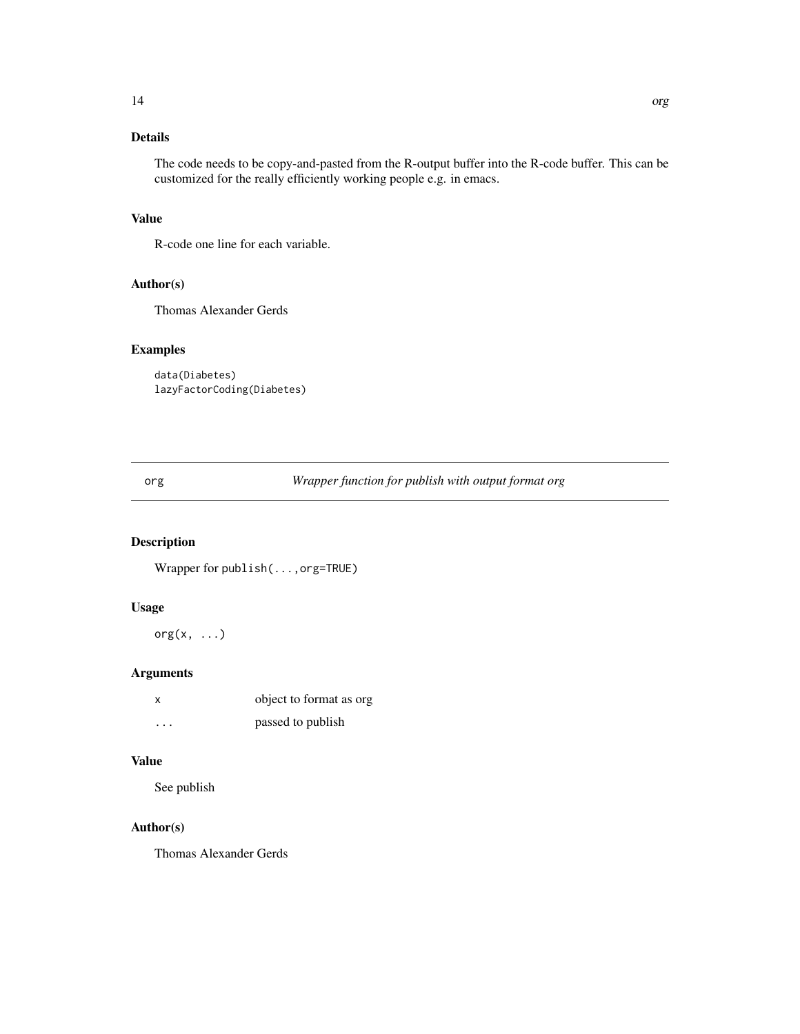### Details

The code needs to be copy-and-pasted from the R-output buffer into the R-code buffer. This can be customized for the really efficiently working people e.g. in emacs.

### Value

R-code one line for each variable.

### Author(s)

Thomas Alexander Gerds

### Examples

```
data(Diabetes)
lazyFactorCoding(Diabetes)
```

---

## org — *Wrapper function for publish with output format org*

### Description

Wrapper for `publish(...,org=TRUE)`

### Usage

```
org(x, ...)
```

### Arguments

| | |
|---|---|
| x | object to format as org |
| ... | passed to publish |

### Value

See publish

### Author(s)

Thomas Alexander Gerds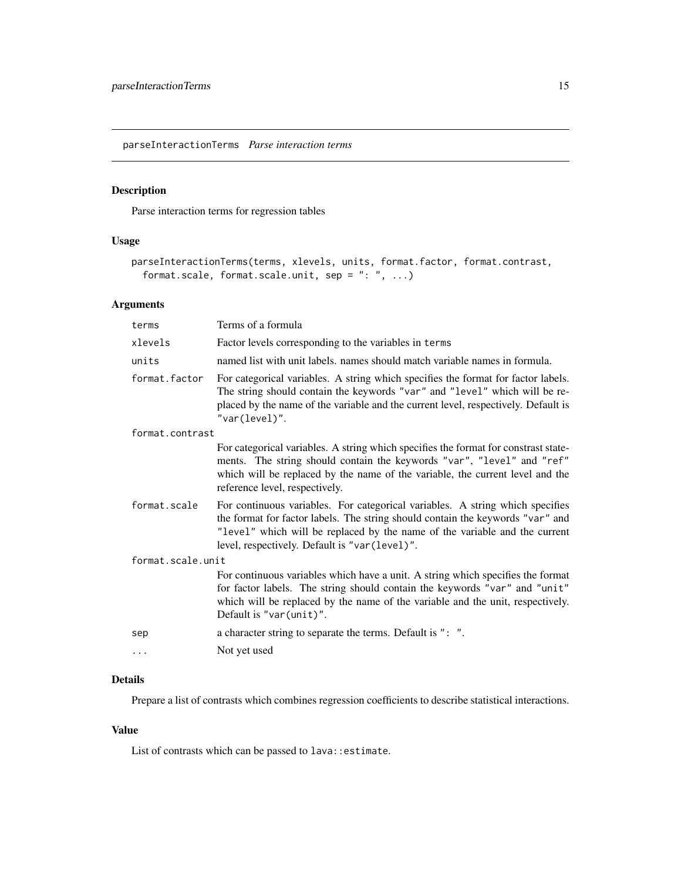## parseInterationTerms *Parse interaction terms*

### Description

Parse interaction terms for regression tables

### Usage

```
parseInteractionTerms(terms, xlevels, units, format.factor, format.contrast,
  format.scale, format.scale.unit, sep = ": ", ...)
```

### Arguments

| | |
|---|---|
| terms | Terms of a formula |
| xlevels | Factor levels corresponding to the variables in terms |
| units | named list with unit labels. names should match variable names in formula. |
| format.factor | For categorical variables. A string which specifies the format for factor labels. The string should contain the keywords "var" and "level" which will be replaced by the name of the variable and the current level, respectively. Default is "var(level)". |
| format.contrast | For categorical variables. A string which specifies the format for constrast statements. The string should contain the keywords "var", "level" and "ref" which will be replaced by the name of the variable, the current level and the reference level, respectively. |
| format.scale | For continuous variables. For categorical variables. A string which specifies the format for factor labels. The string should contain the keywords "var" and "level" which will be replaced by the name of the variable and the current level, respectively. Default is "var(level)". |
| format.scale.unit | For continuous variables which have a unit. A string which specifies the format for factor labels. The string should contain the keywords "var" and "unit" which will be replaced by the name of the variable and the unit, respectively. Default is "var(unit)". |
| sep | a character string to separate the terms. Default is ": ". |
| ... | Not yet used |

### Details

Prepare a list of contrasts which combines regression coefficients to describe statistical interactions.

### Value

List of contrasts which can be passed to lava::estimate.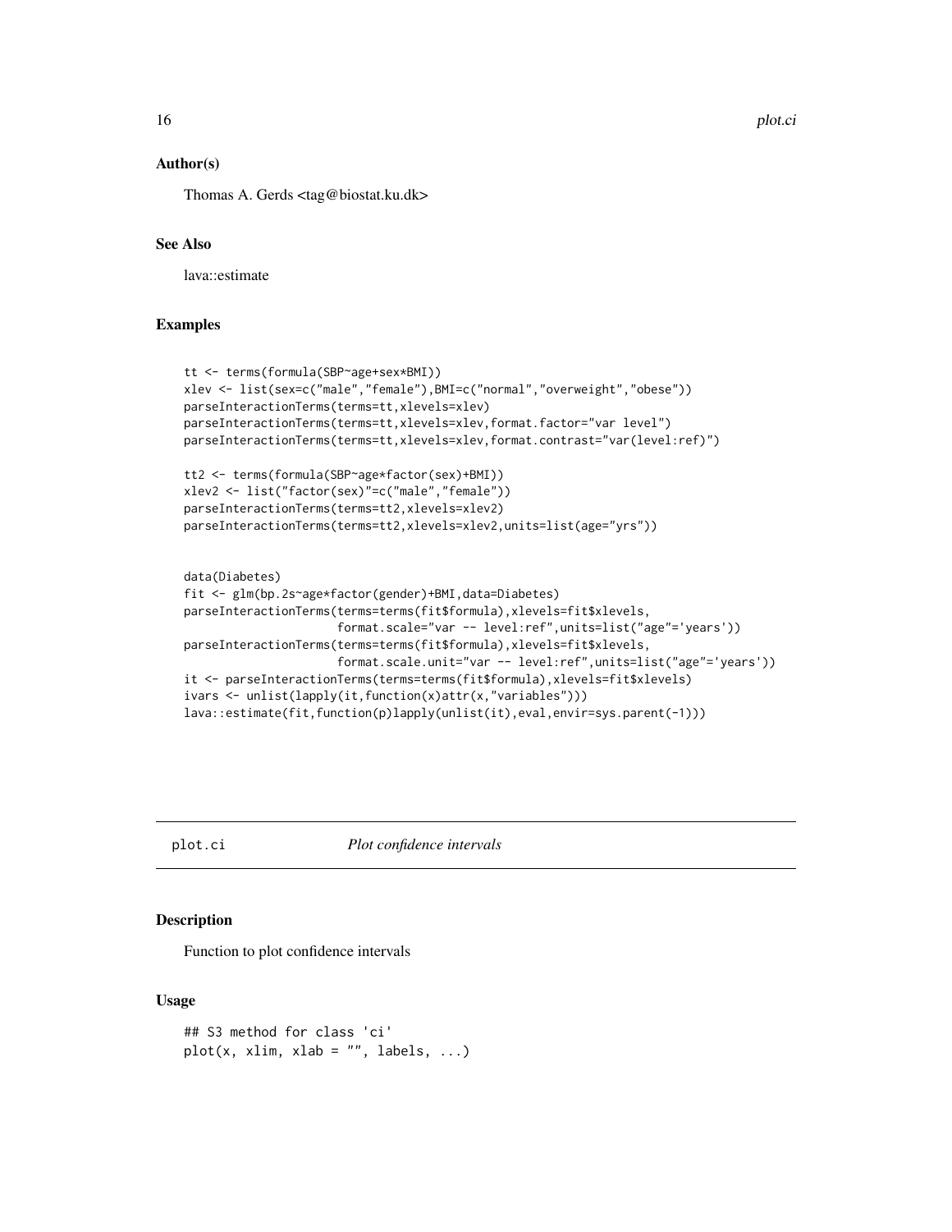### Author(s)

Thomas A. Gerds <tag@biostat.ku.dk>

### See Also

lava::estimate

### Examples

```
tt <- terms(formula(SBP~age+sex*BMI))
xlev <- list(sex=c("male","female"),BMI=c("normal","overweight","obese"))
parseInteractionTerms(terms=tt,xlevels=xlev)
parseInteractionTerms(terms=tt,xlevels=xlev,format.factor="var level")
parseInteractionTerms(terms=tt,xlevels=xlev,format.contrast="var(level:ref)")

tt2 <- terms(formula(SBP~age*factor(sex)+BMI))
xlev2 <- list("factor(sex)"=c("male","female"))
parseInteractionTerms(terms=tt2,xlevels=xlev2)
parseInteractionTerms(terms=tt2,xlevels=xlev2,units=list(age="yrs"))


data(Diabetes)
fit <- glm(bp.2s~age*factor(gender)+BMI,data=Diabetes)
parseInteractionTerms(terms=terms(fit$formula),xlevels=fit$xlevels,
                      format.scale="var -- level:ref",units=list("age"='years'))
parseInteractionTerms(terms=terms(fit$formula),xlevels=fit$xlevels,
                      format.scale.unit="var -- level:ref",units=list("age"='years'))
it <- parseInteractionTerms(terms=terms(fit$formula),xlevels=fit$xlevels)
ivars <- unlist(lapply(it,function(x)attr(x,"variables")))
lava::estimate(fit,function(p)lapply(unlist(it),eval,envir=sys.parent(-1)))
```

---

## plot.ci *Plot confidence intervals*

### Description

Function to plot confidence intervals

### Usage

```
## S3 method for class 'ci'
plot(x, xlim, xlab = "", labels, ...)
```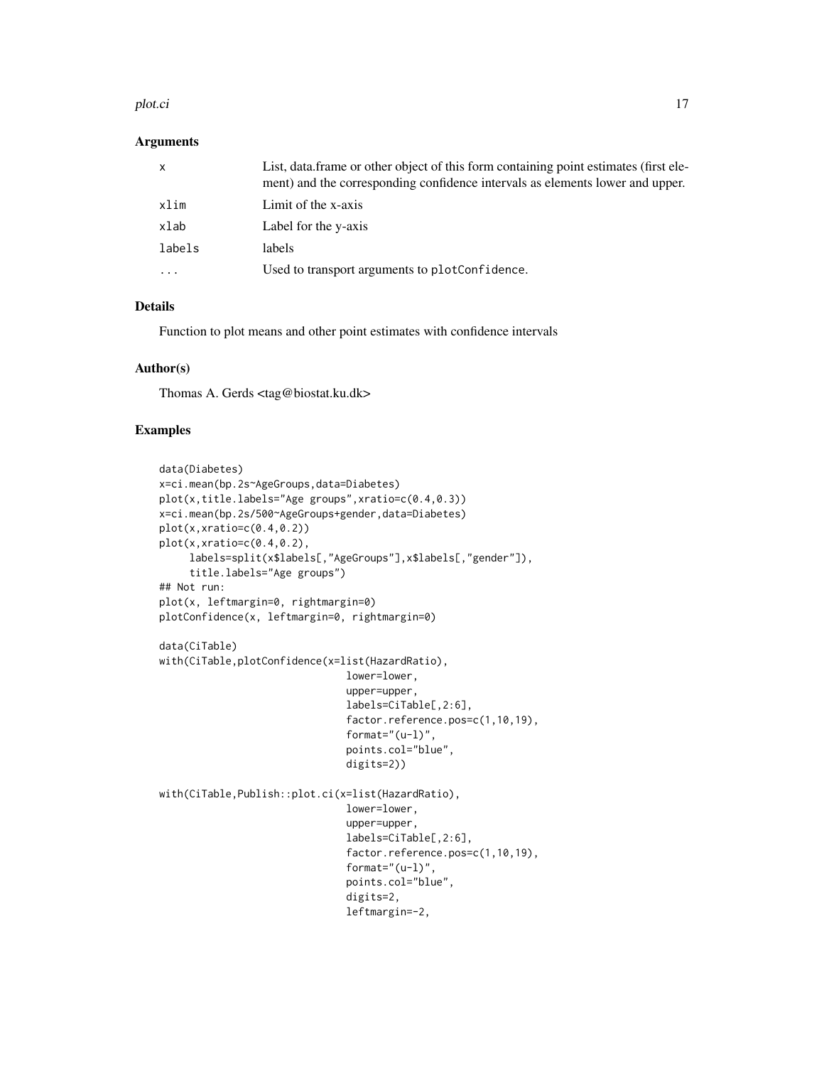### Arguments

| | |
|---|---|
| x | List, data.frame or other object of this form containing point estimates (first element) and the corresponding confidence intervals as elements lower and upper. |
| xlim | Limit of the x-axis |
| xlab | Label for the y-axis |
| labels | labels |
| ... | Used to transport arguments to plotConfidence. |

### Details

Function to plot means and other point estimates with confidence intervals

### Author(s)

Thomas A. Gerds <tag@biostat.ku.dk>

### Examples

```
data(Diabetes)
x=ci.mean(bp.2s~AgeGroups,data=Diabetes)
plot(x,title.labels="Age groups",xratio=c(0.4,0.3))
x=ci.mean(bp.2s/500~AgeGroups+gender,data=Diabetes)
plot(x,xratio=c(0.4,0.2))
plot(x,xratio=c(0.4,0.2),
     labels=split(x$labels[,"AgeGroups"],x$labels[,"gender"]),
     title.labels="Age groups")
## Not run:
plot(x, leftmargin=0, rightmargin=0)
plotConfidence(x, leftmargin=0, rightmargin=0)

data(CiTable)
with(CiTable,plotConfidence(x=list(HazardRatio),
                              lower=lower,
                              upper=upper,
                              labels=CiTable[,2:6],
                              factor.reference.pos=c(1,10,19),
                              format="(u-l)",
                              points.col="blue",
                              digits=2))

with(CiTable,Publish::plot.ci(x=list(HazardRatio),
                              lower=lower,
                              upper=upper,
                              labels=CiTable[,2:6],
                              factor.reference.pos=c(1,10,19),
                              format="(u-l)",
                              points.col="blue",
                              digits=2,
                              leftmargin=-2,
```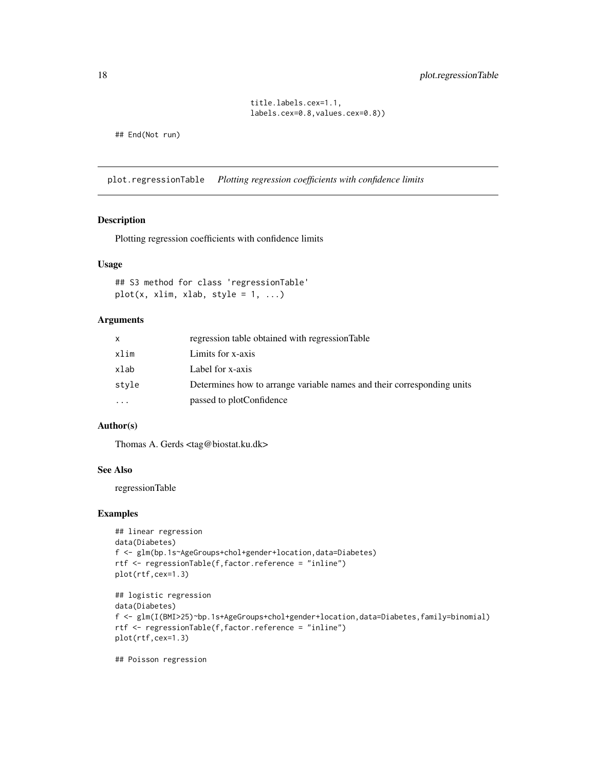```
                    title.labels.cex=1.1,
                    labels.cex=0.8,values.cex=0.8))

## End(Not run)
```

## plot.regressionTable *Plotting regression coefficients with confidence limits*

### Description

Plotting regression coefficients with confidence limits

### Usage

```
## S3 method for class 'regressionTable'
plot(x, xlim, xlab, style = 1, ...)
```

### Arguments

| | |
|---|---|
| x | regression table obtained with regressionTable |
| xlim | Limits for x-axis |
| xlab | Label for x-axis |
| style | Determines how to arrange variable names and their corresponding units |
| ... | passed to plotConfidence |

### Author(s)

Thomas A. Gerds <tag@biostat.ku.dk>

### See Also

regressionTable

### Examples

```
## linear regression
data(Diabetes)
f <- glm(bp.1s~AgeGroups+chol+gender+location,data=Diabetes)
rtf <- regressionTable(f,factor.reference = "inline")
plot(rtf,cex=1.3)

## logistic regression
data(Diabetes)
f <- glm(I(BMI>25)~bp.1s+AgeGroups+chol+gender+location,data=Diabetes,family=binomial)
rtf <- regressionTable(f,factor.reference = "inline")
plot(rtf,cex=1.3)

## Poisson regression
```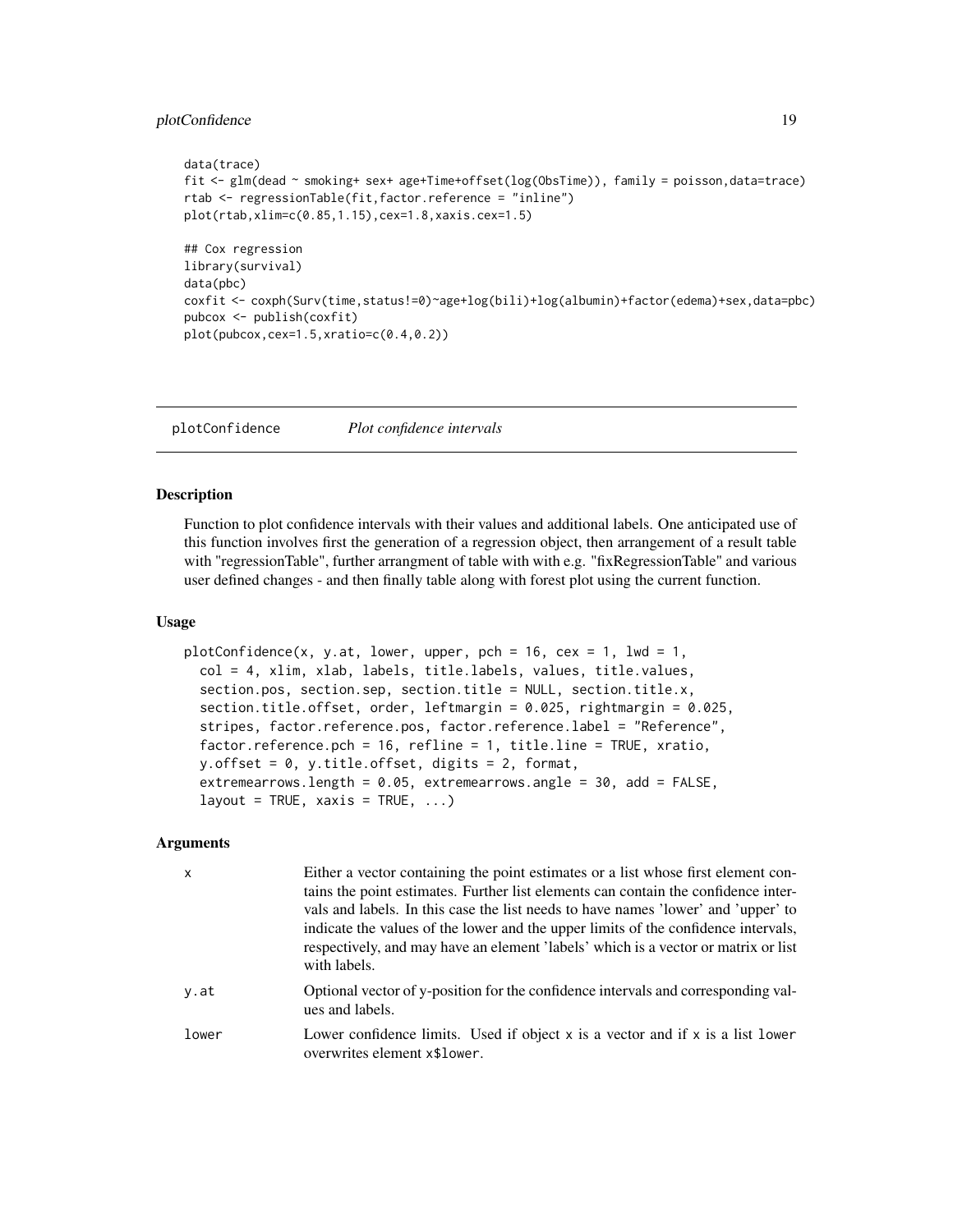```
data(trace)
fit <- glm(dead ~ smoking+ sex+ age+Time+offset(log(ObsTime)), family = poisson,data=trace)
rtab <- regressionTable(fit,factor.reference = "inline")
plot(rtab,xlim=c(0.85,1.15),cex=1.8,xaxis.cex=1.5)

## Cox regression
library(survival)
data(pbc)
coxfit <- coxph(Surv(time,status!=0)~age+log(bili)+log(albumin)+factor(edema)+sex,data=pbc)
pubcox <- publish(coxfit)
plot(pubcox,cex=1.5,xratio=c(0.4,0.2))
```

---

## plotConfidence — *Plot confidence intervals*

### Description

Function to plot confidence intervals with their values and additional labels. One anticipated use of this function involves first the generation of a regression object, then arrangement of a result table with "regressionTable", further arrangment of table with with e.g. "fixRegressionTable" and various user defined changes - and then finally table along with forest plot using the current function.

### Usage

```
plotConfidence(x, y.at, lower, upper, pch = 16, cex = 1, lwd = 1,
  col = 4, xlim, xlab, labels, title.labels, values, title.values,
  section.pos, section.sep, section.title = NULL, section.title.x,
  section.title.offset, order, leftmargin = 0.025, rightmargin = 0.025,
  stripes, factor.reference.pos, factor.reference.label = "Reference",
  factor.reference.pch = 16, refline = 1, title.line = TRUE, xratio,
  y.offset = 0, y.title.offset, digits = 2, format,
  extremearrows.length = 0.05, extremearrows.angle = 30, add = FALSE,
  layout = TRUE, xaxis = TRUE, ...)
```

### Arguments

| | |
|---|---|
| x | Either a vector containing the point estimates or a list whose first element contains the point estimates. Further list elements can contain the confidence intervals and labels. In this case the list needs to have names 'lower' and 'upper' to indicate the values of the lower and the upper limits of the confidence intervals, respectively, and may have an element 'labels' which is a vector or matrix or list with labels. |
| y.at | Optional vector of y-position for the confidence intervals and corresponding values and labels. |
| lower | Lower confidence limits. Used if object x is a vector and if x is a list lower overwrites element x$lower. |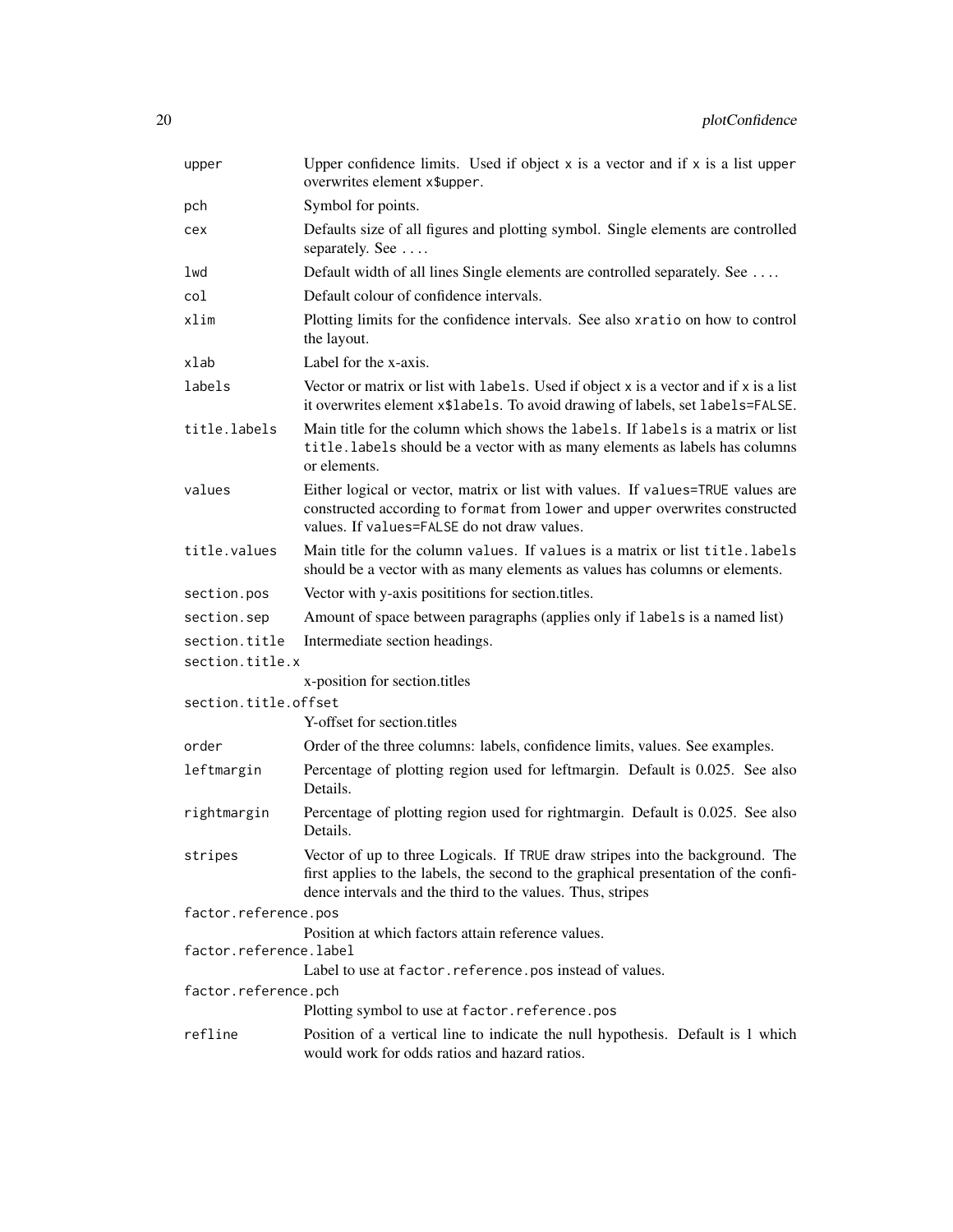`upper`
: Upper confidence limits. Used if object `x` is a vector and if `x` is a list `upper` overwrites element `x$upper`.

`pch`
: Symbol for points.

`cex`
: Defaults size of all figures and plotting symbol. Single elements are controlled separately. See `....`

`lwd`
: Default width of all lines Single elements are controlled separately. See `....`

`col`
: Default colour of confidence intervals.

`xlim`
: Plotting limits for the confidence intervals. See also `xratio` on how to control the layout.

`xlab`
: Label for the x-axis.

`labels`
: Vector or matrix or list with `labels`. Used if object `x` is a vector and if `x` is a list it overwrites element `x$labels`. To avoid drawing of labels, set `labels=FALSE`.

`title.labels`
: Main title for the column which shows the `labels`. If `labels` is a matrix or list `title.labels` should be a vector with as many elements as labels has columns or elements.

`values`
: Either logical or vector, matrix or list with values. If `values=TRUE` values are constructed according to `format` from `lower` and `upper` overwrites constructed values. If `values=FALSE` do not draw values.

`title.values`
: Main title for the column `values`. If `values` is a matrix or list `title.labels` should be a vector with as many elements as values has columns or elements.

`section.pos`
: Vector with y-axis posititions for section.titles.

`section.sep`
: Amount of space between paragraphs (applies only if `labels` is a named list)

`section.title`
: Intermediate section headings.

`section.title.x`
: x-position for section.titles

`section.title.offset`
: Y-offset for section.titles

`order`
: Order of the three columns: labels, confidence limits, values. See examples.

`leftmargin`
: Percentage of plotting region used for leftmargin. Default is 0.025. See also Details.

`rightmargin`
: Percentage of plotting region used for rightmargin. Default is 0.025. See also Details.

`stripes`
: Vector of up to three Logicals. If `TRUE` draw stripes into the background. The first applies to the labels, the second to the graphical presentation of the confidence intervals and the third to the values. Thus, stripes

`factor.reference.pos`
: Position at which factors attain reference values.

`factor.reference.label`
: Label to use at `factor.reference.pos` instead of values.

`factor.reference.pch`
: Plotting symbol to use at `factor.reference.pos`

`refline`
: Position of a vertical line to indicate the null hypothesis. Default is 1 which would work for odds ratios and hazard ratios.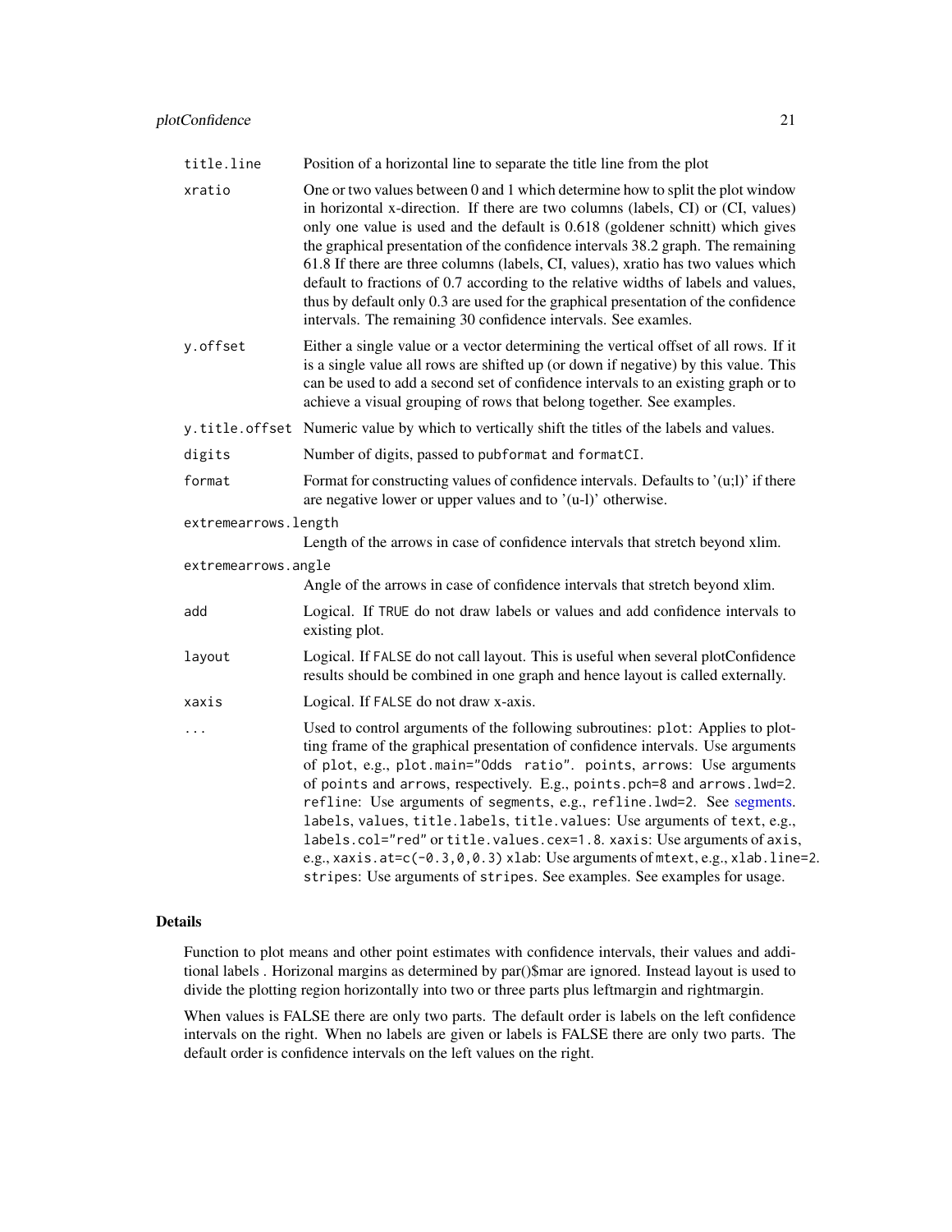| | |
|---|---|
| title.line | Position of a horizontal line to separate the title line from the plot |
| xratio | One or two values between 0 and 1 which determine how to split the plot window in horizontal x-direction. If there are two columns (labels, CI) or (CI, values) only one value is used and the default is 0.618 (goldener schnitt) which gives the graphical presentation of the confidence intervals 38.2 graph. The remaining 61.8 If there are three columns (labels, CI, values), xratio has two values which default to fractions of 0.7 according to the relative widths of labels and values, thus by default only 0.3 are used for the graphical presentation of the confidence intervals. The remaining 30 confidence intervals. See examles. |
| y.offset | Either a single value or a vector determining the vertical offset of all rows. If it is a single value all rows are shifted up (or down if negative) by this value. This can be used to add a second set of confidence intervals to an existing graph or to achieve a visual grouping of rows that belong together. See examples. |
| y.title.offset | Numeric value by which to vertically shift the titles of the labels and values. |
| digits | Number of digits, passed to `pubformat` and `formatCI`. |
| format | Format for constructing values of confidence intervals. Defaults to '(u;l)' if there are negative lower or upper values and to '(u-l)' otherwise. |
| extremearrows.length | Length of the arrows in case of confidence intervals that stretch beyond xlim. |
| extremearrows.angle | Angle of the arrows in case of confidence intervals that stretch beyond xlim. |
| add | Logical. If `TRUE` do not draw labels or values and add confidence intervals to existing plot. |
| layout | Logical. If `FALSE` do not call layout. This is useful when several plotConfidence results should be combined in one graph and hence layout is called externally. |
| xaxis | Logical. If `FALSE` do not draw x-axis. |
| ... | Used to control arguments of the following subroutines: `plot`: Applies to plotting frame of the graphical presentation of confidence intervals. Use arguments of `plot`, e.g., `plot.main="Odds ratio"`. `points`, `arrows`: Use arguments of `points` and `arrows`, respectively. E.g., `points.pch=8` and `arrows.lwd=2`. `refline`: Use arguments of `segments`, e.g., `refline.lwd=2`. See segments. `labels`, `values`, `title.labels`, `title.values`: Use arguments of `text`, e.g., `labels.col="red"` or `title.values.cex=1.8`. `xaxis`: Use arguments of `axis`, e.g., `xaxis.at=c(-0.3,0,0.3)` `xlab`: Use arguments of `mtext`, e.g., `xlab.line=2`. `stripes`: Use arguments of `stripes`. See examples. See examples for usage. |

## Details

Function to plot means and other point estimates with confidence intervals, their values and additional labels . Horizonal margins as determined by par()$mar are ignored. Instead layout is used to divide the plotting region horizontally into two or three parts plus leftmargin and rightmargin.

When values is FALSE there are only two parts. The default order is labels on the left confidence intervals on the right. When no labels are given or labels is FALSE there are only two parts. The default order is confidence intervals on the left values on the right.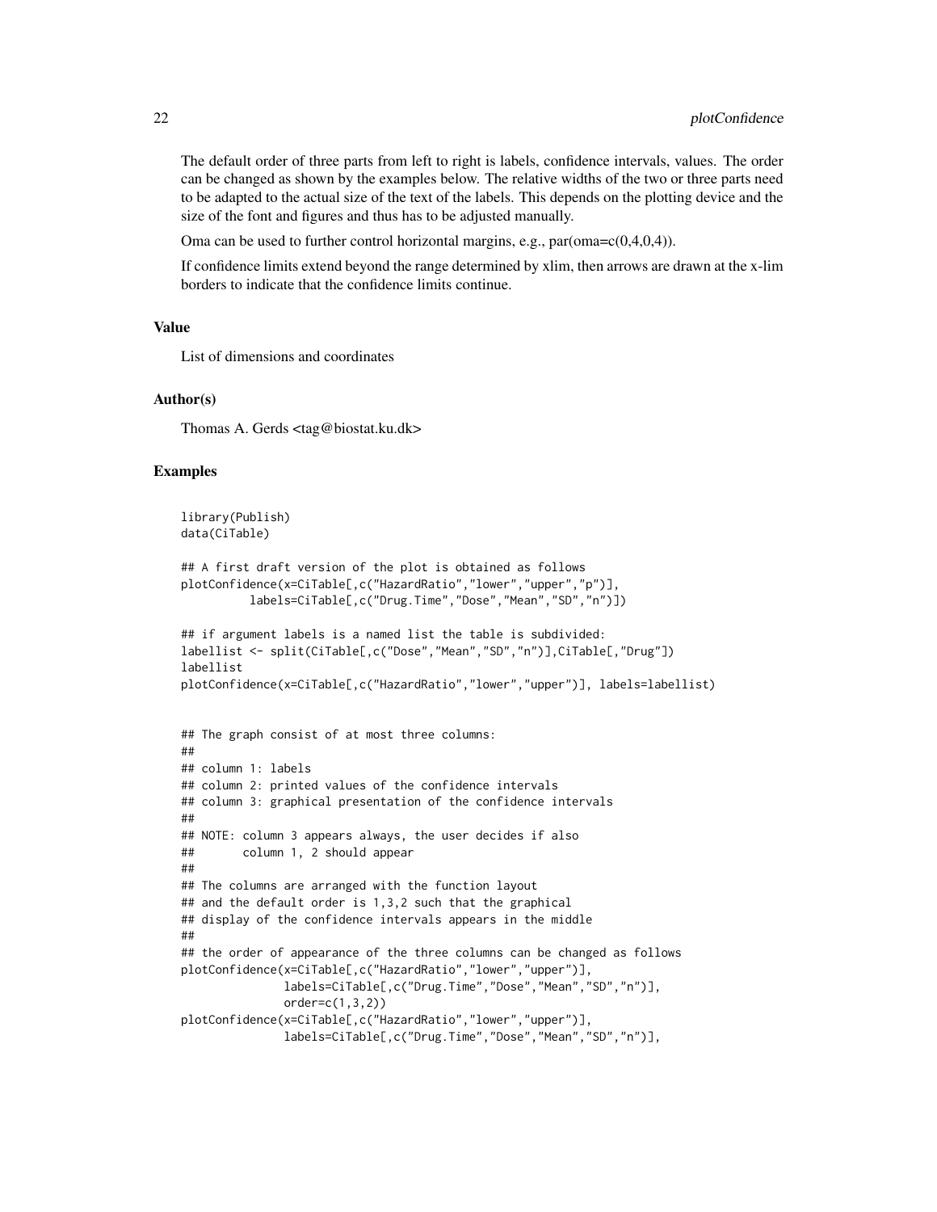The default order of three parts from left to right is labels, confidence intervals, values. The order can be changed as shown by the examples below. The relative widths of the two or three parts need to be adapted to the actual size of the text of the labels. This depends on the plotting device and the size of the font and figures and thus has to be adjusted manually.

Oma can be used to further control horizontal margins, e.g., par(oma=c(0,4,0,4)).

If confidence limits extend beyond the range determined by xlim, then arrows are drawn at the x-lim borders to indicate that the confidence limits continue.

### Value

List of dimensions and coordinates

### Author(s)

Thomas A. Gerds <tag@biostat.ku.dk>

### Examples

```
library(Publish)
data(CiTable)

## A first draft version of the plot is obtained as follows
plotConfidence(x=CiTable[,c("HazardRatio","lower","upper","p")],
          labels=CiTable[,c("Drug.Time","Dose","Mean","SD","n")])

## if argument labels is a named list the table is subdivided:
labellist <- split(CiTable[,c("Dose","Mean","SD","n")],CiTable[,"Drug"])
labellist
plotConfidence(x=CiTable[,c("HazardRatio","lower","upper")], labels=labellist)


## The graph consist of at most three columns:
##
## column 1: labels
## column 2: printed values of the confidence intervals
## column 3: graphical presentation of the confidence intervals
##
## NOTE: column 3 appears always, the user decides if also
##       column 1, 2 should appear
##
## The columns are arranged with the function layout
## and the default order is 1,3,2 such that the graphical
## display of the confidence intervals appears in the middle
##
## the order of appearance of the three columns can be changed as follows
plotConfidence(x=CiTable[,c("HazardRatio","lower","upper")],
               labels=CiTable[,c("Drug.Time","Dose","Mean","SD","n")],
               order=c(1,3,2))
plotConfidence(x=CiTable[,c("HazardRatio","lower","upper")],
               labels=CiTable[,c("Drug.Time","Dose","Mean","SD","n")],
```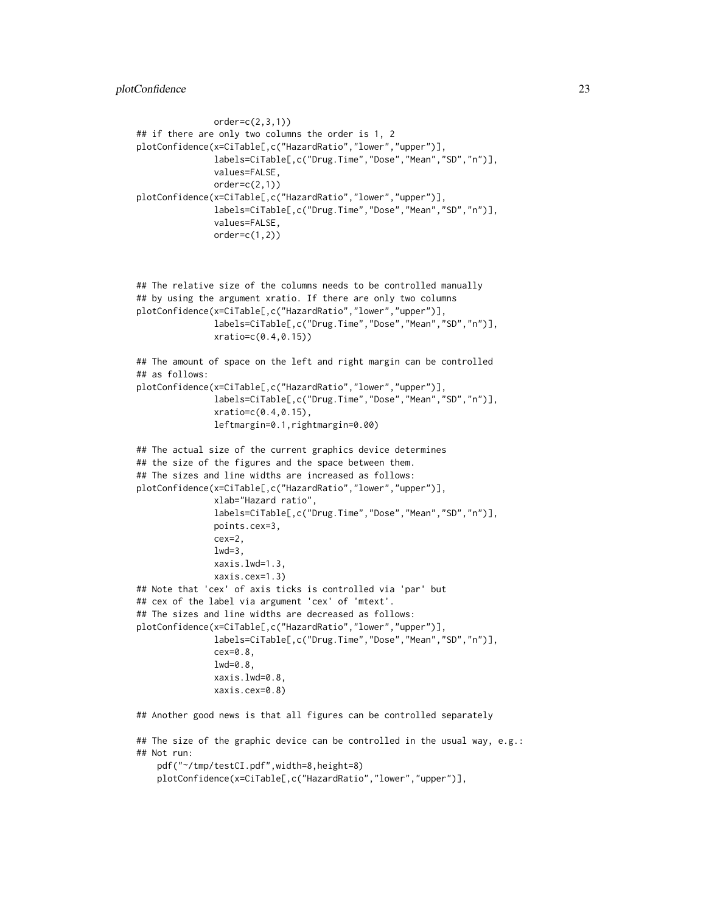```
               order=c(2,3,1))
## if there are only two columns the order is 1, 2
plotConfidence(x=CiTable[,c("HazardRatio","lower","upper")],
               labels=CiTable[,c("Drug.Time","Dose","Mean","SD","n")],
               values=FALSE,
               order=c(2,1))
plotConfidence(x=CiTable[,c("HazardRatio","lower","upper")],
               labels=CiTable[,c("Drug.Time","Dose","Mean","SD","n")],
               values=FALSE,
               order=c(1,2))



## The relative size of the columns needs to be controlled manually
## by using the argument xratio. If there are only two columns
plotConfidence(x=CiTable[,c("HazardRatio","lower","upper")],
               labels=CiTable[,c("Drug.Time","Dose","Mean","SD","n")],
               xratio=c(0.4,0.15))

## The amount of space on the left and right margin can be controlled
## as follows:
plotConfidence(x=CiTable[,c("HazardRatio","lower","upper")],
               labels=CiTable[,c("Drug.Time","Dose","Mean","SD","n")],
               xratio=c(0.4,0.15),
               leftmargin=0.1,rightmargin=0.00)

## The actual size of the current graphics device determines
## the size of the figures and the space between them.
## The sizes and line widths are increased as follows:
plotConfidence(x=CiTable[,c("HazardRatio","lower","upper")],
               xlab="Hazard ratio",
               labels=CiTable[,c("Drug.Time","Dose","Mean","SD","n")],
               points.cex=3,
               cex=2,
               lwd=3,
               xaxis.lwd=1.3,
               xaxis.cex=1.3)
## Note that 'cex' of axis ticks is controlled via 'par' but
## cex of the label via argument 'cex' of 'mtext'.
## The sizes and line widths are decreased as follows:
plotConfidence(x=CiTable[,c("HazardRatio","lower","upper")],
               labels=CiTable[,c("Drug.Time","Dose","Mean","SD","n")],
               cex=0.8,
               lwd=0.8,
               xaxis.lwd=0.8,
               xaxis.cex=0.8)

## Another good news is that all figures can be controlled separately

## The size of the graphic device can be controlled in the usual way, e.g.:
## Not run:
    pdf("~/tmp/testCI.pdf",width=8,height=8)
    plotConfidence(x=CiTable[,c("HazardRatio","lower","upper")],
```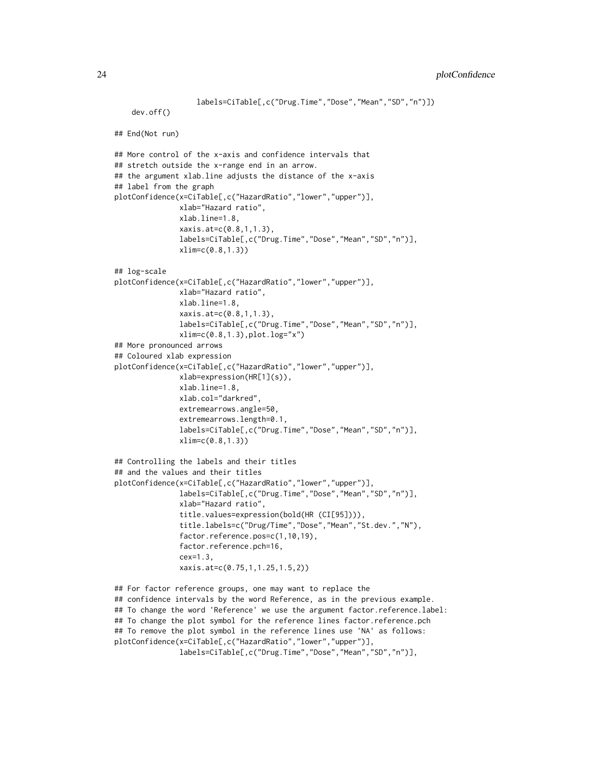```
                  labels=CiTable[,c("Drug.Time","Dose","Mean","SD","n")])
    dev.off()

## End(Not run)

## More control of the x-axis and confidence intervals that
## stretch outside the x-range end in an arrow.
## the argument xlab.line adjusts the distance of the x-axis
## label from the graph
plotConfidence(x=CiTable[,c("HazardRatio","lower","upper")],
               xlab="Hazard ratio",
               xlab.line=1.8,
               xaxis.at=c(0.8,1,1.3),
               labels=CiTable[,c("Drug.Time","Dose","Mean","SD","n")],
               xlim=c(0.8,1.3))

## log-scale
plotConfidence(x=CiTable[,c("HazardRatio","lower","upper")],
               xlab="Hazard ratio",
               xlab.line=1.8,
               xaxis.at=c(0.8,1,1.3),
               labels=CiTable[,c("Drug.Time","Dose","Mean","SD","n")],
               xlim=c(0.8,1.3),plot.log="x")
## More pronounced arrows
## Coloured xlab expression
plotConfidence(x=CiTable[,c("HazardRatio","lower","upper")],
               xlab=expression(HR[1](s)),
               xlab.line=1.8,
               xlab.col="darkred",
               extremearrows.angle=50,
               extremearrows.length=0.1,
               labels=CiTable[,c("Drug.Time","Dose","Mean","SD","n")],
               xlim=c(0.8,1.3))

## Controlling the labels and their titles
## and the values and their titles
plotConfidence(x=CiTable[,c("HazardRatio","lower","upper")],
               labels=CiTable[,c("Drug.Time","Dose","Mean","SD","n")],
               xlab="Hazard ratio",
               title.values=expression(bold(HR (CI[95]))),
               title.labels=c("Drug/Time","Dose","Mean","St.dev.","N"),
               factor.reference.pos=c(1,10,19),
               factor.reference.pch=16,
               cex=1.3,
               xaxis.at=c(0.75,1,1.25,1.5,2))

## For factor reference groups, one may want to replace the
## confidence intervals by the word Reference, as in the previous example.
## To change the word 'Reference' we use the argument factor.reference.label:
## To change the plot symbol for the reference lines factor.reference.pch
## To remove the plot symbol in the reference lines use 'NA' as follows:
plotConfidence(x=CiTable[,c("HazardRatio","lower","upper")],
               labels=CiTable[,c("Drug.Time","Dose","Mean","SD","n")],
```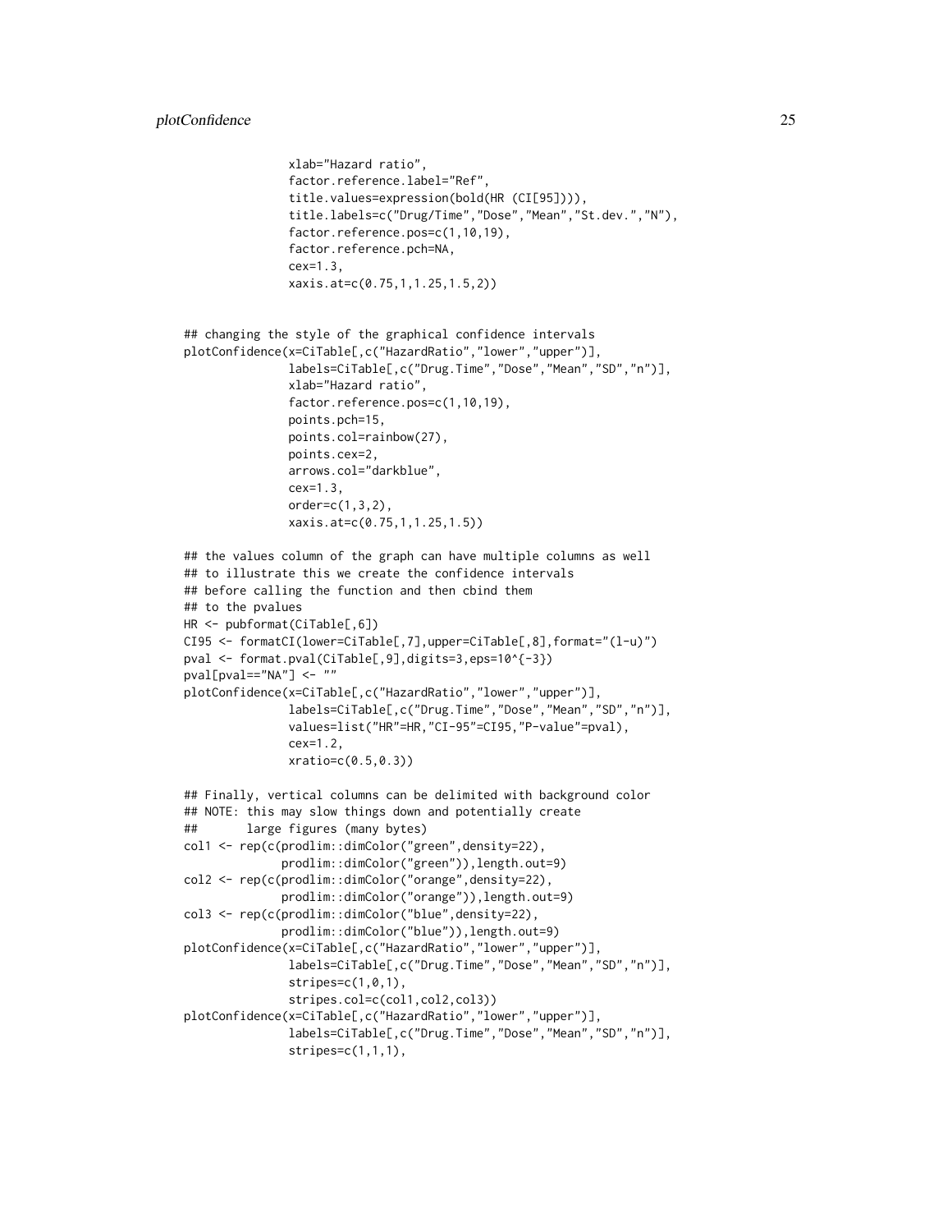```
              xlab="Hazard ratio",
              factor.reference.label="Ref",
              title.values=expression(bold(HR (CI[95]))),
              title.labels=c("Drug/Time","Dose","Mean","St.dev.","N"),
              factor.reference.pos=c(1,10,19),
              factor.reference.pch=NA,
              cex=1.3,
              xaxis.at=c(0.75,1,1.25,1.5,2))


## changing the style of the graphical confidence intervals
plotConfidence(x=CiTable[,c("HazardRatio","lower","upper")],
              labels=CiTable[,c("Drug.Time","Dose","Mean","SD","n")],
              xlab="Hazard ratio",
              factor.reference.pos=c(1,10,19),
              points.pch=15,
              points.col=rainbow(27),
              points.cex=2,
              arrows.col="darkblue",
              cex=1.3,
              order=c(1,3,2),
              xaxis.at=c(0.75,1,1.25,1.5))

## the values column of the graph can have multiple columns as well
## to illustrate this we create the confidence intervals
## before calling the function and then cbind them
## to the pvalues
HR <- pubformat(CiTable[,6])
CI95 <- formatCI(lower=CiTable[,7],upper=CiTable[,8],format="(l-u)")
pval <- format.pval(CiTable[,9],digits=3,eps=10^{-3})
pval[pval=="NA"] <- ""
plotConfidence(x=CiTable[,c("HazardRatio","lower","upper")],
              labels=CiTable[,c("Drug.Time","Dose","Mean","SD","n")],
              values=list("HR"=HR,"CI-95"=CI95,"P-value"=pval),
              cex=1.2,
              xratio=c(0.5,0.3))

## Finally, vertical columns can be delimited with background color
## NOTE: this may slow things down and potentially create
##       large figures (many bytes)
col1 <- rep(c(prodlim::dimColor("green",density=22),
             prodlim::dimColor("green")),length.out=9)
col2 <- rep(c(prodlim::dimColor("orange",density=22),
             prodlim::dimColor("orange")),length.out=9)
col3 <- rep(c(prodlim::dimColor("blue",density=22),
             prodlim::dimColor("blue")),length.out=9)
plotConfidence(x=CiTable[,c("HazardRatio","lower","upper")],
              labels=CiTable[,c("Drug.Time","Dose","Mean","SD","n")],
              stripes=c(1,0,1),
              stripes.col=c(col1,col2,col3))
plotConfidence(x=CiTable[,c("HazardRatio","lower","upper")],
              labels=CiTable[,c("Drug.Time","Dose","Mean","SD","n")],
              stripes=c(1,1,1),
```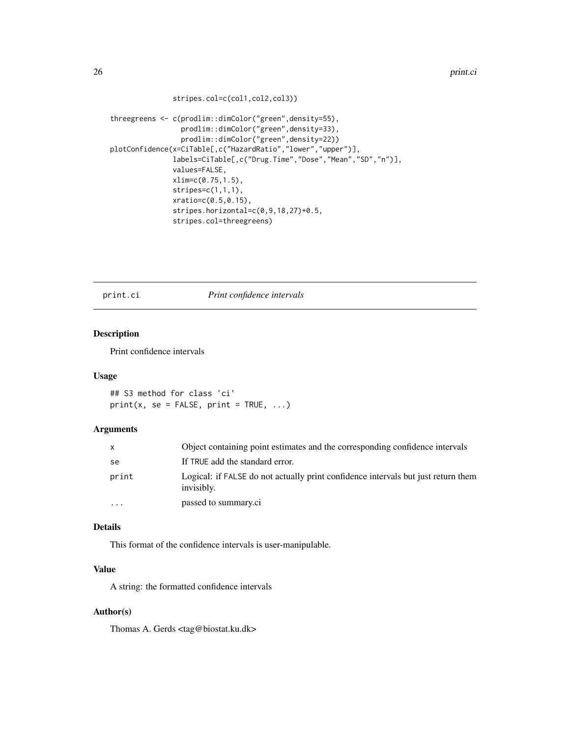```
                stripes.col=c(col1,col2,col3))

threegreens <- c(prodlim::dimColor("green",density=55),
                  prodlim::dimColor("green",density=33),
                  prodlim::dimColor("green",density=22))
plotConfidence(x=CiTable[,c("HazardRatio","lower","upper")],
                labels=CiTable[,c("Drug.Time","Dose","Mean","SD","n")],
                values=FALSE,
                xlim=c(0.75,1.5),
                stripes=c(1,1,1),
                xratio=c(0.5,0.15),
                stripes.horizontal=c(0,9,18,27)+0.5,
                stripes.col=threegreens)
```

## print.ci    *Print confidence intervals*

### Description

Print confidence intervals

### Usage

```
## S3 method for class 'ci'
print(x, se = FALSE, print = TRUE, ...)
```

### Arguments

| | |
|---|---|
| x | Object containing point estimates and the corresponding confidence intervals |
| se | If TRUE add the standard error. |
| print | Logical: if FALSE do not actually print confidence intervals but just return them invisibly. |
| ... | passed to summary.ci |

### Details

This format of the confidence intervals is user-manipulable.

### Value

A string: the formatted confidence intervals

### Author(s)

Thomas A. Gerds <tag@biostat.ku.dk>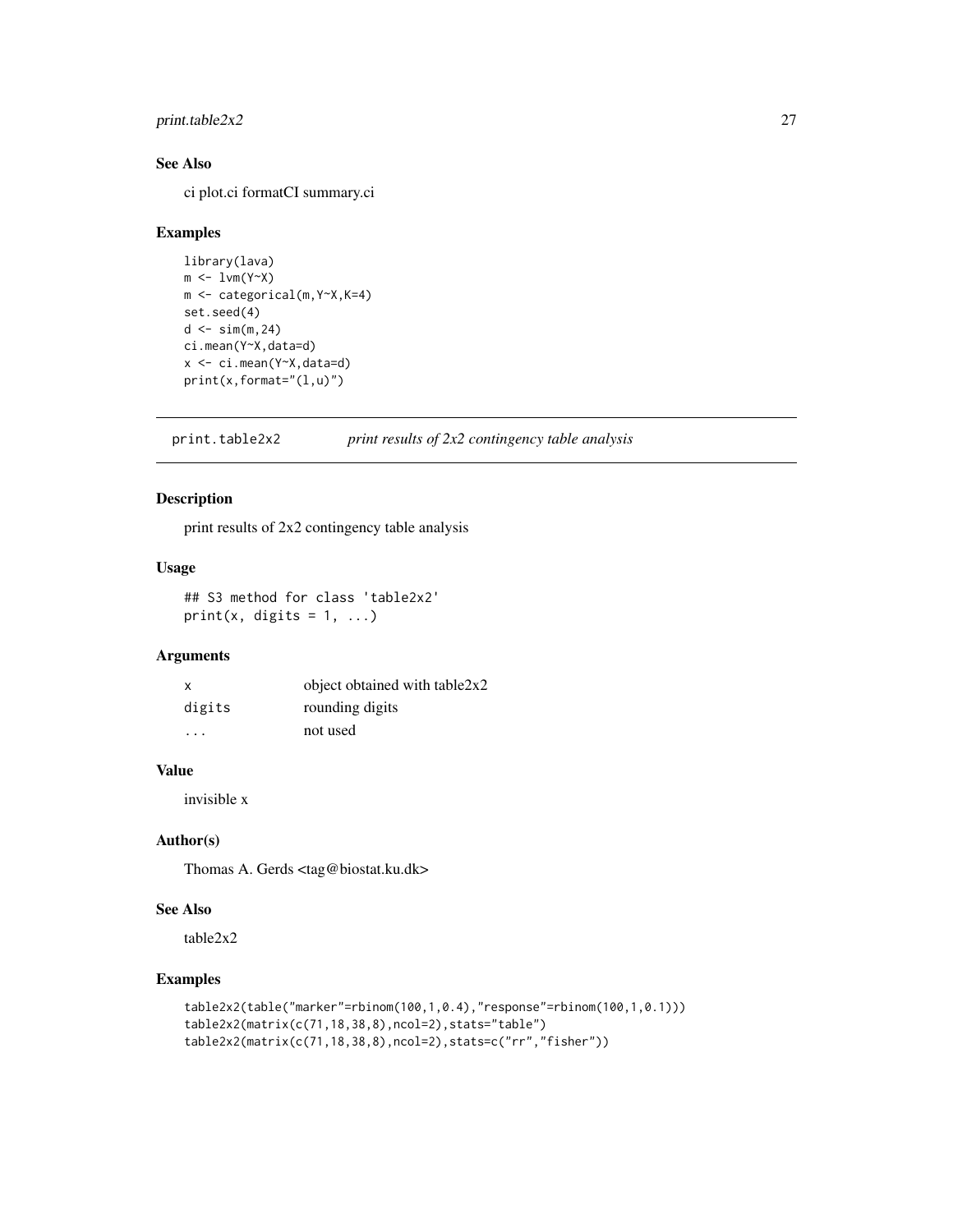### See Also

ci plot.ci formatCI summary.ci

### Examples

```
library(lava)
m <- lvm(Y~X)
m <- categorical(m,Y~X,K=4)
set.seed(4)
d <- sim(m,24)
ci.mean(Y~X,data=d)
x <- ci.mean(Y~X,data=d)
print(x,format="(l,u)")
```

---

## print.table2x2 *print results of 2x2 contingency table analysis*

### Description

print results of 2x2 contingency table analysis

### Usage

```
## S3 method for class 'table2x2'
print(x, digits = 1, ...)
```

### Arguments

| | |
|---|---|
| x | object obtained with table2x2 |
| digits | rounding digits |
| ... | not used |

### Value

invisible x

### Author(s)

Thomas A. Gerds <tag@biostat.ku.dk>

### See Also

table2x2

### Examples

```
table2x2(table("marker"=rbinom(100,1,0.4),"response"=rbinom(100,1,0.1)))
table2x2(matrix(c(71,18,38,8),ncol=2),stats="table")
table2x2(matrix(c(71,18,38,8),ncol=2),stats=c("rr","fisher"))
```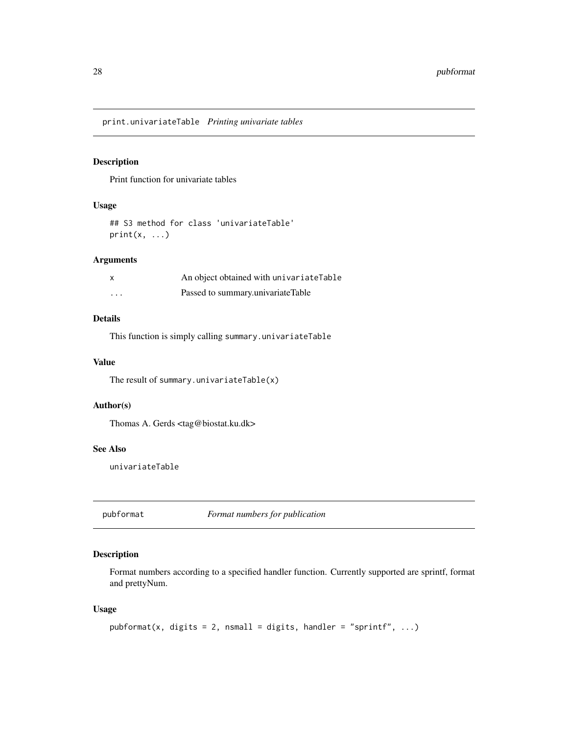## print.univariateTable *Printing univariate tables*

### Description

Print function for univariate tables

### Usage

```
## S3 method for class 'univariateTable'
print(x, ...)
```

### Arguments

| | |
|---|---|
| x | An object obtained with `univariateTable` |
| ... | Passed to summary.univariateTable |

### Details

This function is simply calling `summary.univariateTable`

### Value

The result of `summary.univariateTable(x)`

### Author(s)

Thomas A. Gerds <tag@biostat.ku.dk>

### See Also

univariateTable

## pubformat *Format numbers for publication*

### Description

Format numbers according to a specified handler function. Currently supported are sprintf, format and prettyNum.

### Usage

```
pubformat(x, digits = 2, nsmall = digits, handler = "sprintf", ...)
```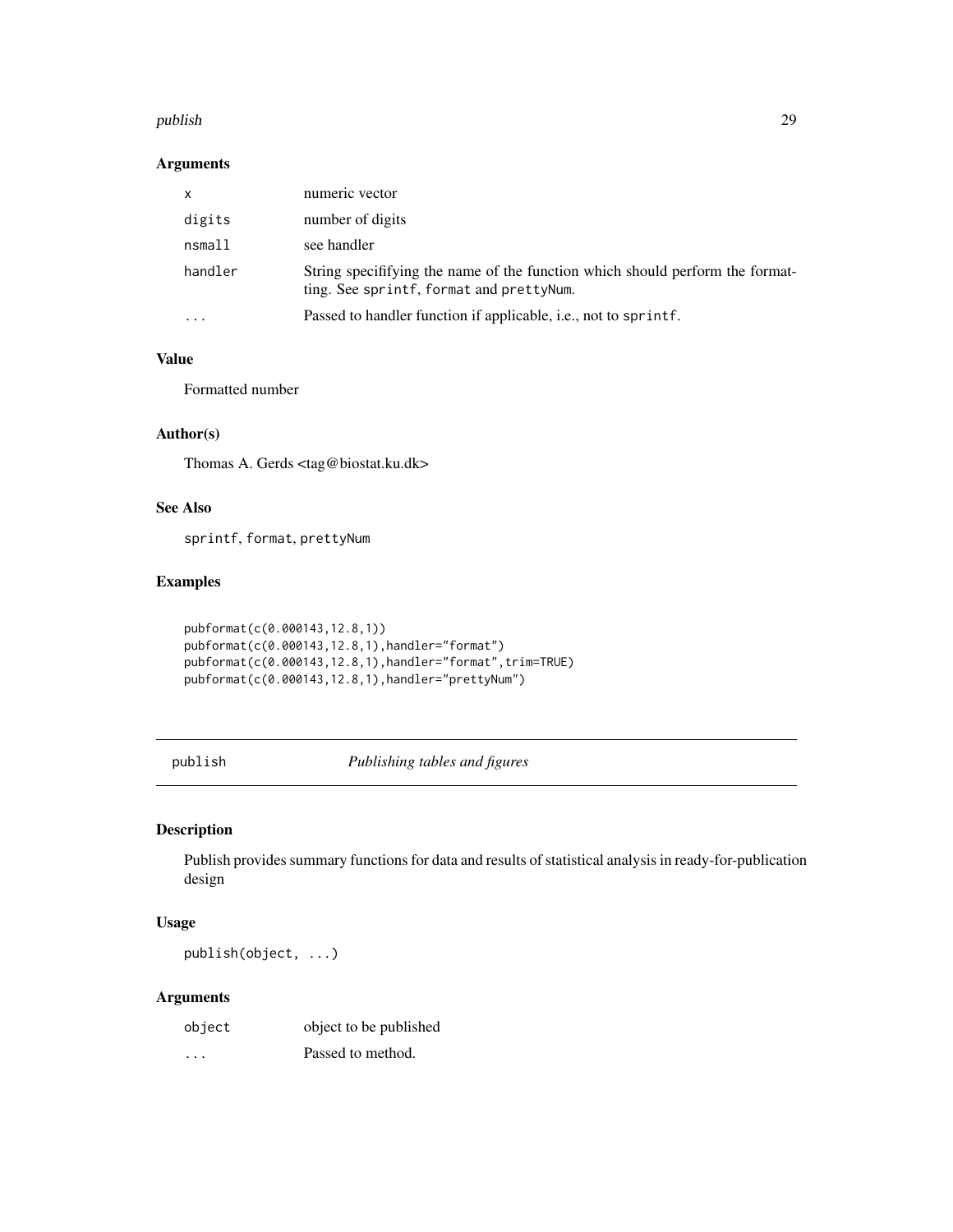### Arguments

| | |
|---|---|
| x | numeric vector |
| digits | number of digits |
| nsmall | see handler |
| handler | String specififying the name of the function which should perform the formatting. See sprintf, format and prettyNum. |
| ... | Passed to handler function if applicable, i.e., not to sprintf. |

### Value

Formatted number

### Author(s)

Thomas A. Gerds <tag@biostat.ku.dk>

### See Also

sprintf, format, prettyNum

### Examples

```
pubformat(c(0.000143,12.8,1))
pubformat(c(0.000143,12.8,1),handler="format")
pubformat(c(0.000143,12.8,1),handler="format",trim=TRUE)
pubformat(c(0.000143,12.8,1),handler="prettyNum")
```

---

## publish — *Publishing tables and figures*

---

### Description

Publish provides summary functions for data and results of statistical analysis in ready-for-publication design

### Usage

```
publish(object, ...)
```

### Arguments

| | |
|---|---|
| object | object to be published |
| ... | Passed to method. |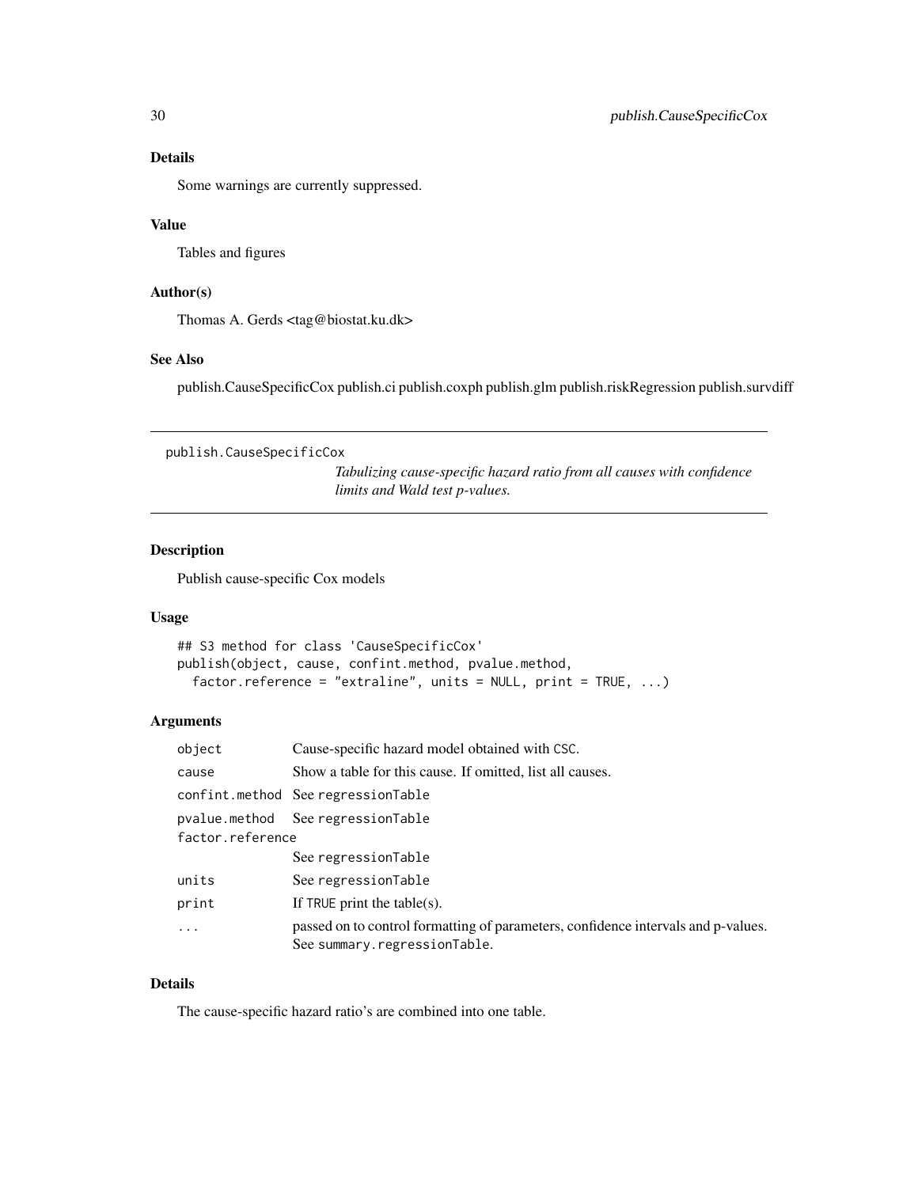### Details

Some warnings are currently suppressed.

### Value

Tables and figures

### Author(s)

Thomas A. Gerds <tag@biostat.ku.dk>

### See Also

publish.CauseSpecificCox publish.ci publish.coxph publish.glm publish.riskRegression publish.survdiff

---

## publish.CauseSpecificCox

*Tabulizing cause-specific hazard ratio from all causes with confidence limits and Wald test p-values.*

---

### Description

Publish cause-specific Cox models

### Usage

```
## S3 method for class 'CauseSpecificCox'
publish(object, cause, confint.method, pvalue.method,
  factor.reference = "extraline", units = NULL, print = TRUE, ...)
```

### Arguments

| | |
|---|---|
| `object` | Cause-specific hazard model obtained with `CSC`. |
| `cause` | Show a table for this cause. If omitted, list all causes. |
| `confint.method` | See `regressionTable` |
| `pvalue.method` | See `regressionTable` |
| `factor.reference` | See `regressionTable` |
| `units` | See `regressionTable` |
| `print` | If `TRUE` print the table(s). |
| `...` | passed on to control formatting of parameters, confidence intervals and p-values. See `summary.regressionTable`. |

### Details

The cause-specific hazard ratio's are combined into one table.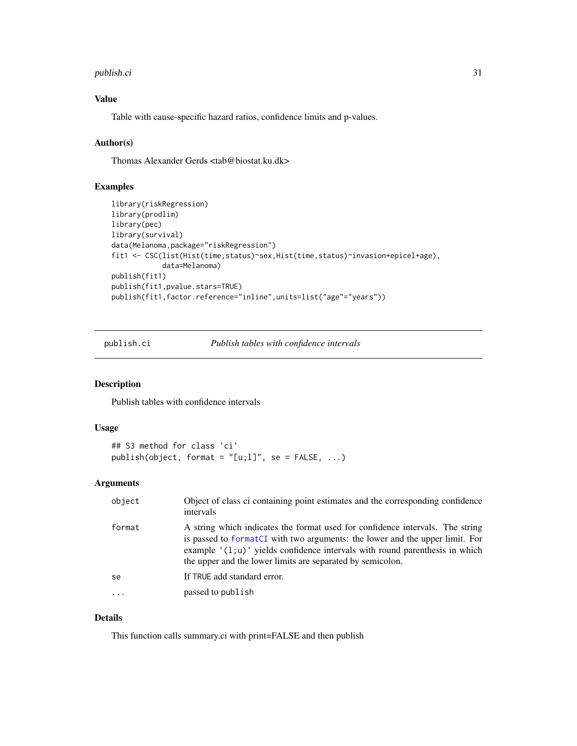### Value

Table with cause-specific hazard ratios, confidence limits and p-values.

### Author(s)

Thomas Alexander Gerds <tab@biostat.ku.dk>

### Examples

```
library(riskRegression)
library(prodlim)
library(pec)
library(survival)
data(Melanoma,package="riskRegression")
fit1 <- CSC(list(Hist(time,status)~sex,Hist(time,status)~invasion+epicel+age),
            data=Melanoma)
publish(fit1)
publish(fit1,pvalue.stars=TRUE)
publish(fit1,factor.reference="inline",units=list("age"="years"))
```

---

## publish.ci    *Publish tables with confidence intervals*

### Description

Publish tables with confidence intervals

### Usage

```
## S3 method for class 'ci'
publish(object, format = "[u;l]", se = FALSE, ...)
```

### Arguments

| | |
|---|---|
| object | Object of class ci containing point estimates and the corresponding confidence intervals |
| format | A string which indicates the format used for confidence intervals. The string is passed to formatCI with two arguments: the lower and the upper limit. For example '(l;u)' yields confidence intervals with round parenthesis in which the upper and the lower limits are separated by semicolon. |
| se | If TRUE add standard error. |
| ... | passed to publish |

### Details

This function calls summary.ci with print=FALSE and then publish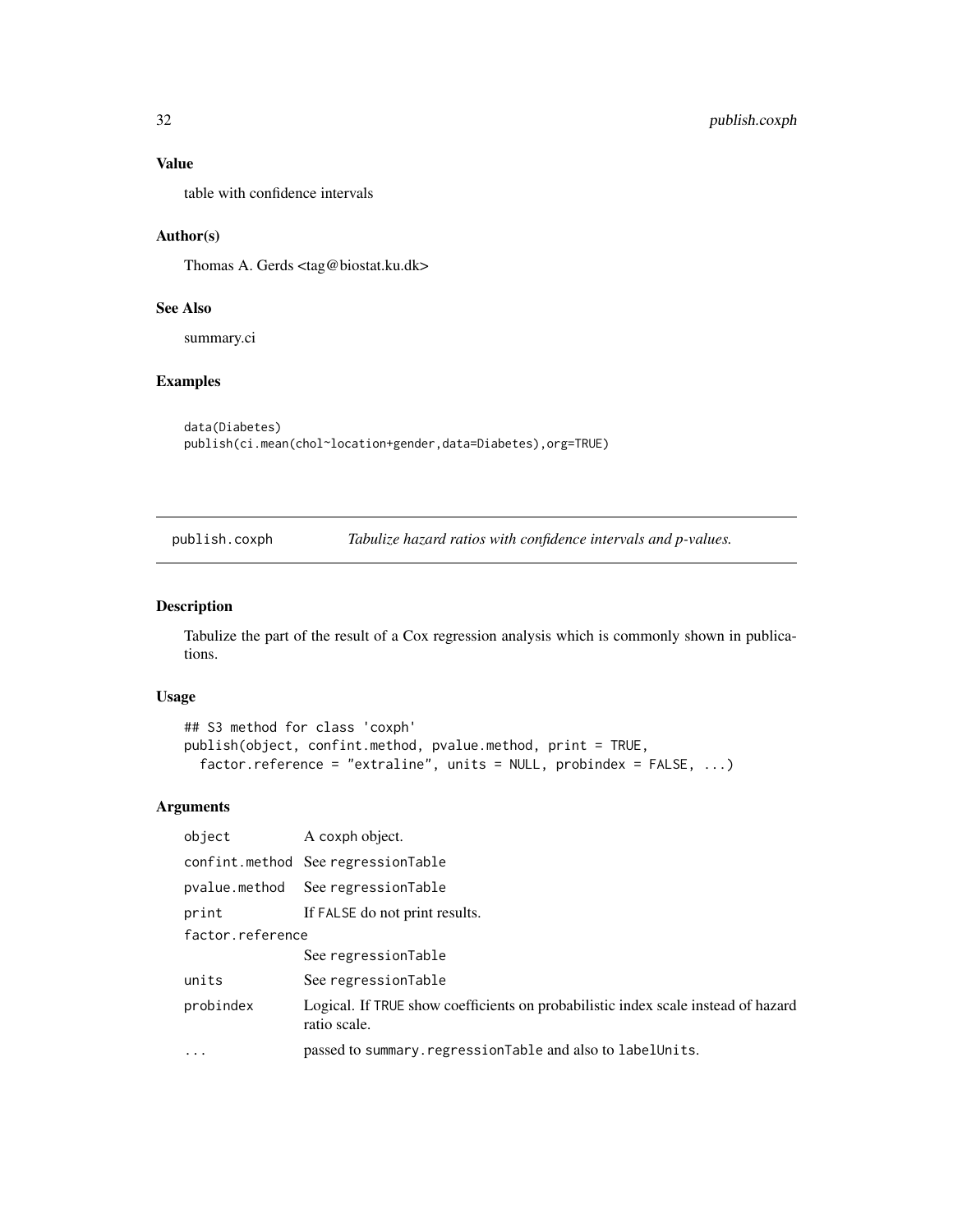### Value

table with confidence intervals

### Author(s)

Thomas A. Gerds <tag@biostat.ku.dk>

### See Also

summary.ci

### Examples

```
data(Diabetes)
publish(ci.mean(chol~location+gender,data=Diabetes),org=TRUE)
```

---

## publish.coxph — *Tabulize hazard ratios with confidence intervals and p-values.*

### Description

Tabulize the part of the result of a Cox regression analysis which is commonly shown in publications.

### Usage

```
## S3 method for class 'coxph'
publish(object, confint.method, pvalue.method, print = TRUE,
  factor.reference = "extraline", units = NULL, probindex = FALSE, ...)
```

### Arguments

| | |
|---|---|
| `object` | A coxph object. |
| `confint.method` | See `regressionTable` |
| `pvalue.method` | See `regressionTable` |
| `print` | If `FALSE` do not print results. |
| `factor.reference` | See `regressionTable` |
| `units` | See `regressionTable` |
| `probindex` | Logical. If `TRUE` show coefficients on probabilistic index scale instead of hazard ratio scale. |
| `...` | passed to `summary.regressionTable` and also to `labelUnits`. |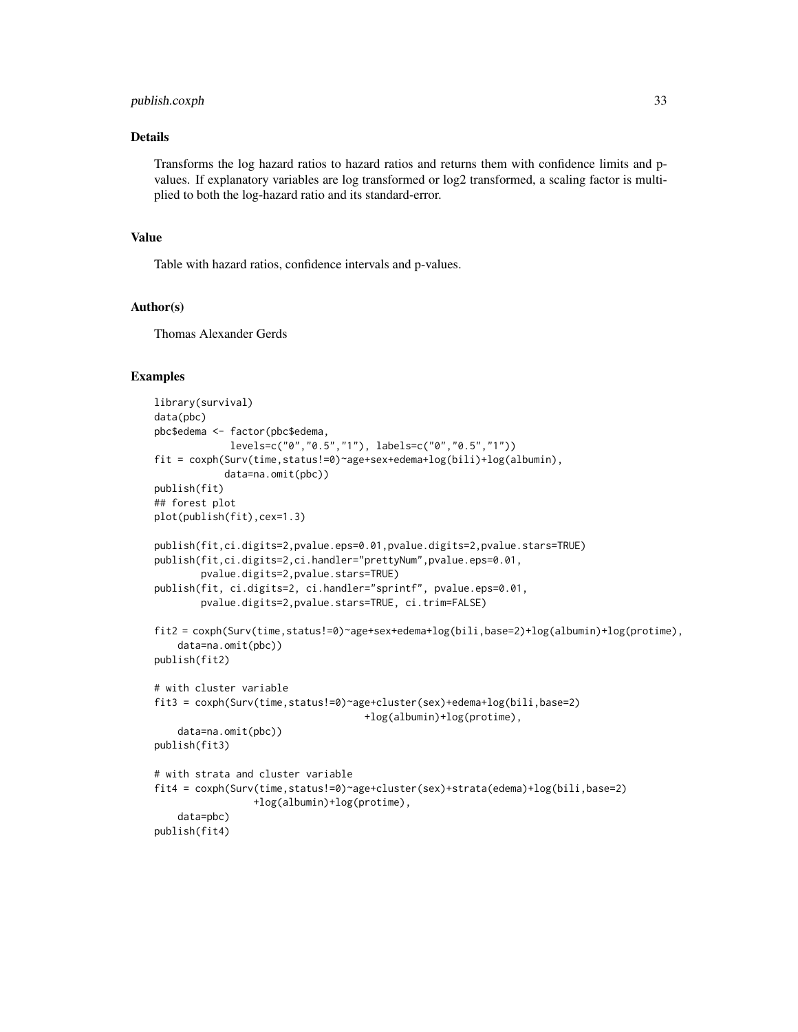## Details

Transforms the log hazard ratios to hazard ratios and returns them with confidence limits and p-values. If explanatory variables are log transformed or log2 transformed, a scaling factor is multiplied to both the log-hazard ratio and its standard-error.

## Value

Table with hazard ratios, confidence intervals and p-values.

## Author(s)

Thomas Alexander Gerds

## Examples

```
library(survival)
data(pbc)
pbc$edema <- factor(pbc$edema,
             levels=c("0","0.5","1"), labels=c("0","0.5","1"))
fit = coxph(Surv(time,status!=0)~age+sex+edema+log(bili)+log(albumin),
            data=na.omit(pbc))
publish(fit)
## forest plot
plot(publish(fit),cex=1.3)

publish(fit,ci.digits=2,pvalue.eps=0.01,pvalue.digits=2,pvalue.stars=TRUE)
publish(fit,ci.digits=2,ci.handler="prettyNum",pvalue.eps=0.01,
        pvalue.digits=2,pvalue.stars=TRUE)
publish(fit, ci.digits=2, ci.handler="sprintf", pvalue.eps=0.01,
        pvalue.digits=2,pvalue.stars=TRUE, ci.trim=FALSE)

fit2 = coxph(Surv(time,status!=0)~age+sex+edema+log(bili,base=2)+log(albumin)+log(protime),
    data=na.omit(pbc))
publish(fit2)

# with cluster variable
fit3 = coxph(Surv(time,status!=0)~age+cluster(sex)+edema+log(bili,base=2)
                                  +log(albumin)+log(protime),
    data=na.omit(pbc))
publish(fit3)

# with strata and cluster variable
fit4 = coxph(Surv(time,status!=0)~age+cluster(sex)+strata(edema)+log(bili,base=2)
                 +log(albumin)+log(protime),
    data=pbc)
publish(fit4)
```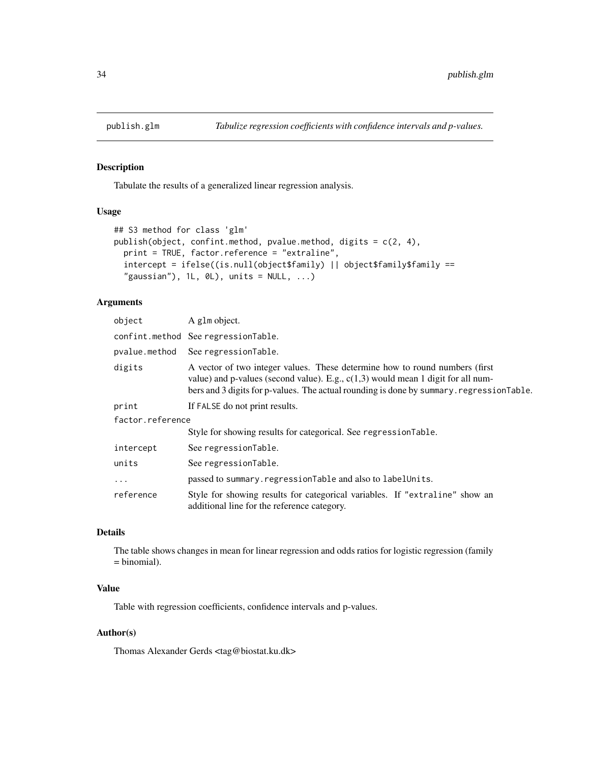# publish.glm — *Tabulize regression coefficients with confidence intervals and p-values.*

## Description

Tabulate the results of a generalized linear regression analysis.

## Usage

```
## S3 method for class 'glm'
publish(object, confint.method, pvalue.method, digits = c(2, 4),
  print = TRUE, factor.reference = "extraline",
  intercept = ifelse((is.null(object$family) || object$family$family ==
  "gaussian"), 1L, 0L), units = NULL, ...)
```

## Arguments

| Argument | Description |
|---|---|
| `object` | A `glm` object. |
| `confint.method` | See `regressionTable`. |
| `pvalue.method` | See `regressionTable`. |
| `digits` | A vector of two integer values. These determine how to round numbers (first value) and p-values (second value). E.g., c(1,3) would mean 1 digit for all numbers and 3 digits for p-values. The actual rounding is done by `summary.regressionTable`. |
| `print` | If `FALSE` do not print results. |
| `factor.reference` | Style for showing results for categorical. See `regressionTable`. |
| `intercept` | See `regressionTable`. |
| `units` | See `regressionTable`. |
| `...` | passed to `summary.regressionTable` and also to `labelUnits`. |
| `reference` | Style for showing results for categorical variables. If `"extraline"` show an additional line for the reference category. |

## Details

The table shows changes in mean for linear regression and odds ratios for logistic regression (family = binomial).

## Value

Table with regression coefficients, confidence intervals and p-values.

## Author(s)

Thomas Alexander Gerds <tag@biostat.ku.dk>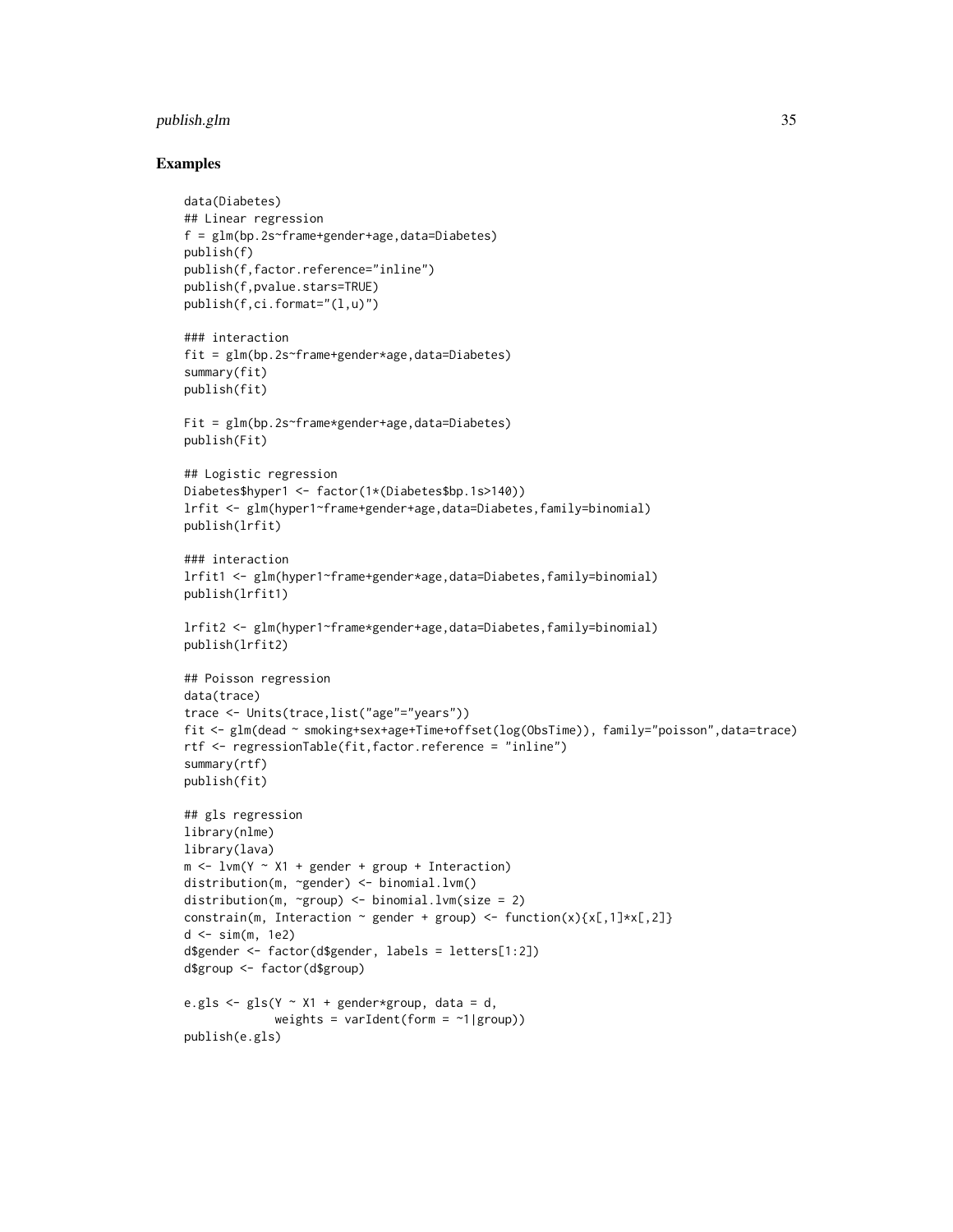## Examples

```
data(Diabetes)
## Linear regression
f = glm(bp.2s~frame+gender+age,data=Diabetes)
publish(f)
publish(f,factor.reference="inline")
publish(f,pvalue.stars=TRUE)
publish(f,ci.format="(l,u)")

### interaction
fit = glm(bp.2s~frame+gender*age,data=Diabetes)
summary(fit)
publish(fit)

Fit = glm(bp.2s~frame*gender+age,data=Diabetes)
publish(Fit)

## Logistic regression
Diabetes$hyper1 <- factor(1*(Diabetes$bp.1s>140))
lrfit <- glm(hyper1~frame+gender+age,data=Diabetes,family=binomial)
publish(lrfit)

### interaction
lrfit1 <- glm(hyper1~frame+gender*age,data=Diabetes,family=binomial)
publish(lrfit1)

lrfit2 <- glm(hyper1~frame*gender+age,data=Diabetes,family=binomial)
publish(lrfit2)

## Poisson regression
data(trace)
trace <- Units(trace,list("age"="years"))
fit <- glm(dead ~ smoking+sex+age+Time+offset(log(ObsTime)), family="poisson",data=trace)
rtf <- regressionTable(fit,factor.reference = "inline")
summary(rtf)
publish(fit)

## gls regression
library(nlme)
library(lava)
m <- lvm(Y ~ X1 + gender + group + Interaction)
distribution(m, ~gender) <- binomial.lvm()
distribution(m, ~group) <- binomial.lvm(size = 2)
constrain(m, Interaction ~ gender + group) <- function(x){x[,1]*x[,2]}
d <- sim(m, 1e2)
d$gender <- factor(d$gender, labels = letters[1:2])
d$group <- factor(d$group)

e.gls <- gls(Y ~ X1 + gender*group, data = d,
             weights = varIdent(form = ~1|group))
publish(e.gls)
```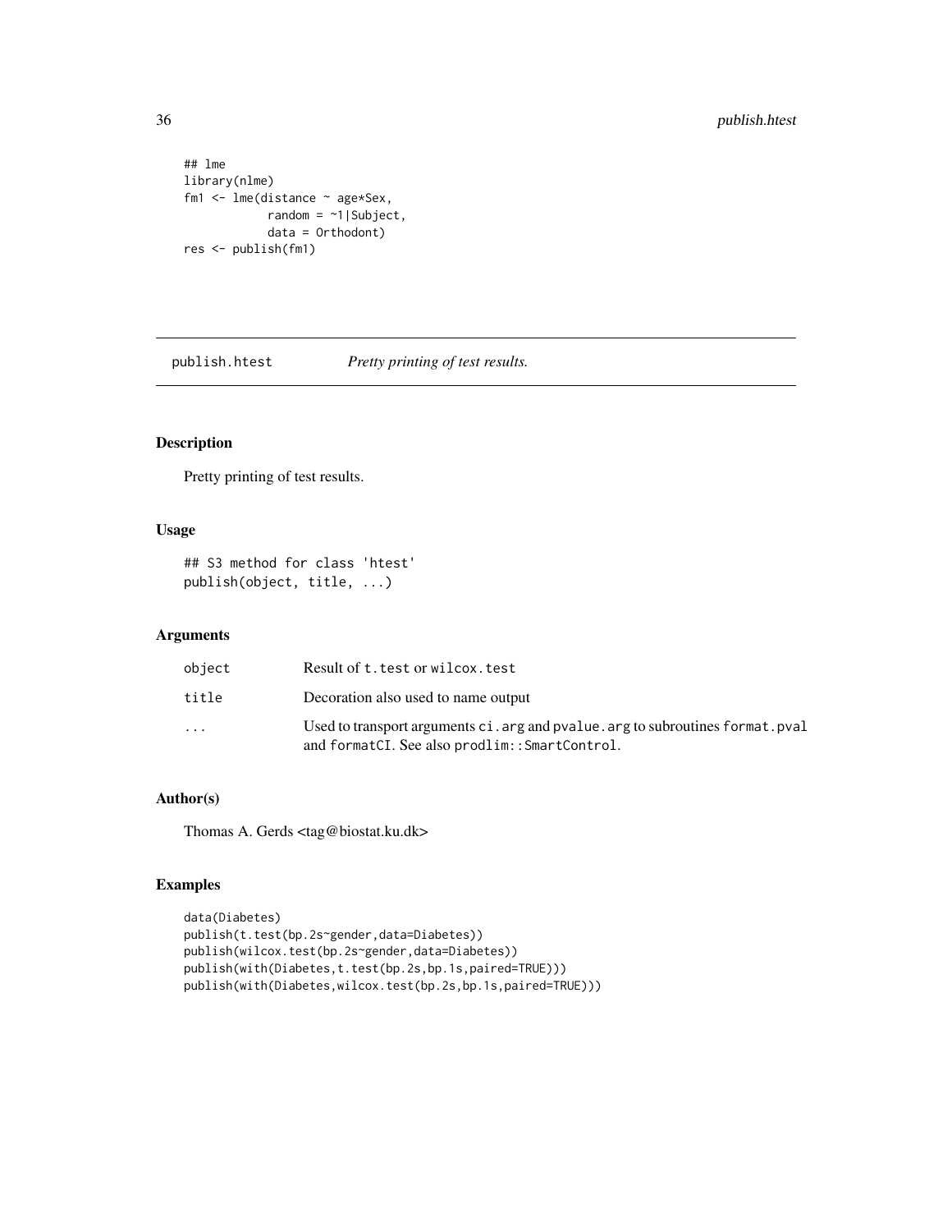```
## lme
library(nlme)
fm1 <- lme(distance ~ age*Sex,
           random = ~1|Subject,
           data = Orthodont)
res <- publish(fm1)
```

## publish.htest *Pretty printing of test results.*

### Description

Pretty printing of test results.

### Usage

```
## S3 method for class 'htest'
publish(object, title, ...)
```

### Arguments

| | |
|---|---|
| object | Result of t.test or wilcox.test |
| title | Decoration also used to name output |
| ... | Used to transport arguments ci.arg and pvalue.arg to subroutines format.pval and formatCI. See also prodlim::SmartControl. |

### Author(s)

Thomas A. Gerds <tag@biostat.ku.dk>

### Examples

```
data(Diabetes)
publish(t.test(bp.2s~gender,data=Diabetes))
publish(wilcox.test(bp.2s~gender,data=Diabetes))
publish(with(Diabetes,t.test(bp.2s,bp.1s,paired=TRUE)))
publish(with(Diabetes,wilcox.test(bp.2s,bp.1s,paired=TRUE)))
```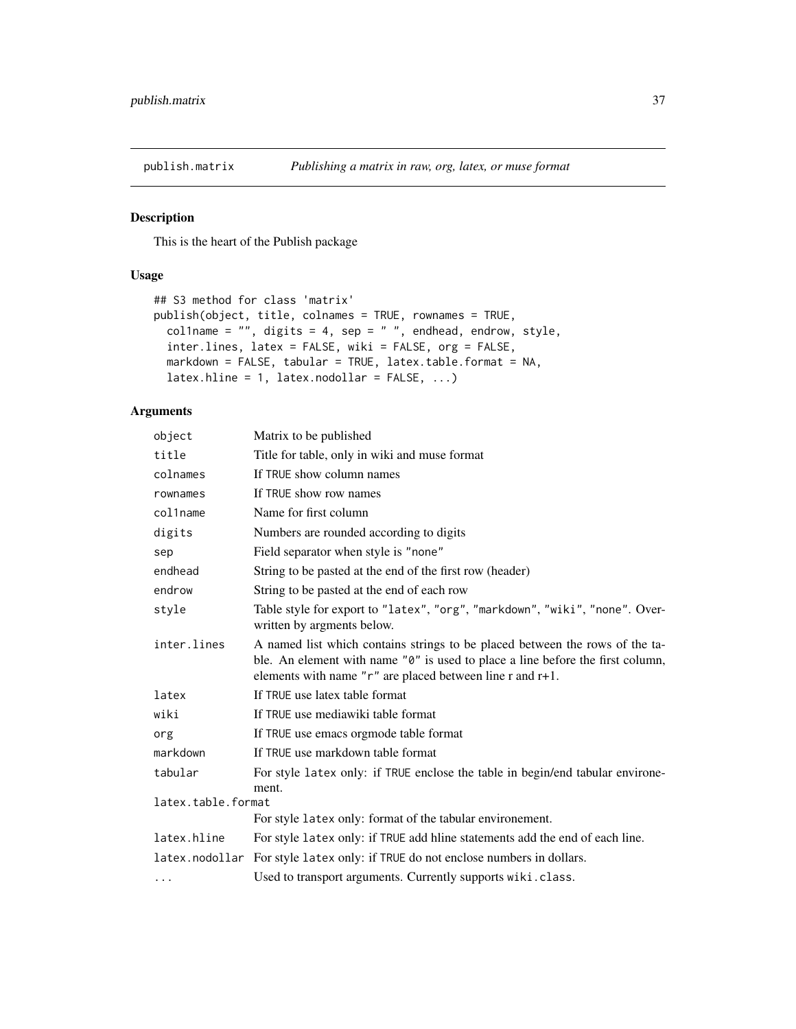# publish.matrix — *Publishing a matrix in raw, org, latex, or muse format*

## Description

This is the heart of the Publish package

## Usage

```
## S3 method for class 'matrix'
publish(object, title, colnames = TRUE, rownames = TRUE,
  col1name = "", digits = 4, sep = " ", endhead, endrow, style,
  inter.lines, latex = FALSE, wiki = FALSE, org = FALSE,
  markdown = FALSE, tabular = TRUE, latex.table.format = NA,
  latex.hline = 1, latex.nodollar = FALSE, ...)
```

## Arguments

| | |
|---|---|
| `object` | Matrix to be published |
| `title` | Title for table, only in wiki and muse format |
| `colnames` | If TRUE show column names |
| `rownames` | If TRUE show row names |
| `col1name` | Name for first column |
| `digits` | Numbers are rounded according to digits |
| `sep` | Field separator when style is "none" |
| `endhead` | String to be pasted at the end of the first row (header) |
| `endrow` | String to be pasted at the end of each row |
| `style` | Table style for export to "latex", "org", "markdown", "wiki", "none". Overwritten by argments below. |
| `inter.lines` | A named list which contains strings to be placed between the rows of the table. An element with name "0" is used to place a line before the first column, elements with name "r" are placed between line r and r+1. |
| `latex` | If TRUE use latex table format |
| `wiki` | If TRUE use mediawiki table format |
| `org` | If TRUE use emacs orgmode table format |
| `markdown` | If TRUE use markdown table format |
| `tabular` | For style latex only: if TRUE enclose the table in begin/end tabular environement. |
| `latex.table.format` | For style latex only: format of the tabular environement. |
| `latex.hline` | For style latex only: if TRUE add hline statements add the end of each line. |
| `latex.nodollar` | For style latex only: if TRUE do not enclose numbers in dollars. |
| `...` | Used to transport arguments. Currently supports wiki.class. |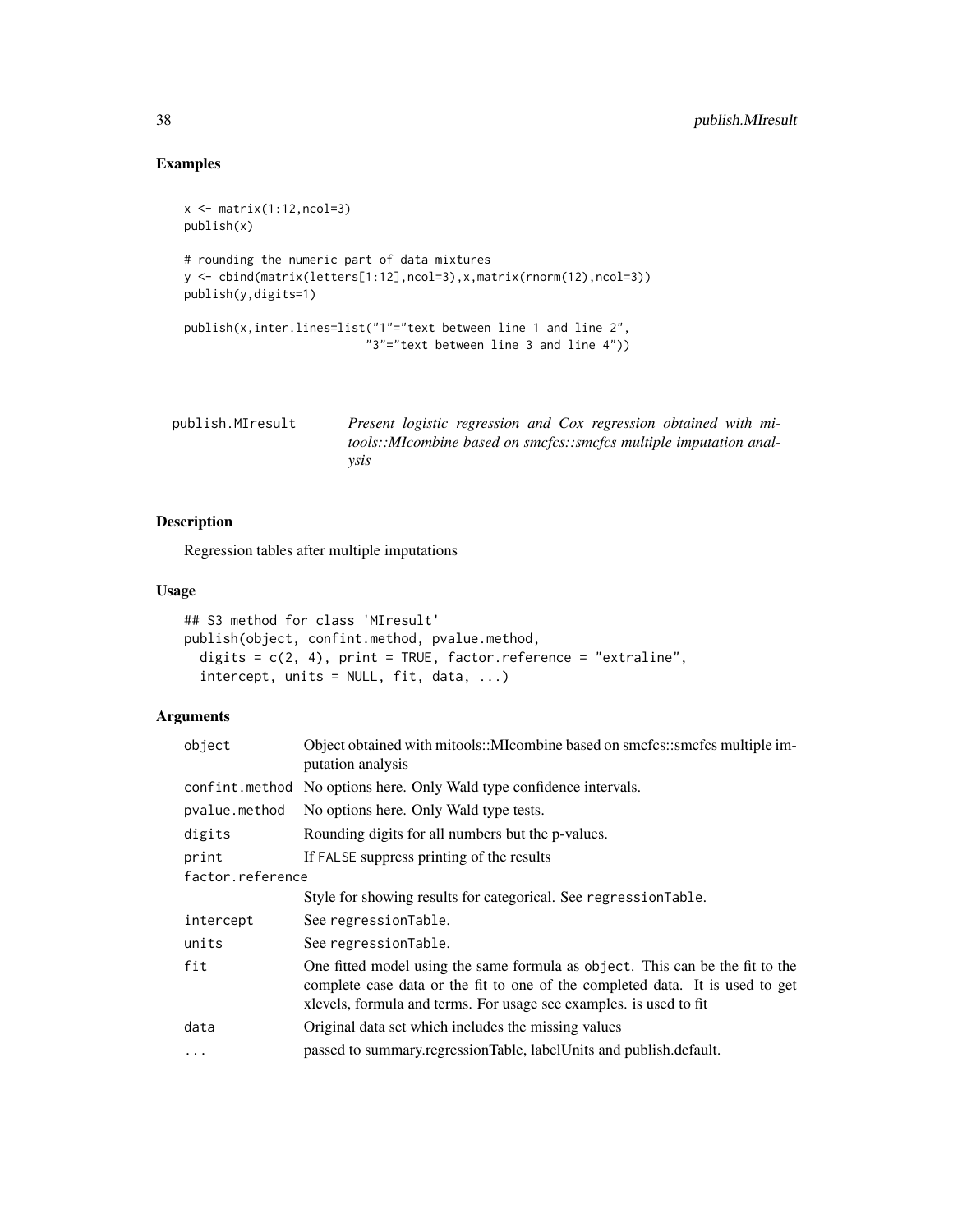## Examples

```
x <- matrix(1:12,ncol=3)
publish(x)

# rounding the numeric part of data mixtures
y <- cbind(matrix(letters[1:12],ncol=3),x,matrix(rnorm(12),ncol=3))
publish(y,digits=1)

publish(x,inter.lines=list("1"="text between line 1 and line 2",
                           "3"="text between line 3 and line 4"))
```

---

# publish.MIresult

*Present logistic regression and Cox regression obtained with mitools::MIcombine based on smcfcs::smcfcs multiple imputation analysis*

---

## Description

Regression tables after multiple imputations

## Usage

```
## S3 method for class 'MIresult'
publish(object, confint.method, pvalue.method,
  digits = c(2, 4), print = TRUE, factor.reference = "extraline",
  intercept, units = NULL, fit, data, ...)
```

## Arguments

| | |
|---|---|
| `object` | Object obtained with mitools::MIcombine based on smcfcs::smcfcs multiple imputation analysis |
| `confint.method` | No options here. Only Wald type confidence intervals. |
| `pvalue.method` | No options here. Only Wald type tests. |
| `digits` | Rounding digits for all numbers but the p-values. |
| `print` | If `FALSE` suppress printing of the results |
| `factor.reference` | Style for showing results for categorical. See `regressionTable`. |
| `intercept` | See `regressionTable`. |
| `units` | See `regressionTable`. |
| `fit` | One fitted model using the same formula as `object`. This can be the fit to the complete case data or the fit to one of the completed data. It is used to get xlevels, formula and terms. For usage see examples. is used to fit |
| `data` | Original data set which includes the missing values |
| `...` | passed to summary.regressionTable, labelUnits and publish.default. |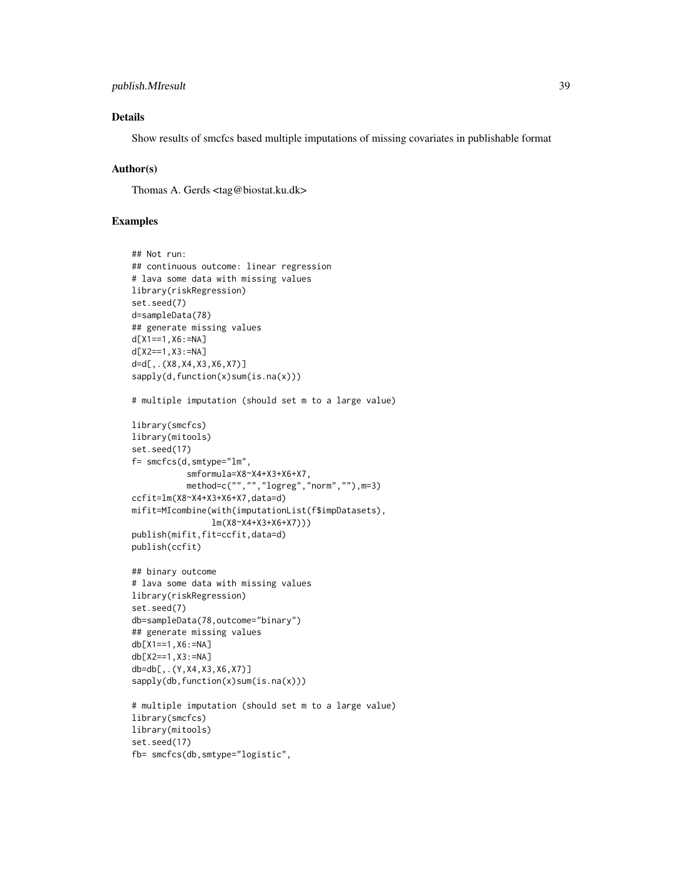## Details

Show results of smcfcs based multiple imputations of missing covariates in publishable format

## Author(s)

Thomas A. Gerds <tag@biostat.ku.dk>

## Examples

```
## Not run:
## continuous outcome: linear regression
# lava some data with missing values
library(riskRegression)
set.seed(7)
d=sampleData(78)
## generate missing values
d[X1==1,X6:=NA]
d[X2==1,X3:=NA]
d=d[,.(X8,X4,X3,X6,X7)]
sapply(d,function(x)sum(is.na(x)))

# multiple imputation (should set m to a large value)

library(smcfcs)
library(mitools)
set.seed(17)
f= smcfcs(d,smtype="lm",
          smformula=X8~X4+X3+X6+X7,
          method=c("","","logreg","norm",""),m=3)
ccfit=lm(X8~X4+X3+X6+X7,data=d)
mifit=MIcombine(with(imputationList(f$impDatasets),
                lm(X8~X4+X3+X6+X7)))
publish(mifit,fit=ccfit,data=d)
publish(ccfit)

## binary outcome
# lava some data with missing values
library(riskRegression)
set.seed(7)
db=sampleData(78,outcome="binary")
## generate missing values
db[X1==1,X6:=NA]
db[X2==1,X3:=NA]
db=db[,.(Y,X4,X3,X6,X7)]
sapply(db,function(x)sum(is.na(x)))

# multiple imputation (should set m to a large value)
library(smcfcs)
library(mitools)
set.seed(17)
fb= smcfcs(db,smtype="logistic",
```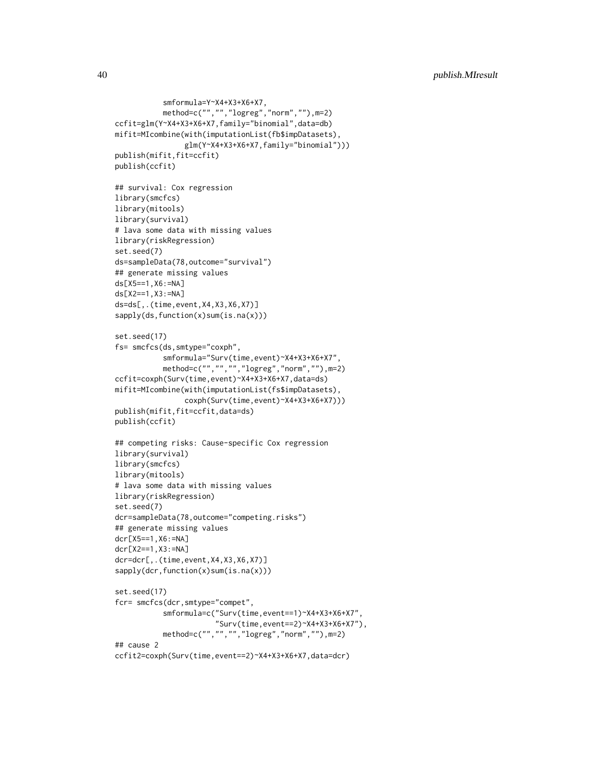```
           smformula=Y~X4+X3+X6+X7,
           method=c("","","logreg","norm",""),m=2)
ccfit=glm(Y~X4+X3+X6+X7,family="binomial",data=db)
mifit=MIcombine(with(imputationList(fb$impDatasets),
                glm(Y~X4+X3+X6+X7,family="binomial")))
publish(mifit,fit=ccfit)
publish(ccfit)

## survival: Cox regression
library(smcfcs)
library(mitools)
library(survival)
# lava some data with missing values
library(riskRegression)
set.seed(7)
ds=sampleData(78,outcome="survival")
## generate missing values
ds[X5==1,X6:=NA]
ds[X2==1,X3:=NA]
ds=ds[,.(time,event,X4,X3,X6,X7)]
sapply(ds,function(x)sum(is.na(x)))

set.seed(17)
fs= smcfcs(ds,smtype="coxph",
           smformula="Surv(time,event)~X4+X3+X6+X7",
           method=c("","","","logreg","norm",""),m=2)
ccfit=coxph(Surv(time,event)~X4+X3+X6+X7,data=ds)
mifit=MIcombine(with(imputationList(fs$impDatasets),
                coxph(Surv(time,event)~X4+X3+X6+X7)))
publish(mifit,fit=ccfit,data=ds)
publish(ccfit)

## competing risks: Cause-specific Cox regression
library(survival)
library(smcfcs)
library(mitools)
# lava some data with missing values
library(riskRegression)
set.seed(7)
dcr=sampleData(78,outcome="competing.risks")
## generate missing values
dcr[X5==1,X6:=NA]
dcr[X2==1,X3:=NA]
dcr=dcr[,.(time,event,X4,X3,X6,X7)]
sapply(dcr,function(x)sum(is.na(x)))

set.seed(17)
fcr= smcfcs(dcr,smtype="compet",
           smformula=c("Surv(time,event==1)~X4+X3+X6+X7",
                       "Surv(time,event==2)~X4+X3+X6+X7"),
           method=c("","","","logreg","norm",""),m=2)
## cause 2
ccfit2=coxph(Surv(time,event==2)~X4+X3+X6+X7,data=dcr)
```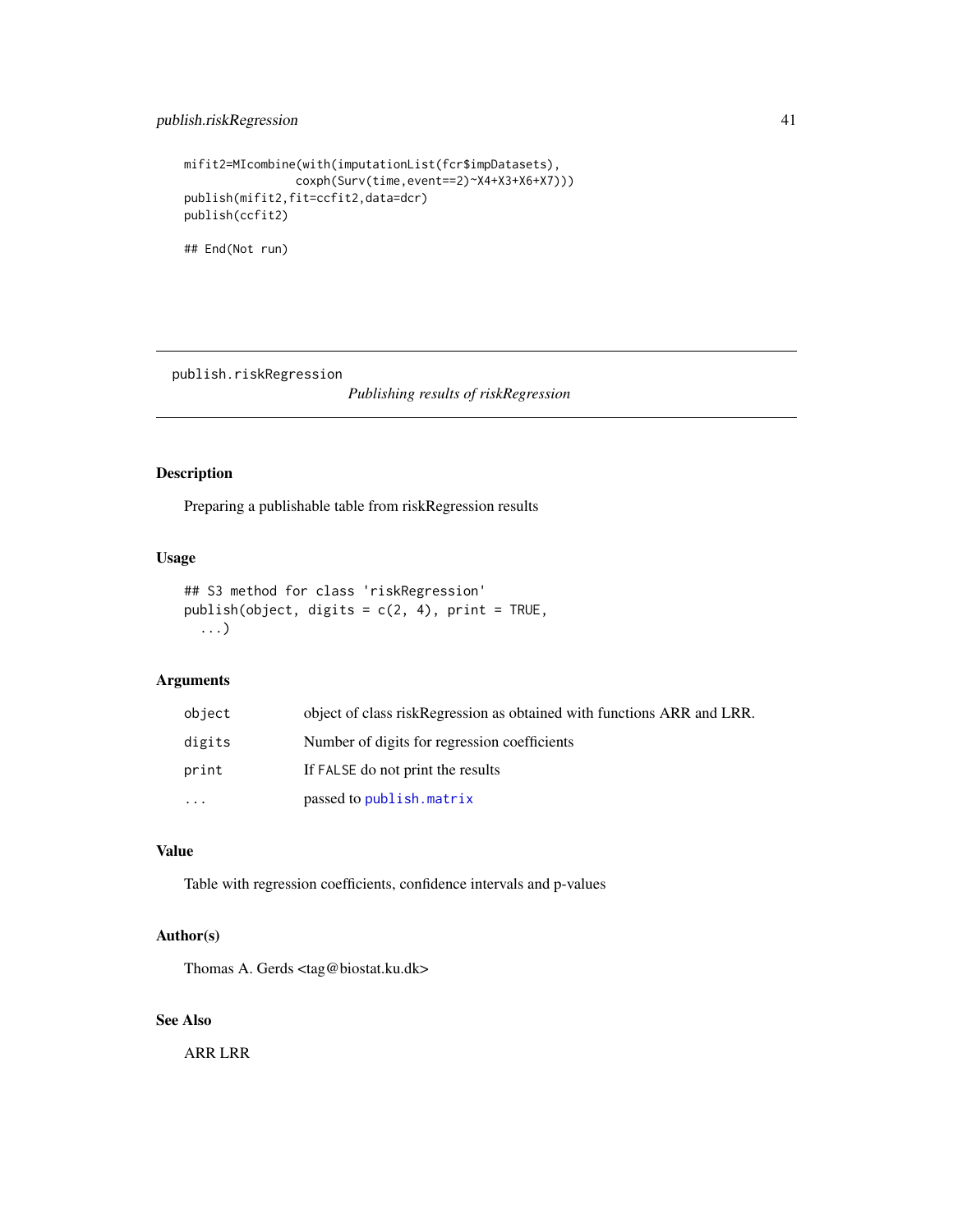```
mifit2=MIcombine(with(imputationList(fcr$impDatasets),
                coxph(Surv(time,event==2)~X4+X3+X6+X7)))
publish(mifit2,fit=ccfit2,data=dcr)
publish(ccfit2)

## End(Not run)
```

## publish.riskRegression

*Publishing results of riskRegression*

### Description

Preparing a publishable table from riskRegression results

### Usage

```
## S3 method for class 'riskRegression'
publish(object, digits = c(2, 4), print = TRUE,
  ...)
```

### Arguments

| | |
|---|---|
| `object` | object of class riskRegression as obtained with functions ARR and LRR. |
| `digits` | Number of digits for regression coefficients |
| `print` | If `FALSE` do not print the results |
| `...` | passed to `publish.matrix` |

### Value

Table with regression coefficients, confidence intervals and p-values

### Author(s)

Thomas A. Gerds <tag@biostat.ku.dk>

### See Also

ARR LRR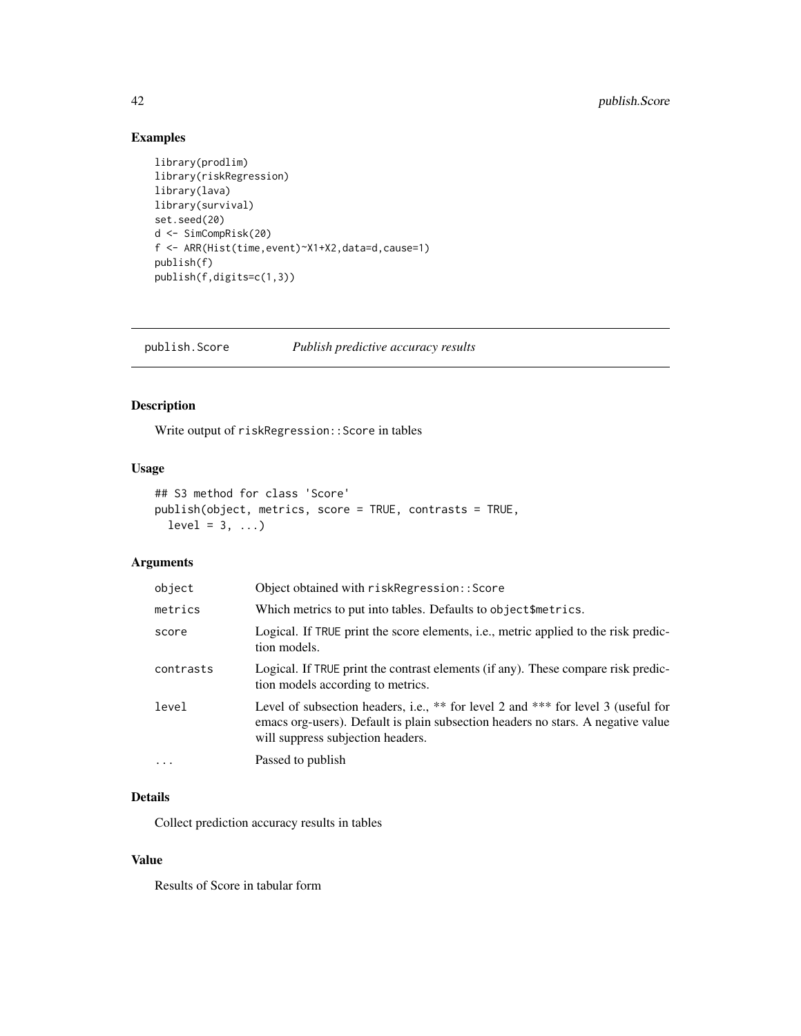## Examples

```
library(prodlim)
library(riskRegression)
library(lava)
library(survival)
set.seed(20)
d <- SimCompRisk(20)
f <- ARR(Hist(time,event)~X1+X2,data=d,cause=1)
publish(f)
publish(f,digits=c(1,3))
```

---

# publish.Score *Publish predictive accuracy results*

---

## Description

Write output of riskRegression::Score in tables

## Usage

```
## S3 method for class 'Score'
publish(object, metrics, score = TRUE, contrasts = TRUE,
  level = 3, ...)
```

## Arguments

| | |
|---|---|
| object | Object obtained with riskRegression::Score |
| metrics | Which metrics to put into tables. Defaults to object$metrics. |
| score | Logical. If TRUE print the score elements, i.e., metric applied to the risk prediction models. |
| contrasts | Logical. If TRUE print the contrast elements (if any). These compare risk prediction models according to metrics. |
| level | Level of subsection headers, i.e., ** for level 2 and *** for level 3 (useful for emacs org-users). Default is plain subsection headers no stars. A negative value will suppress subjection headers. |
| ... | Passed to publish |

## Details

Collect prediction accuracy results in tables

## Value

Results of Score in tabular form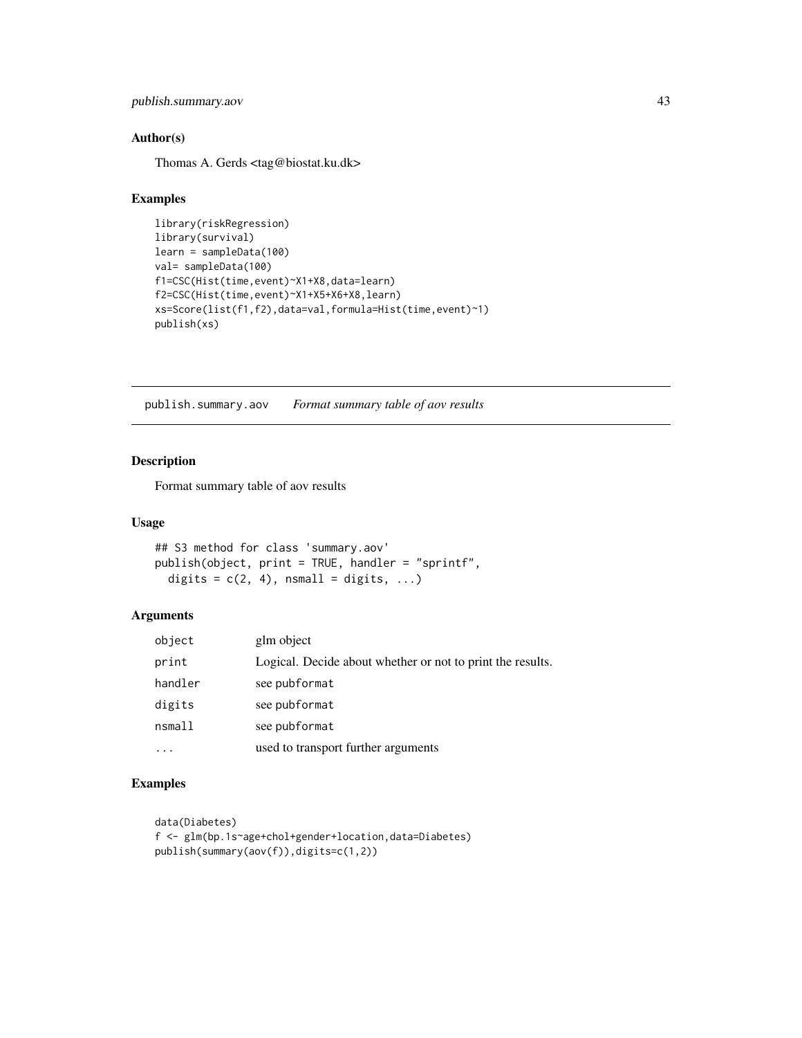## Author(s)

Thomas A. Gerds <tag@biostat.ku.dk>

## Examples

```
library(riskRegression)
library(survival)
learn = sampleData(100)
val= sampleData(100)
f1=CSC(Hist(time,event)~X1+X8,data=learn)
f2=CSC(Hist(time,event)~X1+X5+X6+X8,learn)
xs=Score(list(f1,f2),data=val,formula=Hist(time,event)~1)
publish(xs)
```

---

# publish.summary.aov *Format summary table of aov results*

## Description

Format summary table of aov results

## Usage

```
## S3 method for class 'summary.aov'
publish(object, print = TRUE, handler = "sprintf",
  digits = c(2, 4), nsmall = digits, ...)
```

## Arguments

| | |
|---|---|
| object | glm object |
| print | Logical. Decide about whether or not to print the results. |
| handler | see pubformat |
| digits | see pubformat |
| nsmall | see pubformat |
| ... | used to transport further arguments |

## Examples

```
data(Diabetes)
f <- glm(bp.1s~age+chol+gender+location,data=Diabetes)
publish(summary(aov(f)),digits=c(1,2))
```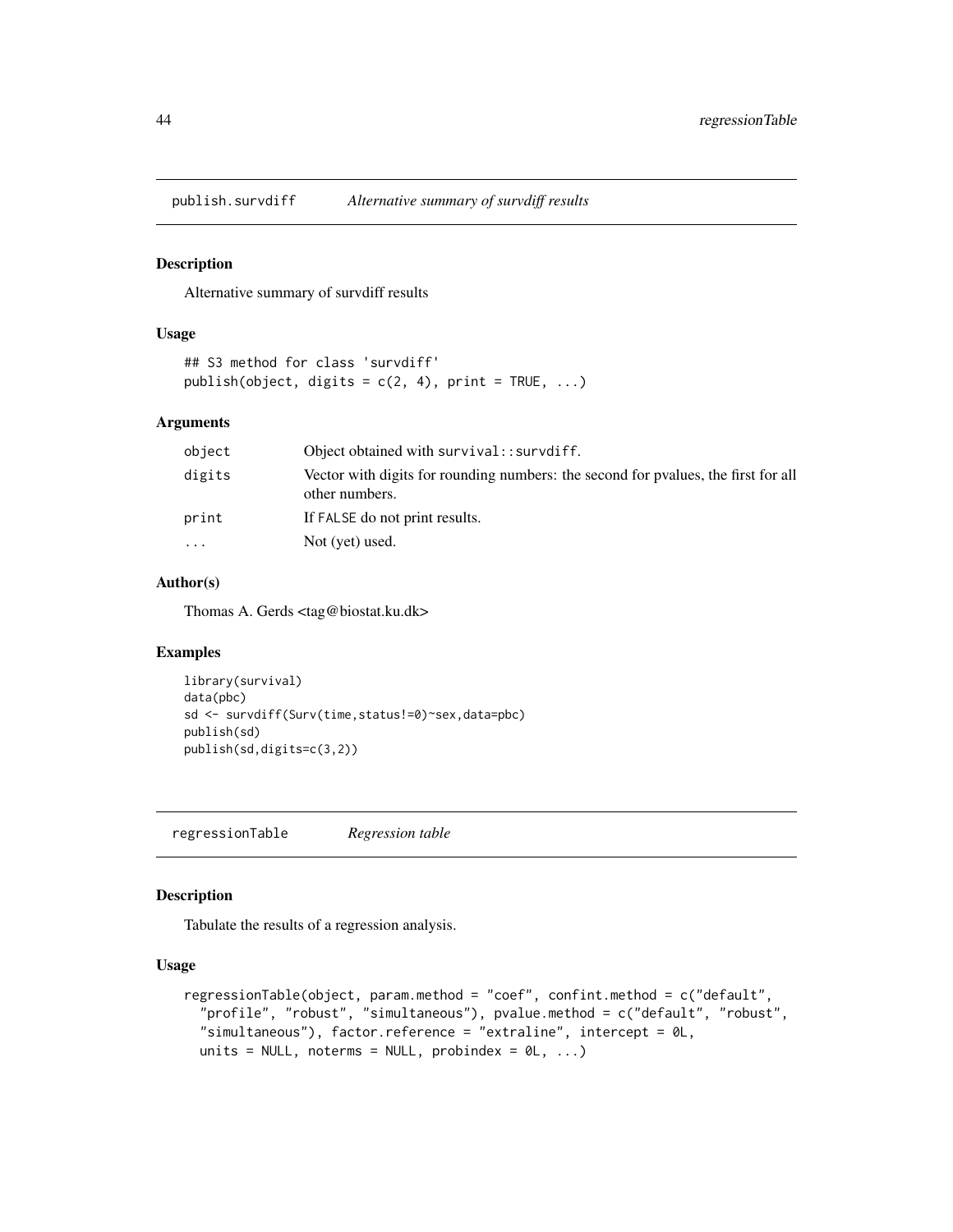## publish.survdiff *Alternative summary of survdiff results*

### Description

Alternative summary of survdiff results

### Usage

```
## S3 method for class 'survdiff'
publish(object, digits = c(2, 4), print = TRUE, ...)
```

### Arguments

| | |
|---|---|
| object | Object obtained with `survival::survdiff`. |
| digits | Vector with digits for rounding numbers: the second for pvalues, the first for all other numbers. |
| print | If `FALSE` do not print results. |
| ... | Not (yet) used. |

### Author(s)

Thomas A. Gerds <tag@biostat.ku.dk>

### Examples

```
library(survival)
data(pbc)
sd <- survdiff(Surv(time,status!=0)~sex,data=pbc)
publish(sd)
publish(sd,digits=c(3,2))
```

## regressionTable *Regression table*

### Description

Tabulate the results of a regression analysis.

### Usage

```
regressionTable(object, param.method = "coef", confint.method = c("default",
  "profile", "robust", "simultaneous"), pvalue.method = c("default", "robust",
  "simultaneous"), factor.reference = "extraline", intercept = 0L,
  units = NULL, noterms = NULL, probindex = 0L, ...)
```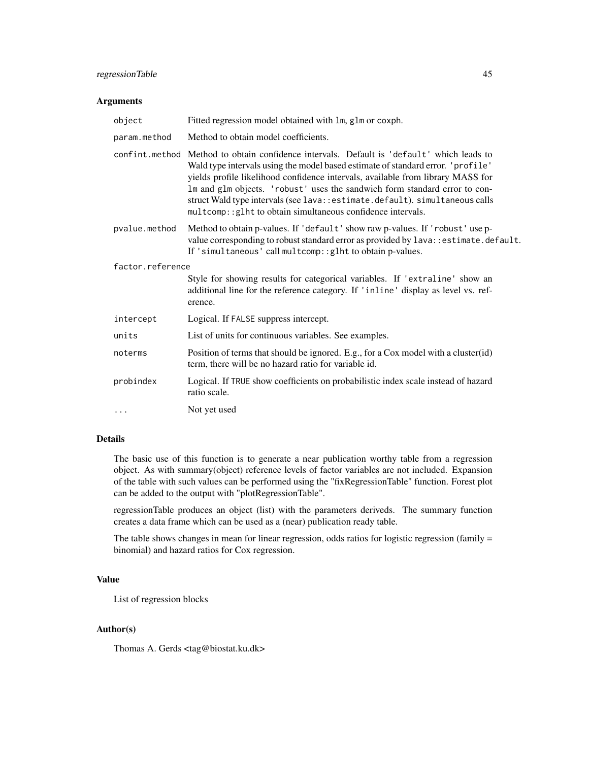## Arguments

| | |
|---|---|
| `object` | Fitted regression model obtained with `lm`, `glm` or `coxph`. |
| `param.method` | Method to obtain model coefficients. |
| `confint.method` | Method to obtain confidence intervals. Default is `'default'` which leads to Wald type intervals using the model based estimate of standard error. `'profile'` yields profile likelihood confidence intervals, available from library MASS for `lm` and `glm` objects. `'robust'` uses the sandwich form standard error to construct Wald type intervals (see `lava::estimate.default`). `simultaneous` calls `multcomp::glht` to obtain simultaneous confidence intervals. |
| `pvalue.method` | Method to obtain p-values. If `'default'` show raw p-values. If `'robust'` use p-value corresponding to robust standard error as provided by `lava::estimate.default`. If `'simultaneous'` call `multcomp::glht` to obtain p-values. |
| `factor.reference` | Style for showing results for categorical variables. If `'extraline'` show an additional line for the reference category. If `'inline'` display as level vs. reference. |
| `intercept` | Logical. If `FALSE` suppress intercept. |
| `units` | List of units for continuous variables. See examples. |
| `noterms` | Position of terms that should be ignored. E.g., for a Cox model with a cluster(id) term, there will be no hazard ratio for variable id. |
| `probindex` | Logical. If `TRUE` show coefficients on probabilistic index scale instead of hazard ratio scale. |
| `...` | Not yet used |

## Details

The basic use of this function is to generate a near publication worthy table from a regression object. As with summary(object) reference levels of factor variables are not included. Expansion of the table with such values can be performed using the "fixRegressionTable" function. Forest plot can be added to the output with "plotRegressionTable".

regressionTable produces an object (list) with the parameters deriveds. The summary function creates a data frame which can be used as a (near) publication ready table.

The table shows changes in mean for linear regression, odds ratios for logistic regression (family = binomial) and hazard ratios for Cox regression.

## Value

List of regression blocks

## Author(s)

Thomas A. Gerds <tag@biostat.ku.dk>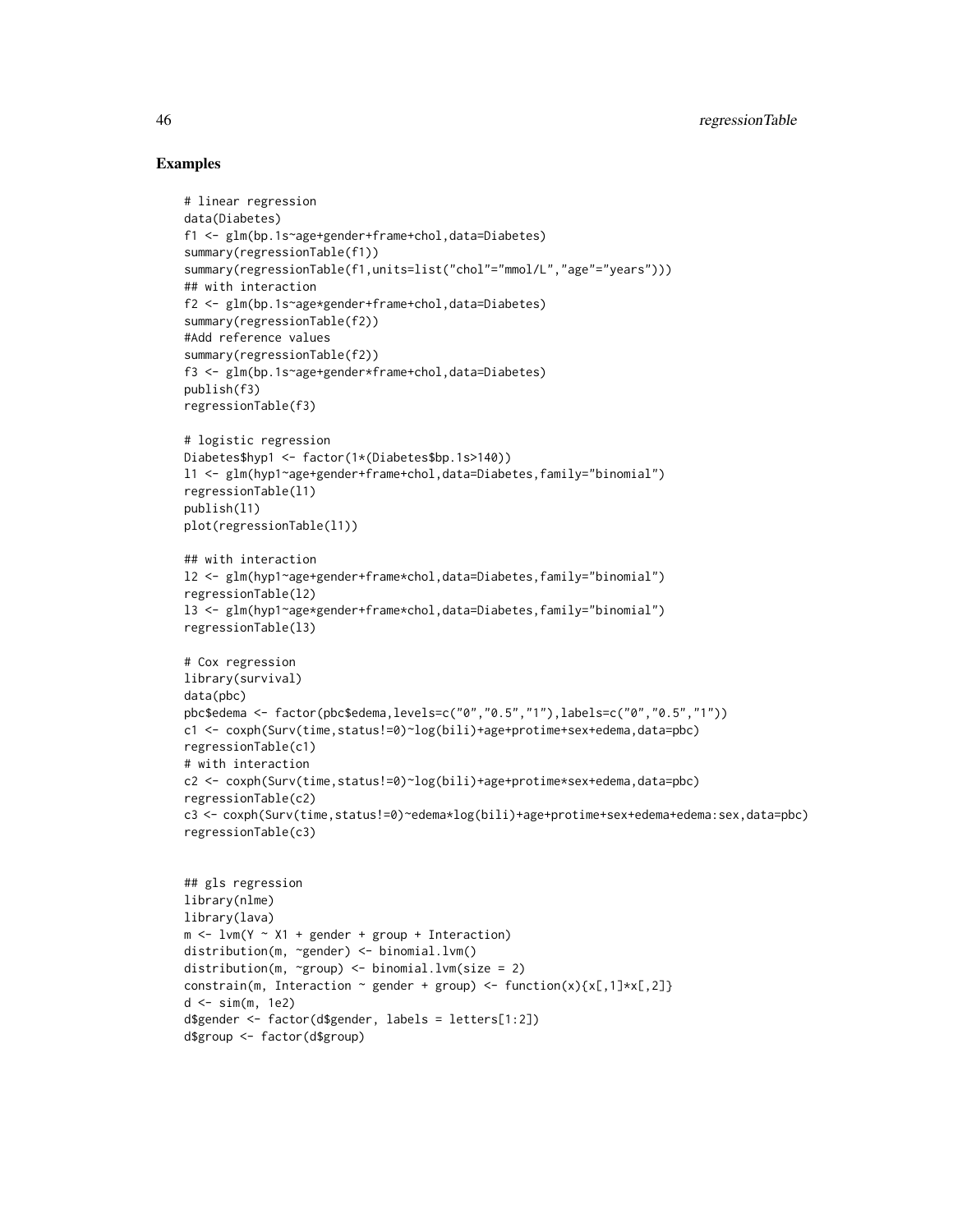## Examples

```
# linear regression
data(Diabetes)
f1 <- glm(bp.1s~age+gender+frame+chol,data=Diabetes)
summary(regressionTable(f1))
summary(regressionTable(f1,units=list("chol"="mmol/L","age"="years")))
## with interaction
f2 <- glm(bp.1s~age*gender+frame+chol,data=Diabetes)
summary(regressionTable(f2))
#Add reference values
summary(regressionTable(f2))
f3 <- glm(bp.1s~age+gender*frame+chol,data=Diabetes)
publish(f3)
regressionTable(f3)

# logistic regression
Diabetes$hyp1 <- factor(1*(Diabetes$bp.1s>140))
l1 <- glm(hyp1~age+gender+frame+chol,data=Diabetes,family="binomial")
regressionTable(l1)
publish(l1)
plot(regressionTable(l1))

## with interaction
l2 <- glm(hyp1~age+gender+frame*chol,data=Diabetes,family="binomial")
regressionTable(l2)
l3 <- glm(hyp1~age*gender+frame*chol,data=Diabetes,family="binomial")
regressionTable(l3)

# Cox regression
library(survival)
data(pbc)
pbc$edema <- factor(pbc$edema,levels=c("0","0.5","1"),labels=c("0","0.5","1"))
c1 <- coxph(Surv(time,status!=0)~log(bili)+age+protime+sex+edema,data=pbc)
regressionTable(c1)
# with interaction
c2 <- coxph(Surv(time,status!=0)~log(bili)+age+protime*sex+edema,data=pbc)
regressionTable(c2)
c3 <- coxph(Surv(time,status!=0)~edema*log(bili)+age+protime+sex+edema+edema:sex,data=pbc)
regressionTable(c3)


## gls regression
library(nlme)
library(lava)
m <- lvm(Y ~ X1 + gender + group + Interaction)
distribution(m, ~gender) <- binomial.lvm()
distribution(m, ~group) <- binomial.lvm(size = 2)
constrain(m, Interaction ~ gender + group) <- function(x){x[,1]*x[,2]}
d <- sim(m, 1e2)
d$gender <- factor(d$gender, labels = letters[1:2])
d$group <- factor(d$group)
```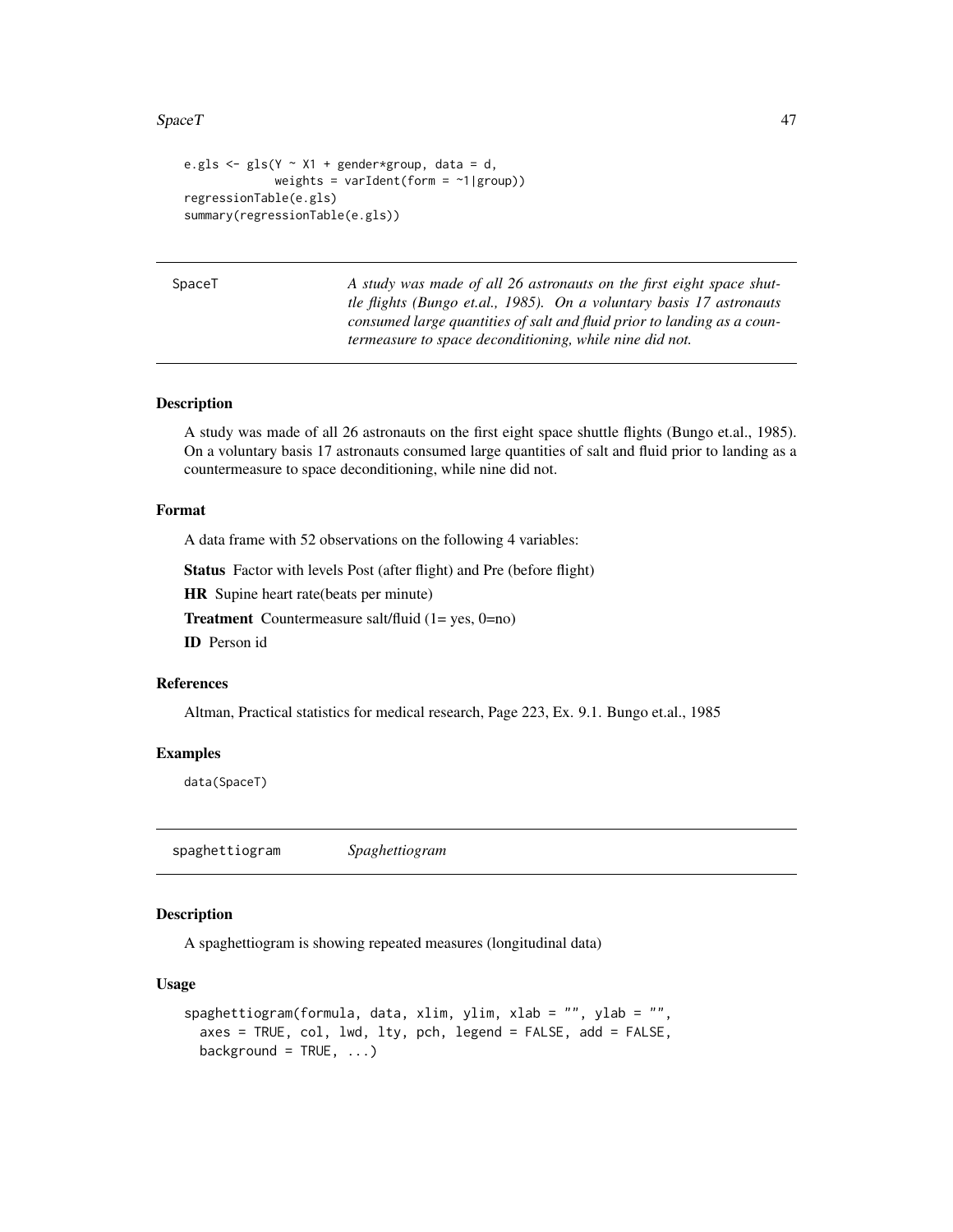```
e.gls <- gls(Y ~ X1 + gender*group, data = d,
             weights = varIdent(form = ~1|group))
regressionTable(e.gls)
summary(regressionTable(e.gls))
```

## SpaceT

*A study was made of all 26 astronauts on the first eight space shuttle flights (Bungo et.al., 1985). On a voluntary basis 17 astronauts consumed large quantities of salt and fluid prior to landing as a countermeasure to space deconditioning, while nine did not.*

### Description

A study was made of all 26 astronauts on the first eight space shuttle flights (Bungo et.al., 1985). On a voluntary basis 17 astronauts consumed large quantities of salt and fluid prior to landing as a countermeasure to space deconditioning, while nine did not.

### Format

A data frame with 52 observations on the following 4 variables:

**Status** Factor with levels Post (after flight) and Pre (before flight)

**HR** Supine heart rate(beats per minute)

**Treatment** Countermeasure salt/fluid (1= yes, 0=no)

**ID** Person id

### References

Altman, Practical statistics for medical research, Page 223, Ex. 9.1. Bungo et.al., 1985

### Examples

```
data(SpaceT)
```

## spaghettiogram

*Spaghettiogram*

### Description

A spaghettiogram is showing repeated measures (longitudinal data)

### Usage

```
spaghettiogram(formula, data, xlim, ylim, xlab = "", ylab = "",
  axes = TRUE, col, lwd, lty, pch, legend = FALSE, add = FALSE,
  background = TRUE, ...)
```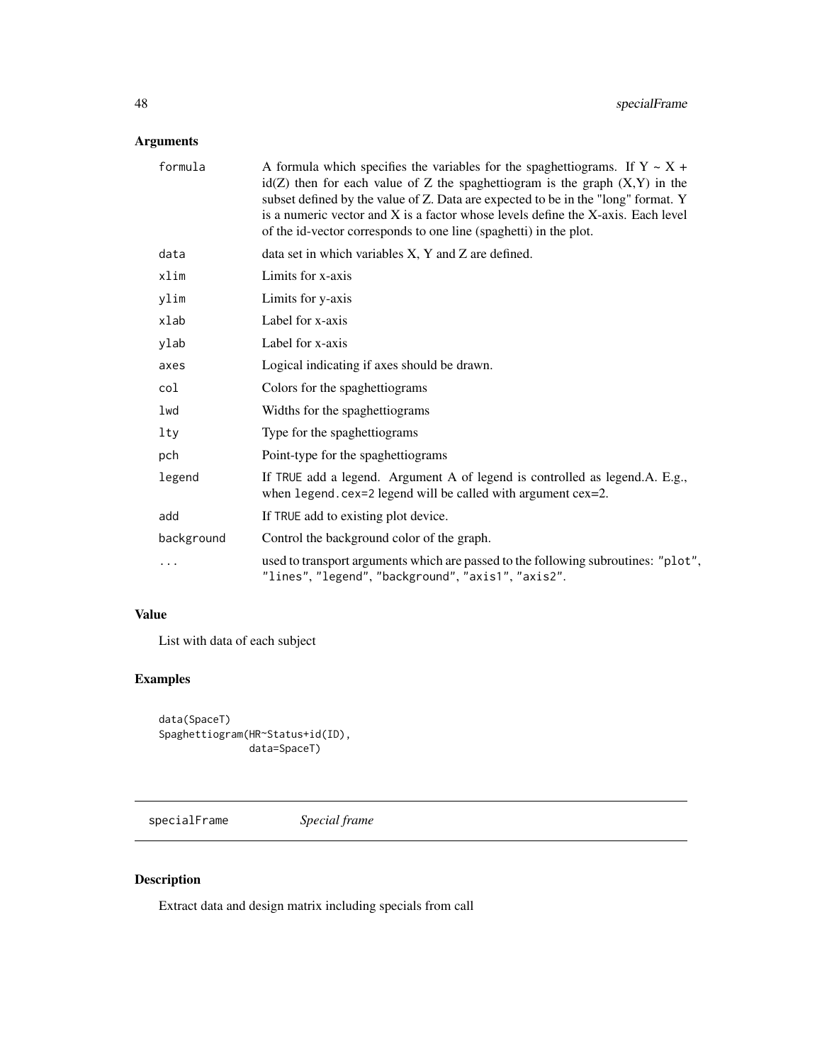## Arguments

| Argument | Description |
| --- | --- |
| formula | A formula which specifies the variables for the spaghettiograms. If Y ~ X + id(Z) then for each value of Z the spaghettiogram is the graph (X,Y) in the subset defined by the value of Z. Data are expected to be in the "long" format. Y is a numeric vector and X is a factor whose levels define the X-axis. Each level of the id-vector corresponds to one line (spaghetti) in the plot. |
| data | data set in which variables X, Y and Z are defined. |
| xlim | Limits for x-axis |
| ylim | Limits for y-axis |
| xlab | Label for x-axis |
| ylab | Label for x-axis |
| axes | Logical indicating if axes should be drawn. |
| col | Colors for the spaghettiograms |
| lwd | Widths for the spaghettiograms |
| lty | Type for the spaghettiograms |
| pch | Point-type for the spaghettiograms |
| legend | If TRUE add a legend. Argument A of legend is controlled as legend.A. E.g., when legend.cex=2 legend will be called with argument cex=2. |
| add | If TRUE add to existing plot device. |
| background | Control the background color of the graph. |
| ... | used to transport arguments which are passed to the following subroutines: "plot", "lines", "legend", "background", "axis1", "axis2". |

## Value

List with data of each subject

## Examples

```
data(SpaceT)
Spaghettiogram(HR~Status+id(ID),
               data=SpaceT)
```

---

# specialFrame *Special frame*

---

## Description

Extract data and design matrix including specials from call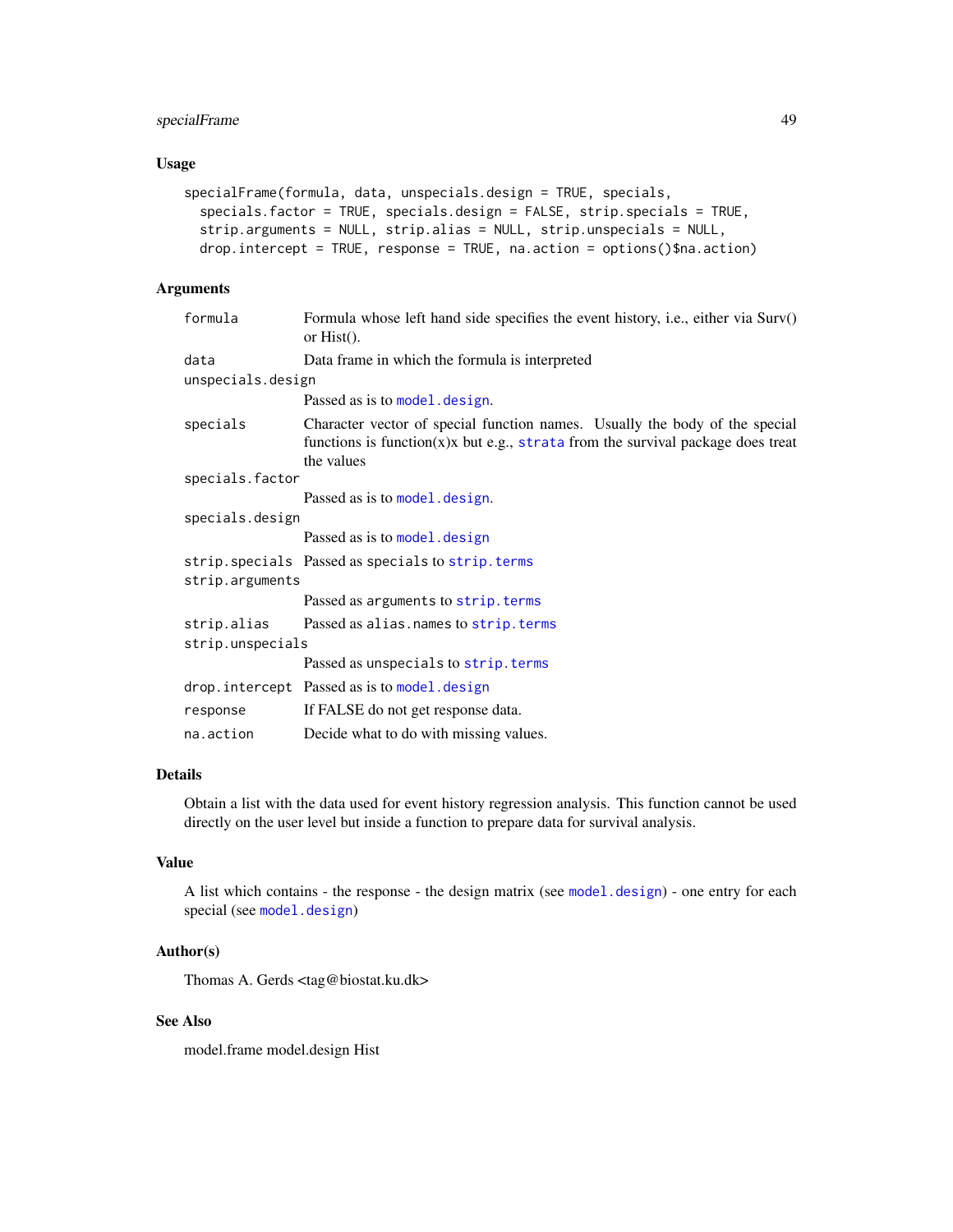## Usage

```
specialFrame(formula, data, unspecials.design = TRUE, specials,
  specials.factor = TRUE, specials.design = FALSE, strip.specials = TRUE,
  strip.arguments = NULL, strip.alias = NULL, strip.unspecials = NULL,
  drop.intercept = TRUE, response = TRUE, na.action = options()$na.action)
```

## Arguments

| Argument | Description |
|---|---|
| `formula` | Formula whose left hand side specifies the event history, i.e., either via Surv() or Hist(). |
| `data` | Data frame in which the formula is interpreted |
| `unspecials.design` | Passed as is to `model.design`. |
| `specials` | Character vector of special function names. Usually the body of the special functions is function(x)x but e.g., `strata` from the survival package does treat the values |
| `specials.factor` | Passed as is to `model.design`. |
| `specials.design` | Passed as is to `model.design` |
| `strip.specials` | Passed as `specials` to `strip.terms` |
| `strip.arguments` | Passed as `arguments` to `strip.terms` |
| `strip.alias` | Passed as `alias.names` to `strip.terms` |
| `strip.unspecials` | Passed as `unspecials` to `strip.terms` |
| `drop.intercept` | Passed as is to `model.design` |
| `response` | If FALSE do not get response data. |
| `na.action` | Decide what to do with missing values. |

## Details

Obtain a list with the data used for event history regression analysis. This function cannot be used directly on the user level but inside a function to prepare data for survival analysis.

## Value

A list which contains - the response - the design matrix (see `model.design`) - one entry for each special (see `model.design`)

## Author(s)

Thomas A. Gerds <tag@biostat.ku.dk>

## See Also

model.frame model.design Hist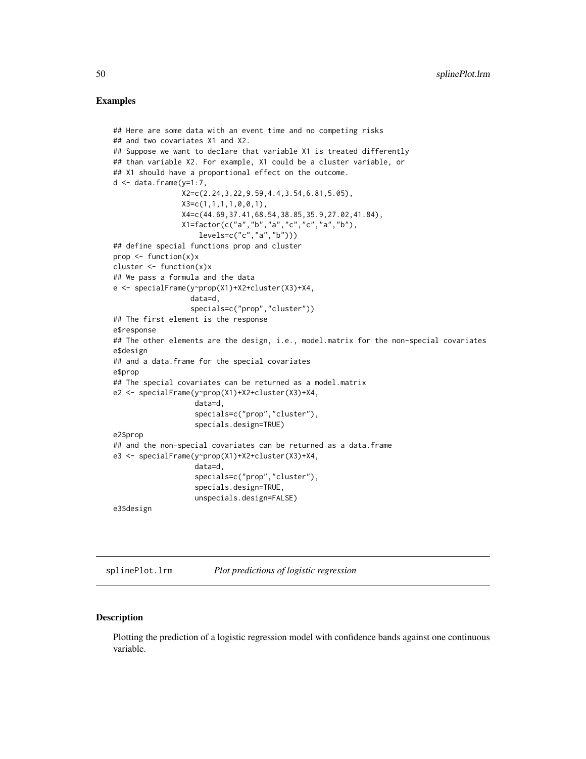## Examples

```
## Here are some data with an event time and no competing risks
## and two covariates X1 and X2.
## Suppose we want to declare that variable X1 is treated differently
## than variable X2. For example, X1 could be a cluster variable, or
## X1 should have a proportional effect on the outcome.
d <- data.frame(y=1:7,
                X2=c(2.24,3.22,9.59,4.4,3.54,6.81,5.05),
                X3=c(1,1,1,1,0,0,1),
                X4=c(44.69,37.41,68.54,38.85,35.9,27.02,41.84),
                X1=factor(c("a","b","a","c","c","a","b"),
                    levels=c("c","a","b")))
## define special functions prop and cluster
prop <- function(x)x
cluster <- function(x)x
## We pass a formula and the data
e <- specialFrame(y~prop(X1)+X2+cluster(X3)+X4,
                  data=d,
                  specials=c("prop","cluster"))
## The first element is the response
e$response
## The other elements are the design, i.e., model.matrix for the non-special covariates
e$design
## and a data.frame for the special covariates
e$prop
## The special covariates can be returned as a model.matrix
e2 <- specialFrame(y~prop(X1)+X2+cluster(X3)+X4,
                   data=d,
                   specials=c("prop","cluster"),
                   specials.design=TRUE)
e2$prop
## and the non-special covariates can be returned as a data.frame
e3 <- specialFrame(y~prop(X1)+X2+cluster(X3)+X4,
                   data=d,
                   specials=c("prop","cluster"),
                   specials.design=TRUE,
                   unspecials.design=FALSE)
e3$design
```

---

# splinePlot.lrm — *Plot predictions of logistic regression*

## Description

Plotting the prediction of a logistic regression model with confidence bands against one continuous variable.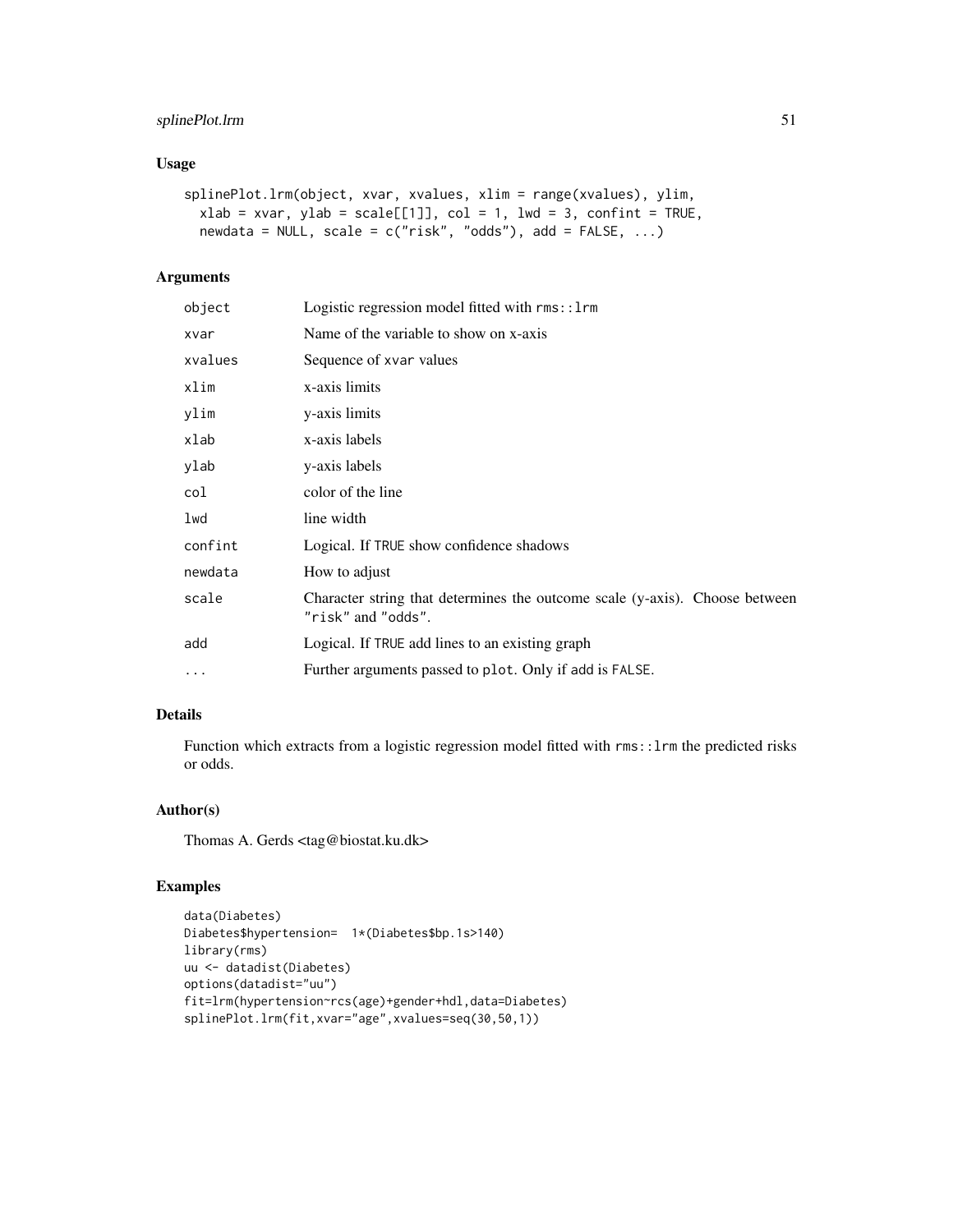## Usage

```
splinePlot.lrm(object, xvar, xvalues, xlim = range(xvalues), ylim,
  xlab = xvar, ylab = scale[[1]], col = 1, lwd = 3, confint = TRUE,
  newdata = NULL, scale = c("risk", "odds"), add = FALSE, ...)
```

## Arguments

| | |
|---|---|
| object | Logistic regression model fitted with rms::lrm |
| xvar | Name of the variable to show on x-axis |
| xvalues | Sequence of xvar values |
| xlim | x-axis limits |
| ylim | y-axis limits |
| xlab | x-axis labels |
| ylab | y-axis labels |
| col | color of the line |
| lwd | line width |
| confint | Logical. If TRUE show confidence shadows |
| newdata | How to adjust |
| scale | Character string that determines the outcome scale (y-axis). Choose between "risk" and "odds". |
| add | Logical. If TRUE add lines to an existing graph |
| ... | Further arguments passed to plot. Only if add is FALSE. |

## Details

Function which extracts from a logistic regression model fitted with rms::lrm the predicted risks or odds.

## Author(s)

Thomas A. Gerds <tag@biostat.ku.dk>

## Examples

```
data(Diabetes)
Diabetes$hypertension=  1*(Diabetes$bp.1s>140)
library(rms)
uu <- datadist(Diabetes)
options(datadist="uu")
fit=lrm(hypertension~rcs(age)+gender+hdl,data=Diabetes)
splinePlot.lrm(fit,xvar="age",xvalues=seq(30,50,1))
```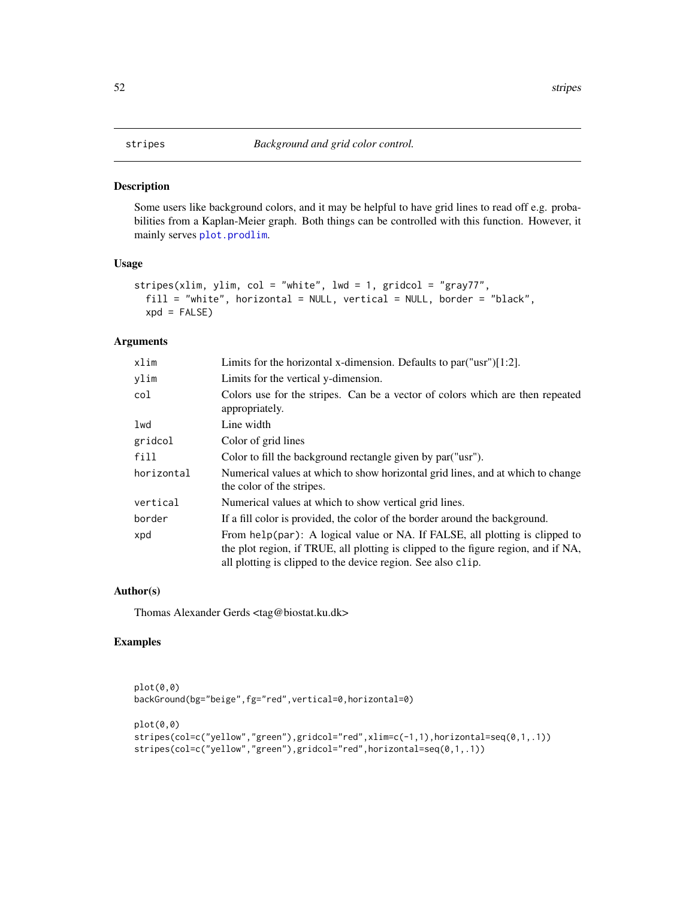# stripes — *Background and grid color control.*

## Description

Some users like background colors, and it may be helpful to have grid lines to read off e.g. probabilities from a Kaplan-Meier graph. Both things can be controlled with this function. However, it mainly serves plot.prodlim.

## Usage

```
stripes(xlim, ylim, col = "white", lwd = 1, gridcol = "gray77",
  fill = "white", horizontal = NULL, vertical = NULL, border = "black",
  xpd = FALSE)
```

## Arguments

| | |
|---|---|
| xlim | Limits for the horizontal x-dimension. Defaults to par("usr")[1:2]. |
| ylim | Limits for the vertical y-dimension. |
| col | Colors use for the stripes. Can be a vector of colors which are then repeated appropriately. |
| lwd | Line width |
| gridcol | Color of grid lines |
| fill | Color to fill the background rectangle given by par("usr"). |
| horizontal | Numerical values at which to show horizontal grid lines, and at which to change the color of the stripes. |
| vertical | Numerical values at which to show vertical grid lines. |
| border | If a fill color is provided, the color of the border around the background. |
| xpd | From `help(par)`: A logical value or NA. If FALSE, all plotting is clipped to the plot region, if TRUE, all plotting is clipped to the figure region, and if NA, all plotting is clipped to the device region. See also `clip`. |

## Author(s)

Thomas Alexander Gerds <tag@biostat.ku.dk>

## Examples

```
plot(0,0)
backGround(bg="beige",fg="red",vertical=0,horizontal=0)

plot(0,0)
stripes(col=c("yellow","green"),gridcol="red",xlim=c(-1,1),horizontal=seq(0,1,.1))
stripes(col=c("yellow","green"),gridcol="red",horizontal=seq(0,1,.1))
```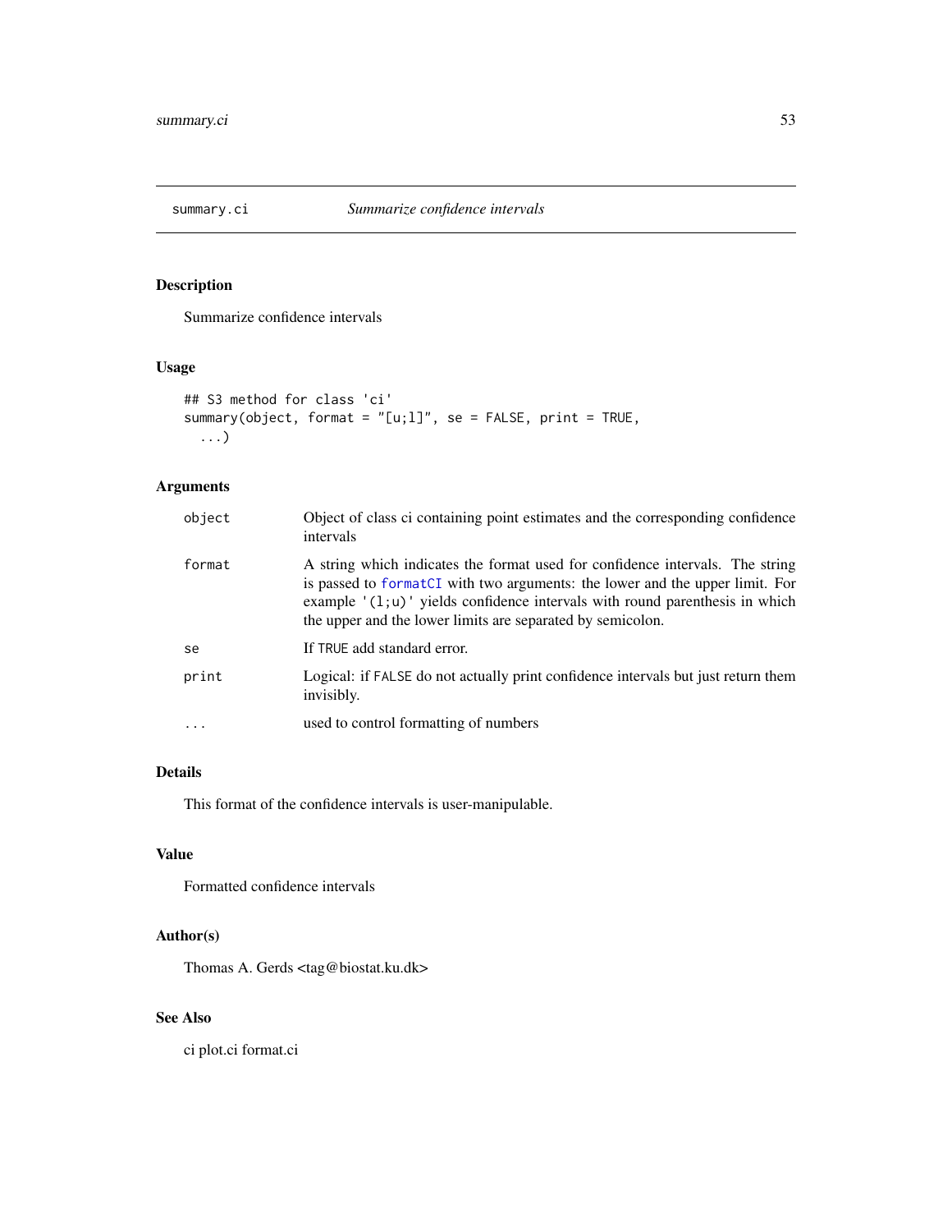# summary.ci *Summarize confidence intervals*

## Description

Summarize confidence intervals

## Usage

```
## S3 method for class 'ci'
summary(object, format = "[u;l]", se = FALSE, print = TRUE,
  ...)
```

## Arguments

| | |
|---|---|
| `object` | Object of class ci containing point estimates and the corresponding confidence intervals |
| `format` | A string which indicates the format used for confidence intervals. The string is passed to `formatCI` with two arguments: the lower and the upper limit. For example `'(l;u)'` yields confidence intervals with round parenthesis in which the upper and the lower limits are separated by semicolon. |
| `se` | If `TRUE` add standard error. |
| `print` | Logical: if `FALSE` do not actually print confidence intervals but just return them invisibly. |
| `...` | used to control formatting of numbers |

## Details

This format of the confidence intervals is user-manipulable.

## Value

Formatted confidence intervals

## Author(s)

Thomas A. Gerds <tag@biostat.ku.dk>

## See Also

ci plot.ci format.ci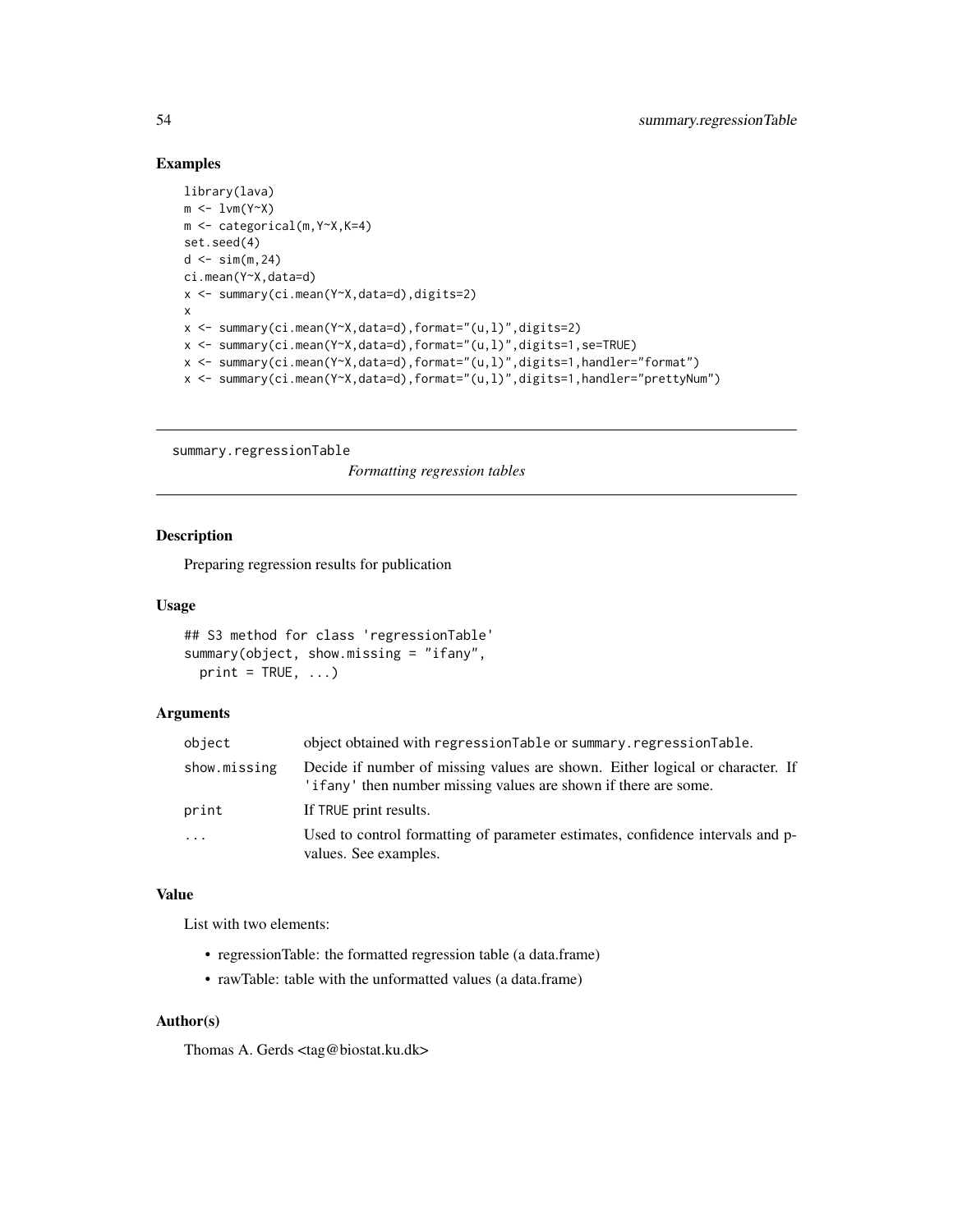## Examples

```
library(lava)
m <- lvm(Y~X)
m <- categorical(m,Y~X,K=4)
set.seed(4)
d <- sim(m,24)
ci.mean(Y~X,data=d)
x <- summary(ci.mean(Y~X,data=d),digits=2)
x
x <- summary(ci.mean(Y~X,data=d),format="(u,l)",digits=2)
x <- summary(ci.mean(Y~X,data=d),format="(u,l)",digits=1,se=TRUE)
x <- summary(ci.mean(Y~X,data=d),format="(u,l)",digits=1,handler="format")
x <- summary(ci.mean(Y~X,data=d),format="(u,l)",digits=1,handler="prettyNum")
```

---

summary.regressionTable    *Formatting regression tables*

---

## Description

Preparing regression results for publication

## Usage

```
## S3 method for class 'regressionTable'
summary(object, show.missing = "ifany",
  print = TRUE, ...)
```

## Arguments

| | |
|---|---|
| object | object obtained with regressionTable or summary.regressionTable. |
| show.missing | Decide if number of missing values are shown. Either logical or character. If 'ifany' then number missing values are shown if there are some. |
| print | If TRUE print results. |
| ... | Used to control formatting of parameter estimates, confidence intervals and p-values. See examples. |

## Value

List with two elements:

- regressionTable: the formatted regression table (a data.frame)
- rawTable: table with the unformatted values (a data.frame)

## Author(s)

Thomas A. Gerds <tag@biostat.ku.dk>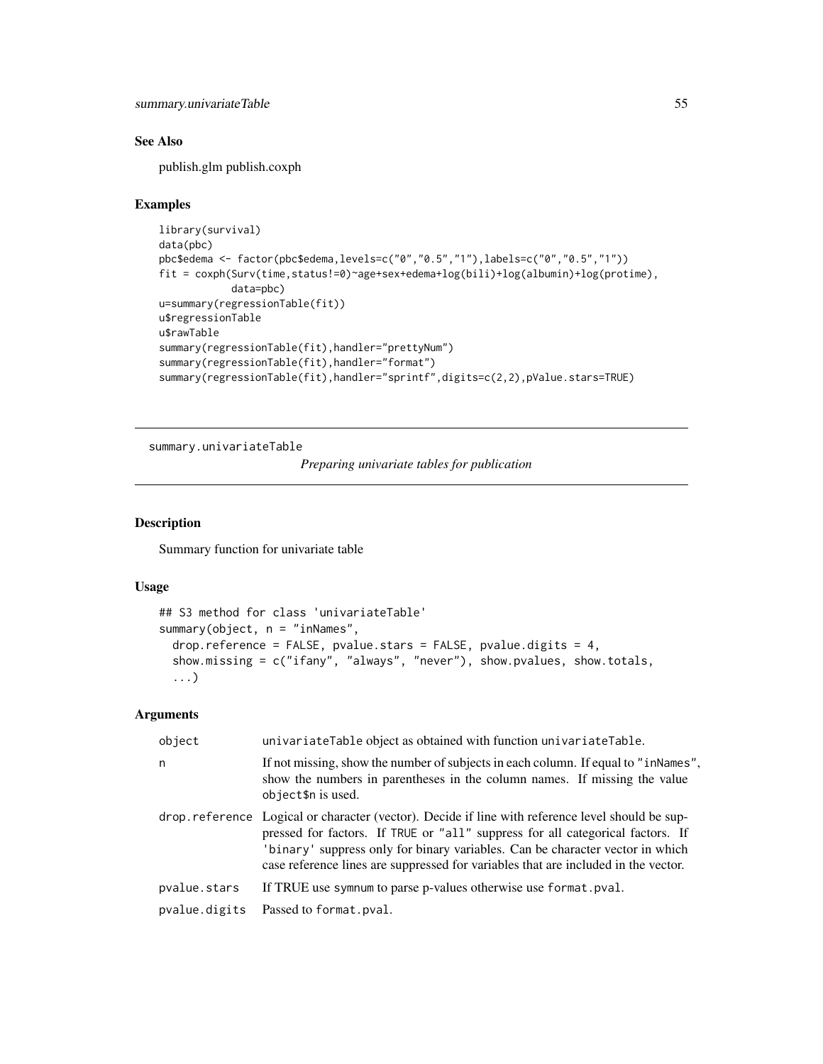## See Also

publish.glm publish.coxph

## Examples

```
library(survival)
data(pbc)
pbc$edema <- factor(pbc$edema,levels=c("0","0.5","1"),labels=c("0","0.5","1"))
fit = coxph(Surv(time,status!=0)~age+sex+edema+log(bili)+log(albumin)+log(protime),
            data=pbc)
u=summary(regressionTable(fit))
u$regressionTable
u$rawTable
summary(regressionTable(fit),handler="prettyNum")
summary(regressionTable(fit),handler="format")
summary(regressionTable(fit),handler="sprintf",digits=c(2,2),pValue.stars=TRUE)
```

---

`summary.univariateTable` *Preparing univariate tables for publication*

---

## Description

Summary function for univariate table

## Usage

```
## S3 method for class 'univariateTable'
summary(object, n = "inNames",
  drop.reference = FALSE, pvalue.stars = FALSE, pvalue.digits = 4,
  show.missing = c("ifany", "always", "never"), show.pvalues, show.totals,
  ...)
```

## Arguments

| | |
|---|---|
| object | univariateTable object as obtained with function univariateTable. |
| n | If not missing, show the number of subjects in each column. If equal to "inNames", show the numbers in parentheses in the column names. If missing the value object$n is used. |
| drop.reference | Logical or character (vector). Decide if line with reference level should be suppressed for factors. If TRUE or "all" suppress for all categorical factors. If 'binary' suppress only for binary variables. Can be character vector in which case reference lines are suppressed for variables that are included in the vector. |
| pvalue.stars | If TRUE use symnum to parse p-values otherwise use format.pval. |
| pvalue.digits | Passed to format.pval. |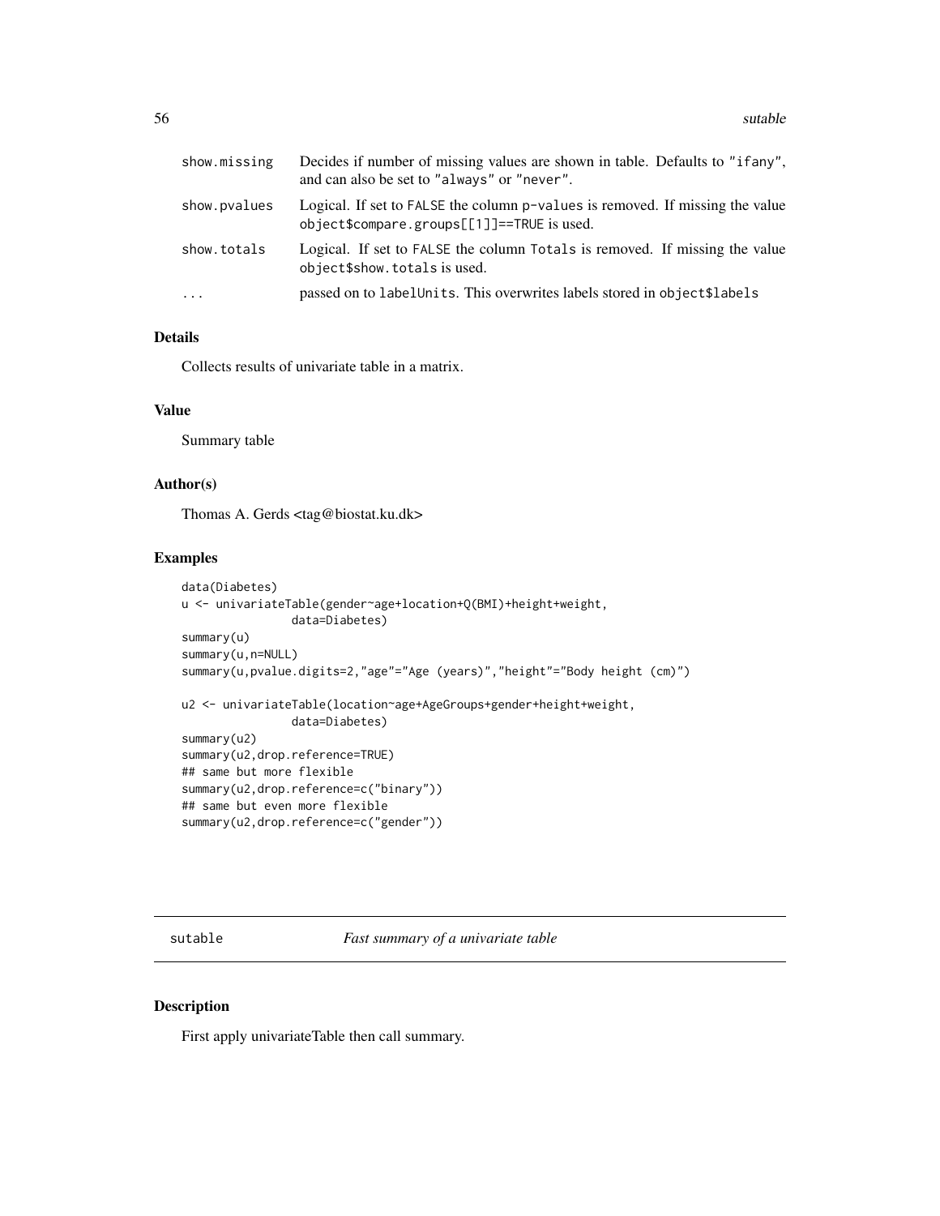| | |
|---|---|
| show.missing | Decides if number of missing values are shown in table. Defaults to "ifany", and can also be set to "always" or "never". |
| show.pvalues | Logical. If set to FALSE the column p-values is removed. If missing the value object$compare.groups[[1]]==TRUE is used. |
| show.totals | Logical. If set to FALSE the column Totals is removed. If missing the value object$show.totals is used. |
| ... | passed on to labelUnits. This overwrites labels stored in object$labels |

## Details

Collects results of univariate table in a matrix.

## Value

Summary table

## Author(s)

Thomas A. Gerds <tag@biostat.ku.dk>

## Examples

```
data(Diabetes)
u <- univariateTable(gender~age+location+Q(BMI)+height+weight,
                data=Diabetes)
summary(u)
summary(u,n=NULL)
summary(u,pvalue.digits=2,"age"="Age (years)","height"="Body height (cm)")

u2 <- univariateTable(location~age+AgeGroups+gender+height+weight,
                data=Diabetes)
summary(u2)
summary(u2,drop.reference=TRUE)
## same but more flexible
summary(u2,drop.reference=c("binary"))
## same but even more flexible
summary(u2,drop.reference=c("gender"))
```

---

# sutable — *Fast summary of a univariate table*

## Description

First apply univariateTable then call summary.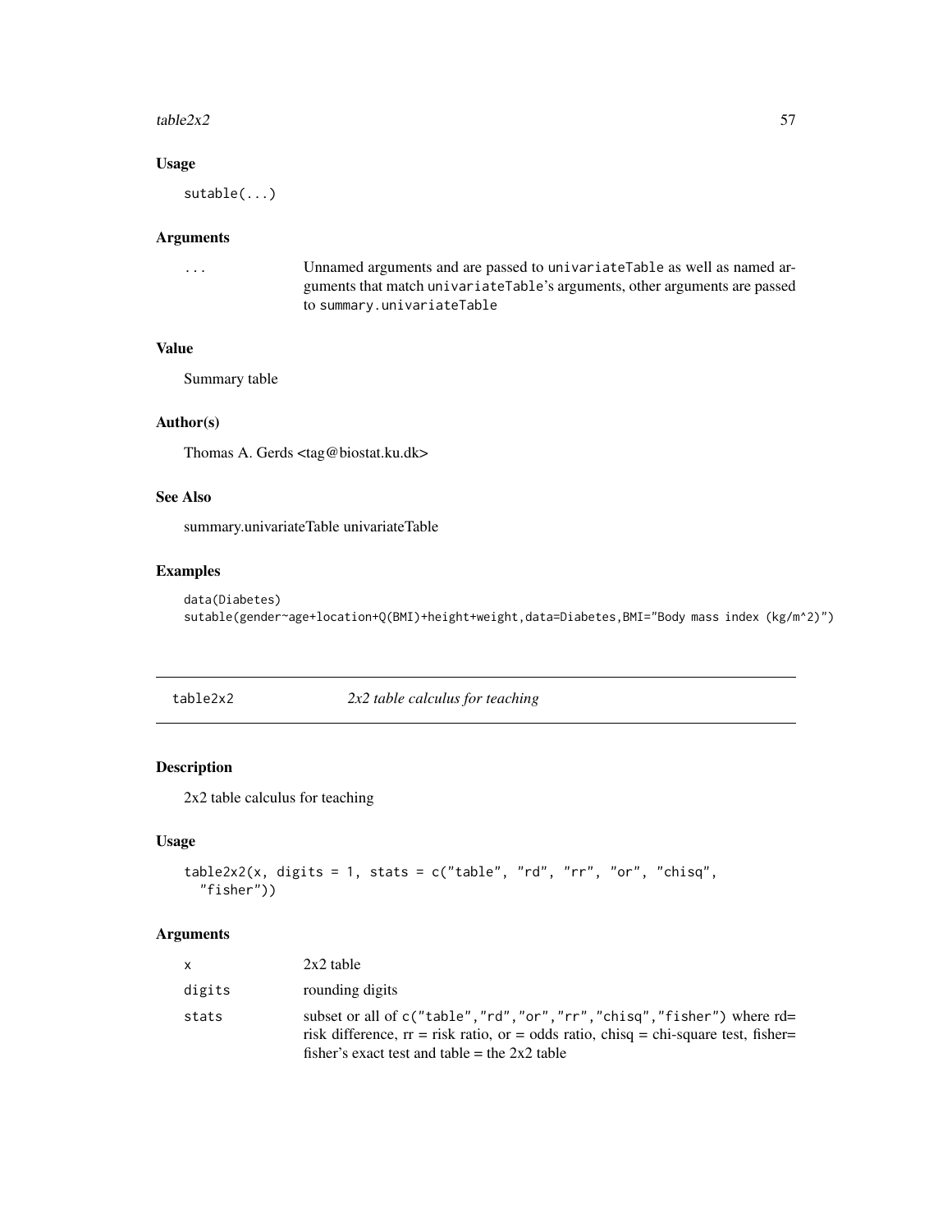### Usage

```
sutable(...)
```

### Arguments

| | |
|---|---|
| ... | Unnamed arguments and are passed to `univariateTable` as well as named arguments that match `univariateTable`'s arguments, other arguments are passed to `summary.univariateTable` |

### Value

Summary table

### Author(s)

Thomas A. Gerds <tag@biostat.ku.dk>

### See Also

summary.univariateTable univariateTable

### Examples

```
data(Diabetes)
sutable(gender~age+location+Q(BMI)+height+weight,data=Diabetes,BMI="Body mass index (kg/m^2)")
```

---

## table2x2 — *2x2 table calculus for teaching*

### Description

2x2 table calculus for teaching

### Usage

```
table2x2(x, digits = 1, stats = c("table", "rd", "rr", "or", "chisq",
  "fisher"))
```

### Arguments

| | |
|---|---|
| x | 2x2 table |
| digits | rounding digits |
| stats | subset or all of `c("table","rd","or","rr","chisq","fisher")` where rd= risk difference, rr = risk ratio, or = odds ratio, chisq = chi-square test, fisher= fisher's exact test and table = the 2x2 table |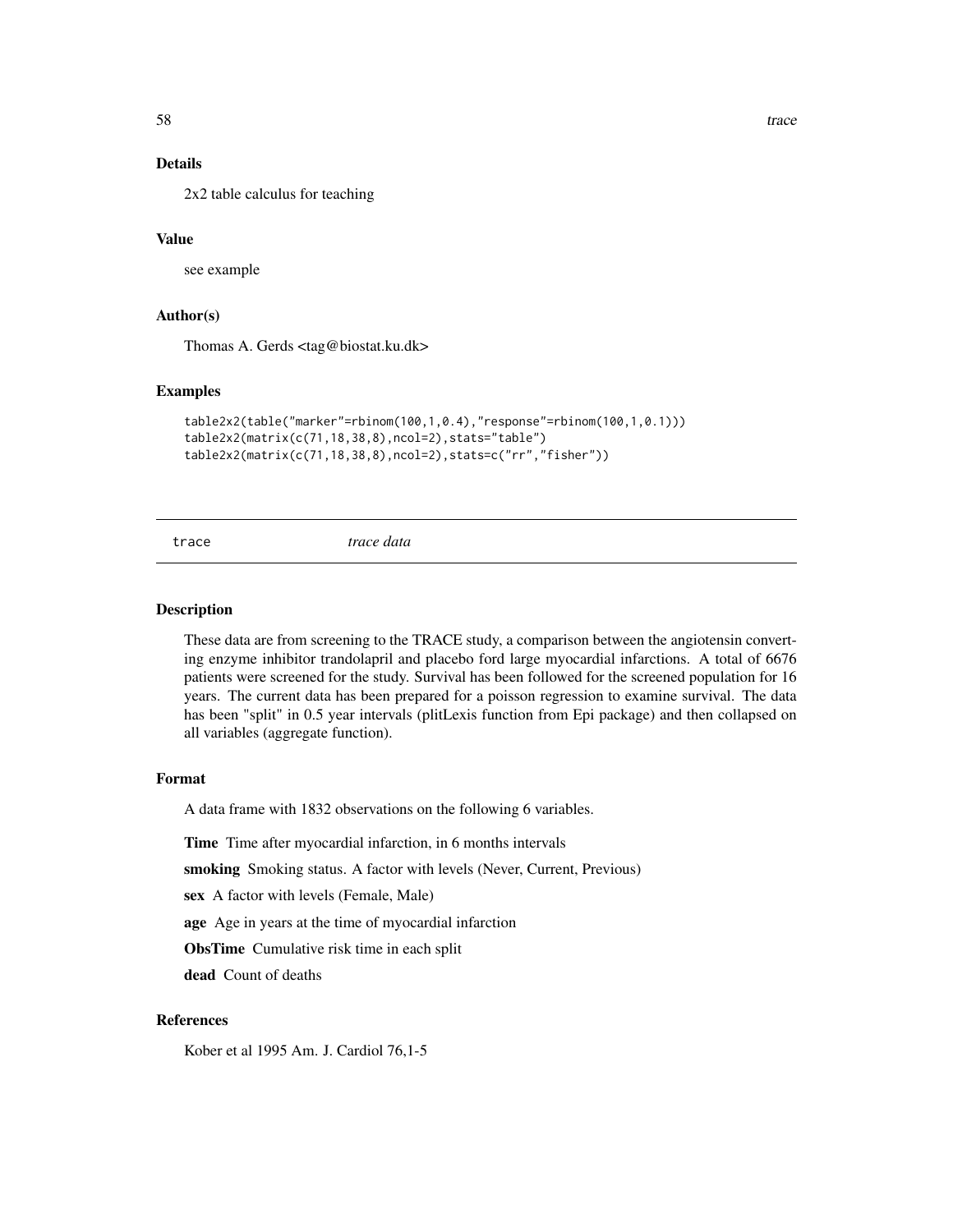### Details

2x2 table calculus for teaching

### Value

see example

### Author(s)

Thomas A. Gerds <tag@biostat.ku.dk>

### Examples

```
table2x2(table("marker"=rbinom(100,1,0.4),"response"=rbinom(100,1,0.1)))
table2x2(matrix(c(71,18,38,8),ncol=2),stats="table")
table2x2(matrix(c(71,18,38,8),ncol=2),stats=c("rr","fisher"))
```

---

## trace *trace data*

---

### Description

These data are from screening to the TRACE study, a comparison between the angiotensin converting enzyme inhibitor trandolapril and placebo ford large myocardial infarctions. A total of 6676 patients were screened for the study. Survival has been followed for the screened population for 16 years. The current data has been prepared for a poisson regression to examine survival. The data has been "split" in 0.5 year intervals (plitLexis function from Epi package) and then collapsed on all variables (aggregate function).

### Format

A data frame with 1832 observations on the following 6 variables.

**Time** Time after myocardial infarction, in 6 months intervals

**smoking** Smoking status. A factor with levels (Never, Current, Previous)

**sex** A factor with levels (Female, Male)

**age** Age in years at the time of myocardial infarction

**ObsTime** Cumulative risk time in each split

**dead** Count of deaths

### References

Kober et al 1995 Am. J. Cardiol 76,1-5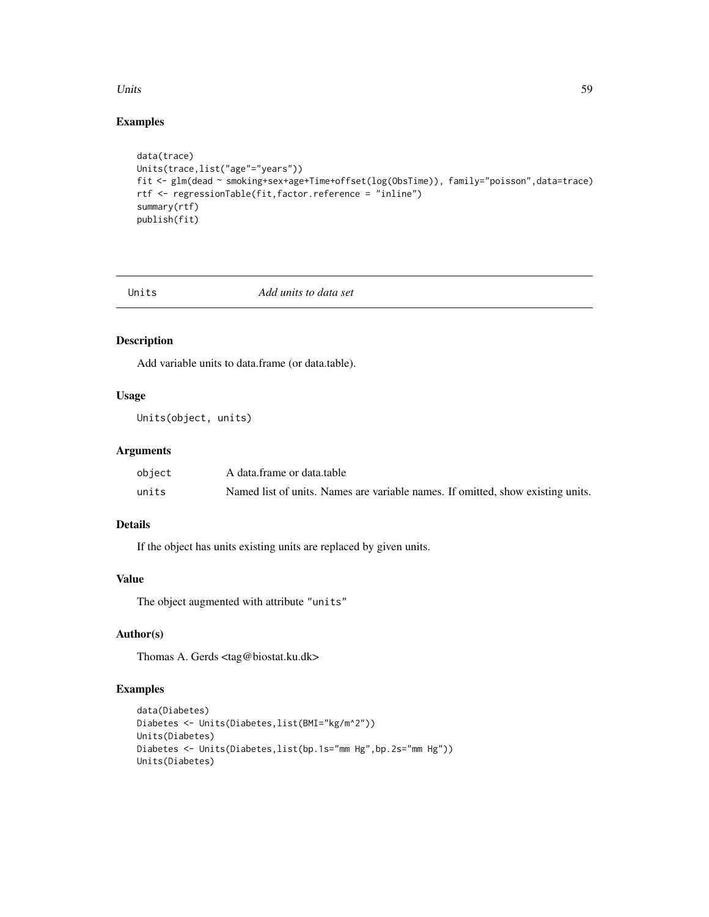## Examples

```
data(trace)
Units(trace,list("age"="years"))
fit <- glm(dead ~ smoking+sex+age+Time+offset(log(ObsTime)), family="poisson",data=trace)
rtf <- regressionTable(fit,factor.reference = "inline")
summary(rtf)
publish(fit)
```

---

# Units — *Add units to data set*

## Description

Add variable units to data.frame (or data.table).

## Usage

```
Units(object, units)
```

## Arguments

| | |
|---|---|
| `object` | A data.frame or data.table |
| `units` | Named list of units. Names are variable names. If omitted, show existing units. |

## Details

If the object has units existing units are replaced by given units.

## Value

The object augmented with attribute `"units"`

## Author(s)

Thomas A. Gerds <tag@biostat.ku.dk>

## Examples

```
data(Diabetes)
Diabetes <- Units(Diabetes,list(BMI="kg/m^2"))
Units(Diabetes)
Diabetes <- Units(Diabetes,list(bp.1s="mm Hg",bp.2s="mm Hg"))
Units(Diabetes)
```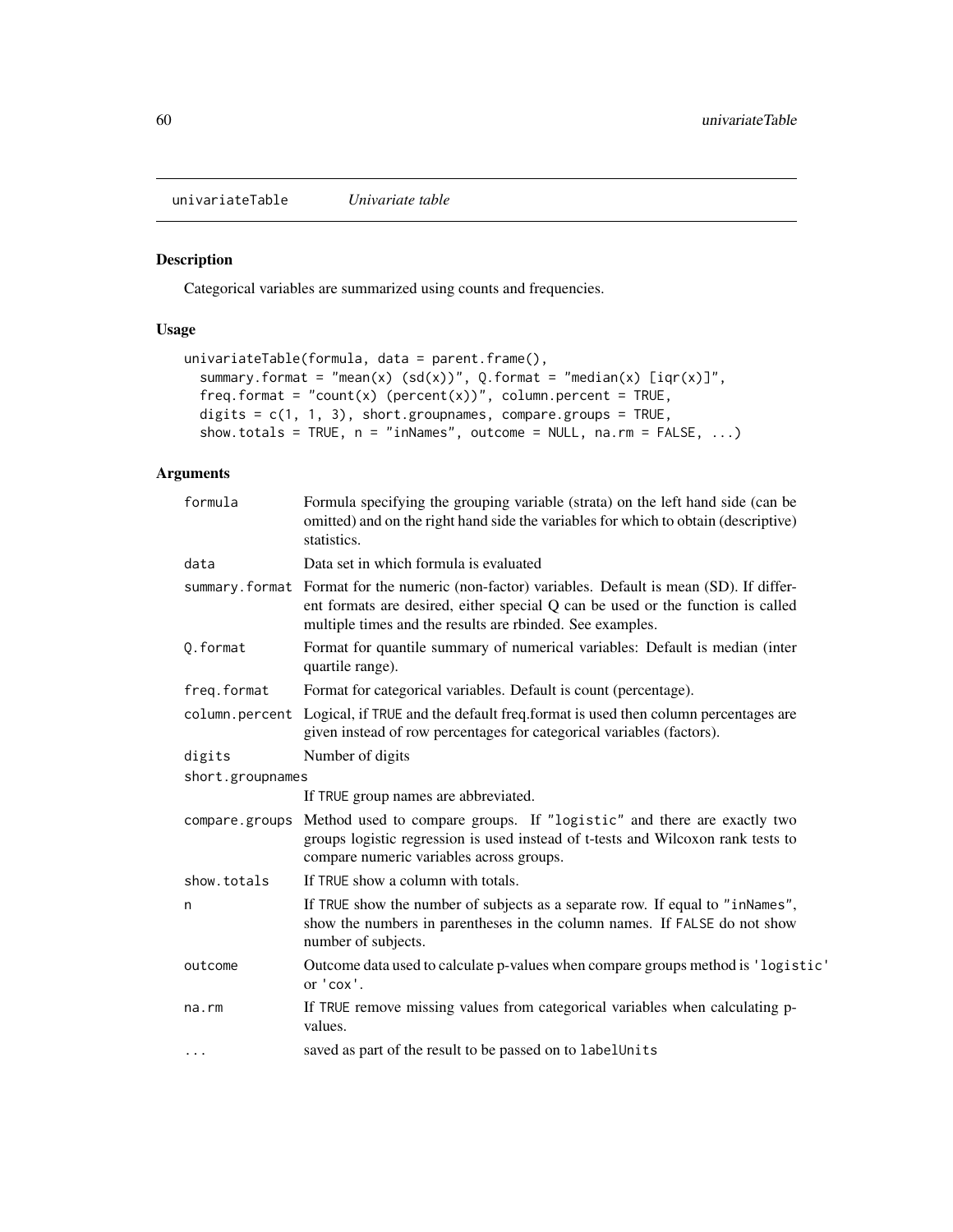## univariateTable *Univariate table*

### Description

Categorical variables are summarized using counts and frequencies.

### Usage

```
univariateTable(formula, data = parent.frame(),
  summary.format = "mean(x) (sd(x))", Q.format = "median(x) [iqr(x)]",
  freq.format = "count(x) (percent(x))", column.percent = TRUE,
  digits = c(1, 1, 3), short.groupnames, compare.groups = TRUE,
  show.totals = TRUE, n = "inNames", outcome = NULL, na.rm = FALSE, ...)
```

### Arguments

| Argument | Description |
|---|---|
| `formula` | Formula specifying the grouping variable (strata) on the left hand side (can be omitted) and on the right hand side the variables for which to obtain (descriptive) statistics. |
| `data` | Data set in which formula is evaluated |
| `summary.format` | Format for the numeric (non-factor) variables. Default is mean (SD). If different formats are desired, either special Q can be used or the function is called multiple times and the results are rbinded. See examples. |
| `Q.format` | Format for quantile summary of numerical variables: Default is median (inter quartile range). |
| `freq.format` | Format for categorical variables. Default is count (percentage). |
| `column.percent` | Logical, if `TRUE` and the default freq.format is used then column percentages are given instead of row percentages for categorical variables (factors). |
| `digits` | Number of digits |
| `short.groupnames` | If `TRUE` group names are abbreviated. |
| `compare.groups` | Method used to compare groups. If `"logistic"` and there are exactly two groups logistic regression is used instead of t-tests and Wilcoxon rank tests to compare numeric variables across groups. |
| `show.totals` | If `TRUE` show a column with totals. |
| `n` | If `TRUE` show the number of subjects as a separate row. If equal to `"inNames"`, show the numbers in parentheses in the column names. If `FALSE` do not show number of subjects. |
| `outcome` | Outcome data used to calculate p-values when compare groups method is `'logistic'` or `'cox'`. |
| `na.rm` | If `TRUE` remove missing values from categorical variables when calculating p-values. |
| `...` | saved as part of the result to be passed on to `labelUnits` |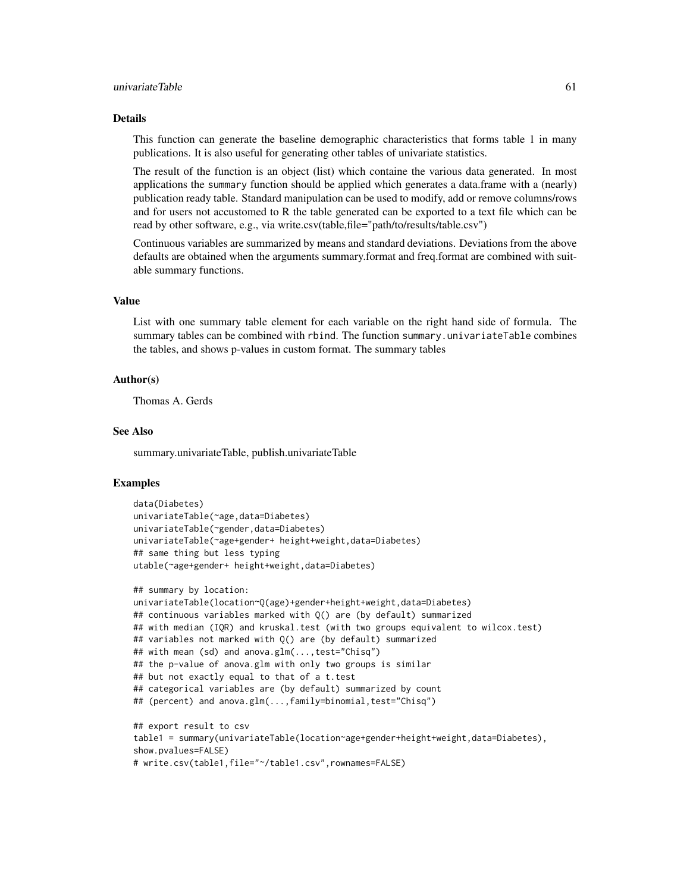## Details

This function can generate the baseline demographic characteristics that forms table 1 in many publications. It is also useful for generating other tables of univariate statistics.

The result of the function is an object (list) which containe the various data generated. In most applications the `summary` function should be applied which generates a data.frame with a (nearly) publication ready table. Standard manipulation can be used to modify, add or remove columns/rows and for users not accustomed to R the table generated can be exported to a text file which can be read by other software, e.g., via write.csv(table,file="path/to/results/table.csv")

Continuous variables are summarized by means and standard deviations. Deviations from the above defaults are obtained when the arguments summary.format and freq.format are combined with suitable summary functions.

## Value

List with one summary table element for each variable on the right hand side of formula. The summary tables can be combined with `rbind`. The function `summary.univariateTable` combines the tables, and shows p-values in custom format. The summary tables

## Author(s)

Thomas A. Gerds

## See Also

summary.univariateTable, publish.univariateTable

## Examples

```
data(Diabetes)
univariateTable(~age,data=Diabetes)
univariateTable(~gender,data=Diabetes)
univariateTable(~age+gender+ height+weight,data=Diabetes)
## same thing but less typing
utable(~age+gender+ height+weight,data=Diabetes)

## summary by location:
univariateTable(location~Q(age)+gender+height+weight,data=Diabetes)
## continuous variables marked with Q() are (by default) summarized
## with median (IQR) and kruskal.test (with two groups equivalent to wilcox.test)
## variables not marked with Q() are (by default) summarized
## with mean (sd) and anova.glm(...,test="Chisq")
## the p-value of anova.glm with only two groups is similar
## but not exactly equal to that of a t.test
## categorical variables are (by default) summarized by count
## (percent) and anova.glm(...,family=binomial,test="Chisq")

## export result to csv
table1 = summary(univariateTable(location~age+gender+height+weight,data=Diabetes),
show.pvalues=FALSE)
# write.csv(table1,file="~/table1.csv",rownames=FALSE)
```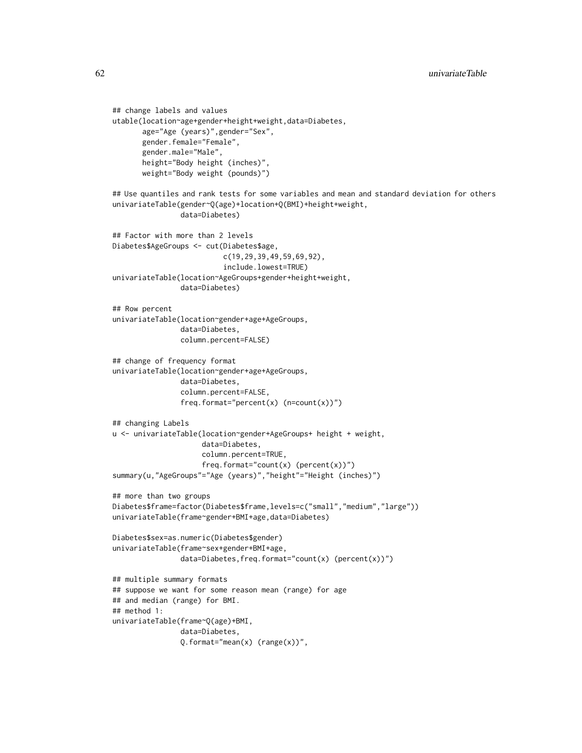```
## change labels and values
utable(location~age+gender+height+weight,data=Diabetes,
       age="Age (years)",gender="Sex",
       gender.female="Female",
       gender.male="Male",
       height="Body height (inches)",
       weight="Body weight (pounds)")

## Use quantiles and rank tests for some variables and mean and standard deviation for others
univariateTable(gender~Q(age)+location+Q(BMI)+height+weight,
                data=Diabetes)

## Factor with more than 2 levels
Diabetes$AgeGroups <- cut(Diabetes$age,
                          c(19,29,39,49,59,69,92),
                          include.lowest=TRUE)
univariateTable(location~AgeGroups+gender+height+weight,
                data=Diabetes)

## Row percent
univariateTable(location~gender+age+AgeGroups,
                data=Diabetes,
                column.percent=FALSE)

## change of frequency format
univariateTable(location~gender+age+AgeGroups,
                data=Diabetes,
                column.percent=FALSE,
                freq.format="percent(x) (n=count(x))")

## changing Labels
u <- univariateTable(location~gender+AgeGroups+ height + weight,
                     data=Diabetes,
                     column.percent=TRUE,
                     freq.format="count(x) (percent(x))")
summary(u,"AgeGroups"="Age (years)","height"="Height (inches)")

## more than two groups
Diabetes$frame=factor(Diabetes$frame,levels=c("small","medium","large"))
univariateTable(frame~gender+BMI+age,data=Diabetes)

Diabetes$sex=as.numeric(Diabetes$gender)
univariateTable(frame~sex+gender+BMI+age,
                data=Diabetes,freq.format="count(x) (percent(x))")

## multiple summary formats
## suppose we want for some reason mean (range) for age
## and median (range) for BMI.
## method 1:
univariateTable(frame~Q(age)+BMI,
                data=Diabetes,
                Q.format="mean(x) (range(x))",
```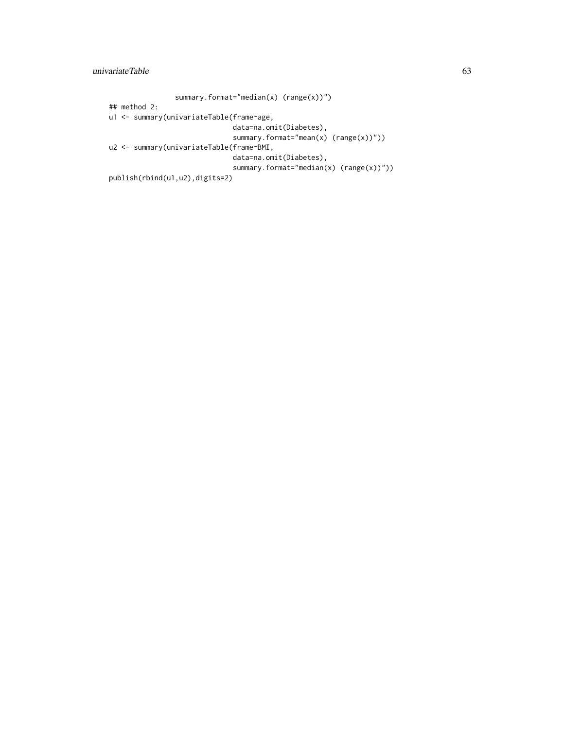```
                summary.format="median(x) (range(x))")
## method 2:
u1 <- summary(univariateTable(frame~age,
                              data=na.omit(Diabetes),
                              summary.format="mean(x) (range(x))"))
u2 <- summary(univariateTable(frame~BMI,
                              data=na.omit(Diabetes),
                              summary.format="median(x) (range(x))"))
publish(rbind(u1,u2),digits=2)
```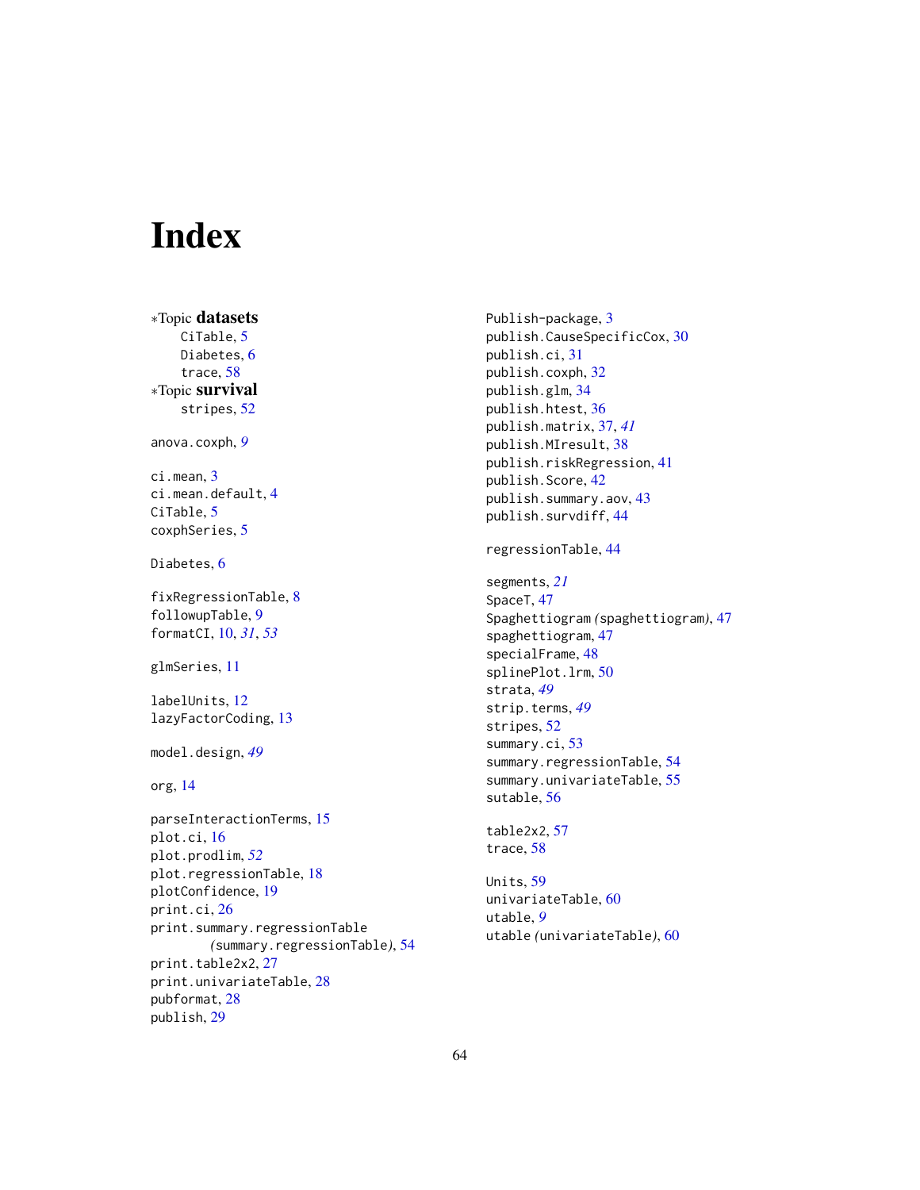# Index

∗Topic **datasets**
- CiTable, 5
- Diabetes, 6
- trace, 58

∗Topic **survival**
- stripes, 52

anova.coxph, *9*

ci.mean, 3
ci.mean.default, 4
CiTable, 5
coxphSeries, 5

Diabetes, 6

fixRegressionTable, 8
followupTable, 9
formatCI, 10, *31*, *53*

glmSeries, 11

labelUnits, 12
lazyFactorCoding, 13

model.design, *49*

org, 14

parseInteractionTerms, 15
plot.ci, 16
plot.prodlim, *52*
plot.regressionTable, 18
plotConfidence, 19
print.ci, 26
print.summary.regressionTable *(summary.regressionTable)*, 54
print.table2x2, 27
print.univariateTable, 28
pubformat, 28
publish, 29
Publish-package, 3
publish.CauseSpecificCox, 30
publish.ci, 31
publish.coxph, 32
publish.glm, 34
publish.htest, 36
publish.matrix, 37, *41*
publish.MIresult, 38
publish.riskRegression, 41
publish.Score, 42
publish.summary.aov, 43
publish.survdiff, 44

regressionTable, 44

segments, *21*
SpaceT, 47
Spaghettiogram *(spaghettiogram)*, 47
spaghettiogram, 47
specialFrame, 48
splinePlot.lrm, 50
strata, *49*
strip.terms, *49*
stripes, 52
summary.ci, 53
summary.regressionTable, 54
summary.univariateTable, 55
sutable, 56

table2x2, 57
trace, 58

Units, 59
univariateTable, 60
utable, *9*
utable *(univariateTable)*, 60